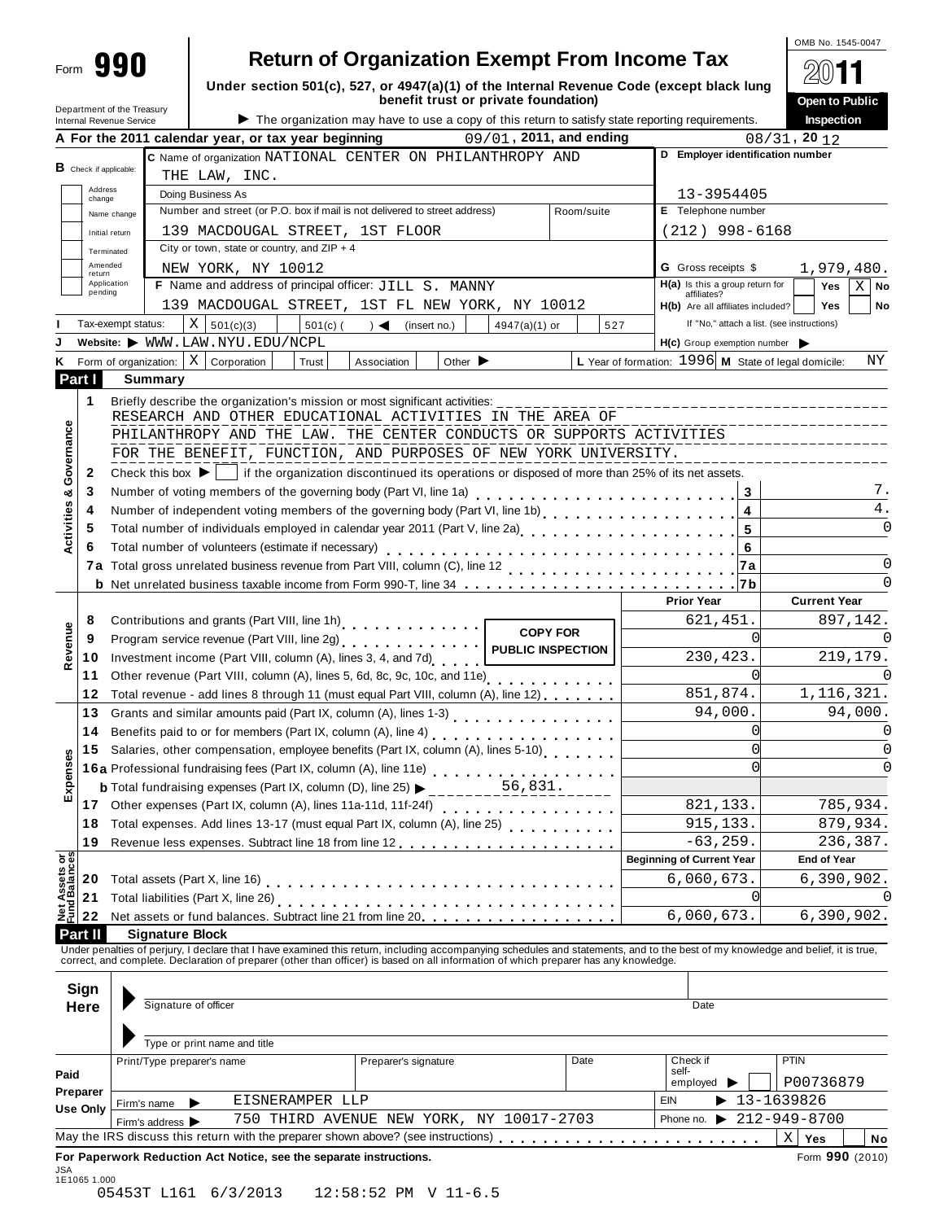Form **990**

# Return of Organization Exempt From Income Tax

**Under section 501(c), 527, or 4947(a)(1) of the Internal Revenue Code (except black lung benefit trust or private foundation)**

▶ The organization may have to use a copy of this return to satisfy state reporting requirements.

OMB No. 1545-0047

**2011**

**Open to Public Inspection**

Department of the Treasury
Internal Revenue Service

**A For the 2011 calendar year, or tax year beginning** 09/01, **2011, and ending** 08/31, **20** 12

**B** Check if applicable: Address change / Name change / Initial return / Terminated / Amended return / Application pending

**C** Name of organization NATIONAL CENTER ON PHILANTHROPY AND THE LAW, INC.

Doing Business As

Number and street (or P.O. box if mail is not delivered to street address) 139 MACDOUGAL STREET, 1ST FLOOR — Room/suite

City or town, state or country, and ZIP + 4: NEW YORK, NY 10012

**D Employer identification number** 13-3954405

**E** Telephone number (212) 998-6168

**G** Gross receipts $ 1,979,480.

**F** Name and address of principal officer: JILL S. MANNY
139 MACDOUGAL STREET, 1ST FL NEW YORK, NY 10012

**H(a)** Is this a group return for affiliates? ☐ Yes ☒ No

**H(b)** Are all affiliates included? ☐ Yes ☐ No
If "No," attach a list. (see instructions)

**I** Tax-exempt status: ☒ 501(c)(3) ☐ 501(c) ( ) ◀ (insert no.) ☐ 4947(a)(1) or ☐ 527

**J** Website: ▶ WWW.LAW.NYU.EDU/NCPL

**H(c)** Group exemption number ▶

**K** Form of organization: ☒ Corporation ☐ Trust ☐ Association ☐ Other ▶

**L** Year of formation: 1996 **M** State of legal domicile: NY

## Part I Summary

**Activities & Governance**

1 Briefly describe the organization's mission or most significant activities:
RESEARCH AND OTHER EDUCATIONAL ACTIVITIES IN THE AREA OF PHILANTHROPY AND THE LAW. THE CENTER CONDUCTS OR SUPPORTS ACTIVITIES FOR THE BENEFIT, FUNCTION, AND PURPOSES OF NEW YORK UNIVERSITY.

2 Check this box ▶ ☐ if the organization discontinued its operations or disposed of more than 25% of its net assets.

| | | | |
|---|---|---|---|
| 3 | Number of voting members of the governing body (Part VI, line 1a) | 3 | 7. |
| 4 | Number of independent voting members of the governing body (Part VI, line 1b) | 4 | 4. |
| 5 | Total number of individuals employed in calendar year 2011 (Part V, line 2a) | 5 | 0 |
| 6 | Total number of volunteers (estimate if necessary) | 6 | |
| 7a | Total gross unrelated business revenue from Part VIII, column (C), line 12 | 7a | 0 |
| b | Net unrelated business taxable income from Form 990-T, line 34 | 7b | 0 |

**COPY FOR PUBLIC INSPECTION**

| | | | Prior Year | Current Year |
|---|---|---|---|---|
| Revenue | 8 | Contributions and grants (Part VIII, line 1h) | 621,451. | 897,142. |
| | 9 | Program service revenue (Part VIII, line 2g) | 0 | 0 |
| | 10 | Investment income (Part VIII, column (A), lines 3, 4, and 7d) | 230,423. | 219,179. |
| | 11 | Other revenue (Part VIII, column (A), lines 5, 6d, 8c, 9c, 10c, and 11e) | 0 | 0 |
| | 12 | Total revenue - add lines 8 through 11 (must equal Part VIII, column (A), line 12) | 851,874. | 1,116,321. |
| Expenses | 13 | Grants and similar amounts paid (Part IX, column (A), lines 1-3) | 94,000. | 94,000. |
| | 14 | Benefits paid to or for members (Part IX, column (A), line 4) | 0 | 0 |
| | 15 | Salaries, other compensation, employee benefits (Part IX, column (A), lines 5-10) | 0 | 0 |
| | 16a | Professional fundraising fees (Part IX, column (A), line 11e) | 0 | 0 |
| | b | Total fundraising expenses (Part IX, column (D), line 25) ▶ 56,831. | | |
| | 17 | Other expenses (Part IX, column (A), lines 11a-11d, 11f-24f) | 821,133. | 785,934. |
| | 18 | Total expenses. Add lines 13-17 (must equal Part IX, column (A), line 25) | 915,133. | 879,934. |
| | 19 | Revenue less expenses. Subtract line 18 from line 12 | -63,259. | 236,387. |
| | | | **Beginning of Current Year** | **End of Year** |
| Net Assets or Fund Balances | 20 | Total assets (Part X, line 16) | 6,060,673. | 6,390,902. |
| | 21 | Total liabilities (Part X, line 26) | 0 | 0 |
| | 22 | Net assets or fund balances. Subtract line 21 from line 20 | 6,060,673. | 6,390,902. |

## Part II Signature Block

Under penalties of perjury, I declare that I have examined this return, including accompanying schedules and statements, and to the best of my knowledge and belief, it is true, correct, and complete. Declaration of preparer (other than officer) is based on all information of which preparer has any knowledge.

**Sign Here**

Signature of officer — Date

Type or print name and title

**Paid Preparer Use Only**

| Print/Type preparer's name | Preparer's signature | Date | Check if self-employed ▶ ☐ | PTIN |
|---|---|---|---|---|
| | | | | P00736879 |

Firm's name ▶ EISNERAMPER LLP — EIN ▶ 13-1639826

Firm's address ▶ 750 THIRD AVENUE NEW YORK, NY 10017-2703 — Phone no. ▶ 212-949-8700

May the IRS discuss this return with the preparer shown above? (see instructions) ☒ Yes ☐ No

**For Paperwork Reduction Act Notice, see the separate instructions.** Form **990** (2010)

JSA
1E1065 1.000
05453T L161 6/3/2013 12:58:52 PM V 11-6.5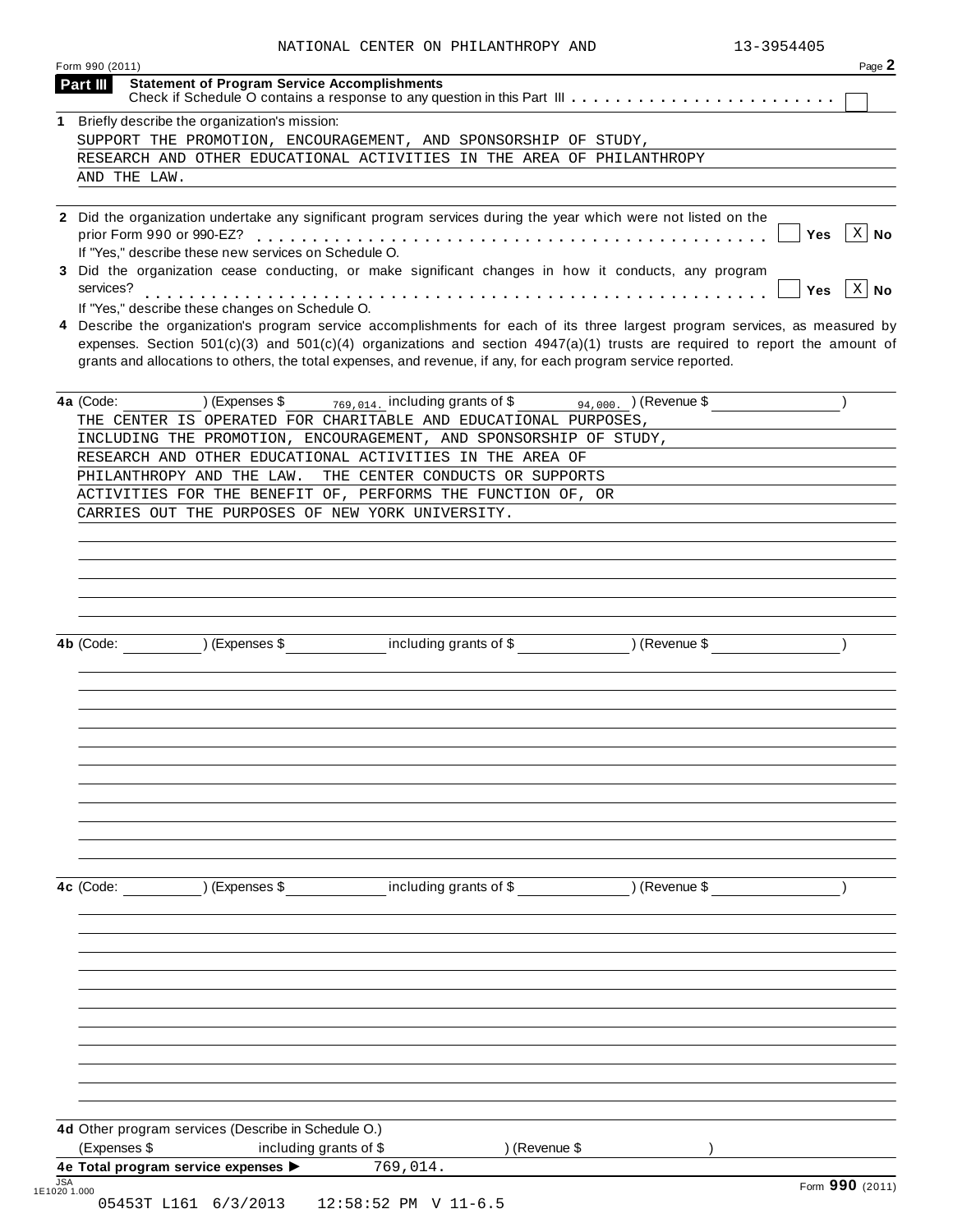NATIONAL CENTER ON PHILANTHROPY AND 13-3954405

Form 990 (2011) Page **2**

**Part III** **Statement of Program Service Accomplishments**

Check if Schedule O contains a response to any question in this Part III . . . . . . . . . . . . . . . . . . . . . . . ☐

**1** Briefly describe the organization's mission:

SUPPORT THE PROMOTION, ENCOURAGEMENT, AND SPONSORSHIP OF STUDY, RESEARCH AND OTHER EDUCATIONAL ACTIVITIES IN THE AREA OF PHILANTHROPY AND THE LAW.

**2** Did the organization undertake any significant program services during the year which were not listed on the prior Form 990 or 990-EZ? . . . . . . . . . . . . . . . . . . . . . . . . . . . . . . . . . . . . . . ☐ **Yes** ☒ **No**

If "Yes," describe these new services on Schedule O.

**3** Did the organization cease conducting, or make significant changes in how it conducts, any program services? . . . . . . . . . . . . . . . . . . . . . . . . . . . . . . . . . . . . . . . . . . . . . . . . ☐ **Yes** ☒ **No**

If "Yes," describe these changes on Schedule O.

**4** Describe the organization's program service accomplishments for each of its three largest program services, as measured by expenses. Section 501(c)(3) and 501(c)(4) organizations and section 4947(a)(1) trusts are required to report the amount of grants and allocations to others, the total expenses, and revenue, if any, for each program service reported.

**4a** (Code: ) (Expenses $ 769,014. including grants of $ 94,000. ) (Revenue $ )

THE CENTER IS OPERATED FOR CHARITABLE AND EDUCATIONAL PURPOSES, INCLUDING THE PROMOTION, ENCOURAGEMENT, AND SPONSORSHIP OF STUDY, RESEARCH AND OTHER EDUCATIONAL ACTIVITIES IN THE AREA OF PHILANTHROPY AND THE LAW. THE CENTER CONDUCTS OR SUPPORTS ACTIVITIES FOR THE BENEFIT OF, PERFORMS THE FUNCTION OF, OR CARRIES OUT THE PURPOSES OF NEW YORK UNIVERSITY.

**4b** (Code: ) (Expenses $ including grants of $ ) (Revenue $ )

**4c** (Code: ) (Expenses $ including grants of $ ) (Revenue $ )

**4d** Other program services (Describe in Schedule O.)

(Expenses $ including grants of $ ) (Revenue $ )

**4e Total program service expenses ▶** 769,014.

Form **990** (2011)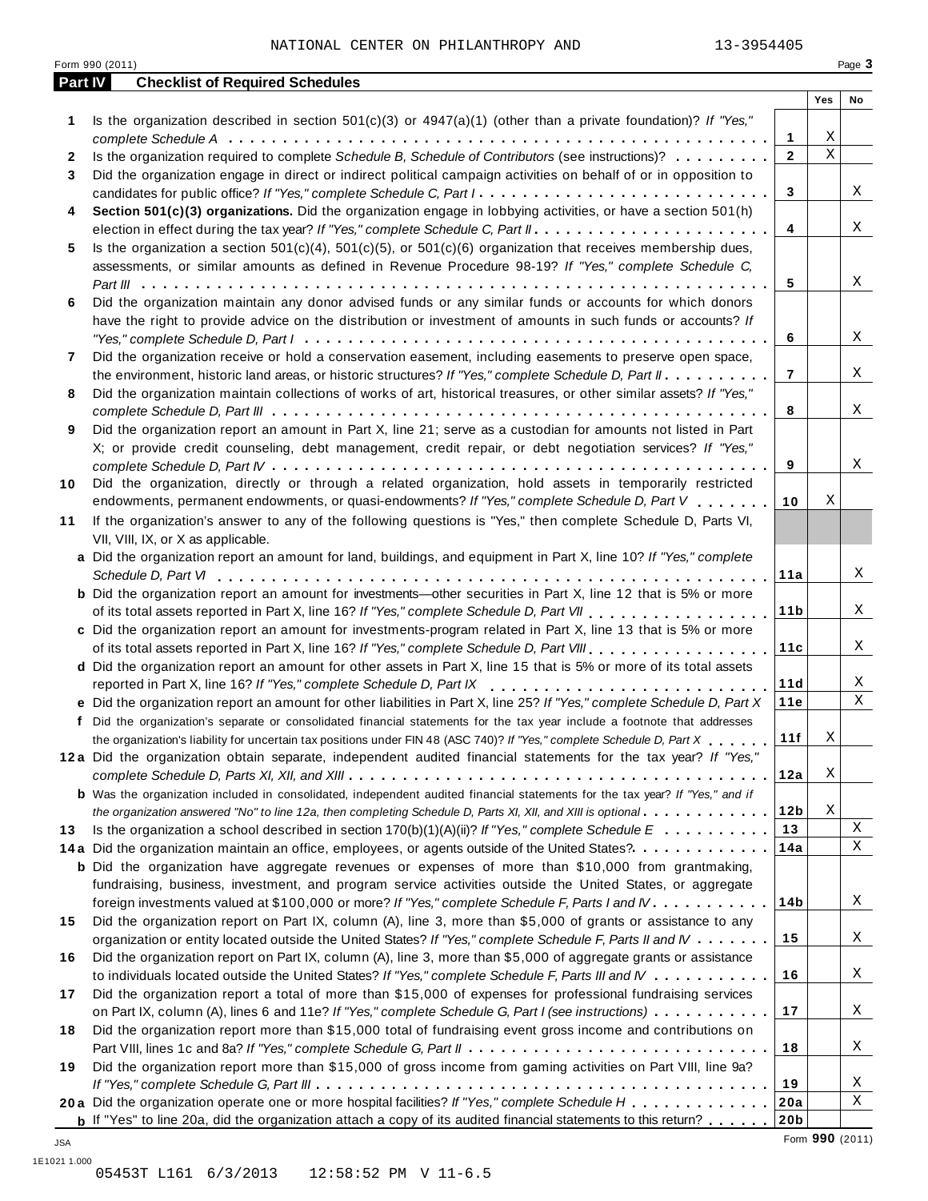NATIONAL CENTER ON PHILANTHROPY AND 13-3954405

## Part IV Checklist of Required Schedules

| | | | Yes | No |
|---|---|---|---|---|
| **1** | Is the organization described in section 501(c)(3) or 4947(a)(1) (other than a private foundation)? *If "Yes," complete Schedule A* | **1** | X | |
| **2** | Is the organization required to complete *Schedule B, Schedule of Contributors* (see instructions)? | **2** | X | |
| **3** | Did the organization engage in direct or indirect political campaign activities on behalf of or in opposition to candidates for public office? *If "Yes," complete Schedule C, Part I* | **3** | | X |
| **4** | **Section 501(c)(3) organizations.** Did the organization engage in lobbying activities, or have a section 501(h) election in effect during the tax year? *If "Yes," complete Schedule C, Part II* | **4** | | X |
| **5** | Is the organization a section 501(c)(4), 501(c)(5), or 501(c)(6) organization that receives membership dues, assessments, or similar amounts as defined in Revenue Procedure 98-19? *If "Yes," complete Schedule C, Part III* | **5** | | X |
| **6** | Did the organization maintain any donor advised funds or any similar funds or accounts for which donors have the right to provide advice on the distribution or investment of amounts in such funds or accounts? *If "Yes," complete Schedule D, Part I* | **6** | | X |
| **7** | Did the organization receive or hold a conservation easement, including easements to preserve open space, the environment, historic land areas, or historic structures? *If "Yes," complete Schedule D, Part II* | **7** | | X |
| **8** | Did the organization maintain collections of works of art, historical treasures, or other similar assets? *If "Yes," complete Schedule D, Part III* | **8** | | X |
| **9** | Did the organization report an amount in Part X, line 21; serve as a custodian for amounts not listed in Part X; or provide credit counseling, debt management, credit repair, or debt negotiation services? *If "Yes," complete Schedule D, Part IV* | **9** | | X |
| **10** | Did the organization, directly or through a related organization, hold assets in temporarily restricted endowments, permanent endowments, or quasi-endowments? *If "Yes," complete Schedule D, Part V* | **10** | X | |
| **11** | If the organization's answer to any of the following questions is "Yes," then complete Schedule D, Parts VI, VII, VIII, IX, or X as applicable. | | | |
| **a** | Did the organization report an amount for land, buildings, and equipment in Part X, line 10? *If "Yes," complete Schedule D, Part VI* | **11a** | | X |
| **b** | Did the organization report an amount for investments—other securities in Part X, line 12 that is 5% or more of its total assets reported in Part X, line 16? *If "Yes," complete Schedule D, Part VII* | **11b** | | X |
| **c** | Did the organization report an amount for investments-program related in Part X, line 13 that is 5% or more of its total assets reported in Part X, line 16? *If "Yes," complete Schedule D, Part VIII* | **11c** | | X |
| **d** | Did the organization report an amount for other assets in Part X, line 15 that is 5% or more of its total assets reported in Part X, line 16? *If "Yes," complete Schedule D, Part IX* | **11d** | | X |
| **e** | Did the organization report an amount for other liabilities in Part X, line 25? *If "Yes," complete Schedule D, Part X* | **11e** | | X |
| **f** | Did the organization's separate or consolidated financial statements for the tax year include a footnote that addresses the organization's liability for uncertain tax positions under FIN 48 (ASC 740)? *If "Yes," complete Schedule D, Part X* | **11f** | X | |
| **12a** | Did the organization obtain separate, independent audited financial statements for the tax year? *If "Yes," complete Schedule D, Parts XI, XII, and XIII* | **12a** | X | |
| **b** | Was the organization included in consolidated, independent audited financial statements for the tax year? *If "Yes," and if the organization answered "No" to line 12a, then completing Schedule D, Parts XI, XII, and XIII is optional* | **12b** | X | |
| **13** | Is the organization a school described in section 170(b)(1)(A)(ii)? *If "Yes," complete Schedule E* | **13** | | X |
| **14a** | Did the organization maintain an office, employees, or agents outside of the United States? | **14a** | | X |
| **b** | Did the organization have aggregate revenues or expenses of more than $10,000 from grantmaking, fundraising, business, investment, and program service activities outside the United States, or aggregate foreign investments valued at $100,000 or more? *If "Yes," complete Schedule F, Parts I and IV* | **14b** | | X |
| **15** | Did the organization report on Part IX, column (A), line 3, more than $5,000 of grants or assistance to any organization or entity located outside the United States? *If "Yes," complete Schedule F, Parts II and IV* | **15** | | X |
| **16** | Did the organization report on Part IX, column (A), line 3, more than $5,000 of aggregate grants or assistance to individuals located outside the United States? *If "Yes," complete Schedule F, Parts III and IV* | **16** | | X |
| **17** | Did the organization report a total of more than $15,000 of expenses for professional fundraising services on Part IX, column (A), lines 6 and 11e? *If "Yes," complete Schedule G, Part I (see instructions)* | **17** | | X |
| **18** | Did the organization report more than $15,000 total of fundraising event gross income and contributions on Part VIII, lines 1c and 8a? *If "Yes," complete Schedule G, Part II* | **18** | | X |
| **19** | Did the organization report more than $15,000 of gross income from gaming activities on Part VIII, line 9a? *If "Yes," complete Schedule G, Part III* | **19** | | X |
| **20a** | Did the organization operate one or more hospital facilities? *If "Yes," complete Schedule H* | **20a** | | X |
| **b** | If "Yes" to line 20a, did the organization attach a copy of its audited financial statements to this return? | **20b** | | |

Form **990** (2011)

JSA
1E1021 1.000
05453T L161 6/3/2013 12:58:52 PM V 11-6.5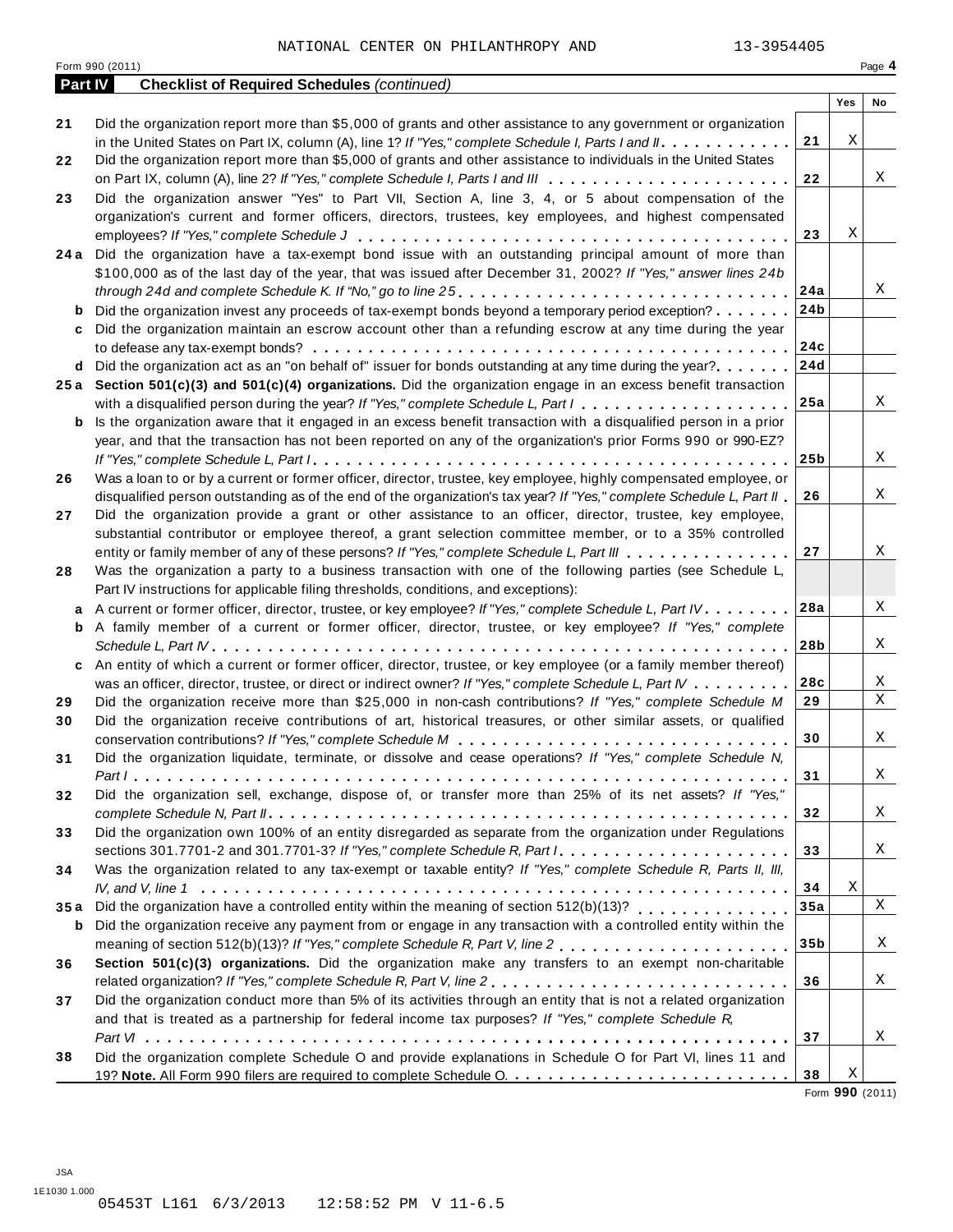NATIONAL CENTER ON PHILANTHROPY AND 13-3954405

Form 990 (2011) Page **4**

## Part IV Checklist of Required Schedules *(continued)*

| | | | Yes | No |
|---|---|---|---|---|
| **21** | Did the organization report more than $5,000 of grants and other assistance to any government or organization in the United States on Part IX, column (A), line 1? *If "Yes," complete Schedule I, Parts I and II* | 21 | X | |
| **22** | Did the organization report more than $5,000 of grants and other assistance to individuals in the United States on Part IX, column (A), line 2? *If "Yes," complete Schedule I, Parts I and III* | 22 | | X |
| **23** | Did the organization answer "Yes" to Part VII, Section A, line 3, 4, or 5 about compensation of the organization's current and former officers, directors, trustees, key employees, and highest compensated employees? *If "Yes," complete Schedule J* | 23 | X | |
| **24 a** | Did the organization have a tax-exempt bond issue with an outstanding principal amount of more than $100,000 as of the last day of the year, that was issued after December 31, 2002? *If "Yes," answer lines 24b through 24d and complete Schedule K. If "No," go to line 25* | 24a | | X |
| **b** | Did the organization invest any proceeds of tax-exempt bonds beyond a temporary period exception? | 24b | | |
| **c** | Did the organization maintain an escrow account other than a refunding escrow at any time during the year to defease any tax-exempt bonds? | 24c | | |
| **d** | Did the organization act as an "on behalf of" issuer for bonds outstanding at any time during the year? | 24d | | |
| **25 a** | **Section 501(c)(3) and 501(c)(4) organizations.** Did the organization engage in an excess benefit transaction with a disqualified person during the year? *If "Yes," complete Schedule L, Part I* | 25a | | X |
| **b** | Is the organization aware that it engaged in an excess benefit transaction with a disqualified person in a prior year, and that the transaction has not been reported on any of the organization's prior Forms 990 or 990-EZ? *If "Yes," complete Schedule L, Part I* | 25b | | X |
| **26** | Was a loan to or by a current or former officer, director, trustee, key employee, highly compensated employee, or disqualified person outstanding as of the end of the organization's tax year? *If "Yes," complete Schedule L, Part II* | 26 | | X |
| **27** | Did the organization provide a grant or other assistance to an officer, director, trustee, key employee, substantial contributor or employee thereof, a grant selection committee member, or to a 35% controlled entity or family member of any of these persons? *If "Yes," complete Schedule L, Part III* | 27 | | X |
| **28** | Was the organization a party to a business transaction with one of the following parties (see Schedule L, Part IV instructions for applicable filing thresholds, conditions, and exceptions): | | | |
| **a** | A current or former officer, director, trustee, or key employee? *If "Yes," complete Schedule L, Part IV* | 28a | | X |
| **b** | A family member of a current or former officer, director, trustee, or key employee? *If "Yes," complete Schedule L, Part IV* | 28b | | X |
| **c** | An entity of which a current or former officer, director, trustee, or key employee (or a family member thereof) was an officer, director, trustee, or direct or indirect owner? *If "Yes," complete Schedule L, Part IV* | 28c | | X |
| **29** | Did the organization receive more than $25,000 in non-cash contributions? *If "Yes," complete Schedule M* | 29 | | X |
| **30** | Did the organization receive contributions of art, historical treasures, or other similar assets, or qualified conservation contributions? *If "Yes," complete Schedule M* | 30 | | X |
| **31** | Did the organization liquidate, terminate, or dissolve and cease operations? *If "Yes," complete Schedule N, Part I* | 31 | | X |
| **32** | Did the organization sell, exchange, dispose of, or transfer more than 25% of its net assets? *If "Yes," complete Schedule N, Part II* | 32 | | X |
| **33** | Did the organization own 100% of an entity disregarded as separate from the organization under Regulations sections 301.7701-2 and 301.7701-3? *If "Yes," complete Schedule R, Part I* | 33 | | X |
| **34** | Was the organization related to any tax-exempt or taxable entity? *If "Yes," complete Schedule R, Parts II, III, IV, and V, line 1* | 34 | X | |
| **35 a** | Did the organization have a controlled entity within the meaning of section 512(b)(13)? | 35a | | X |
| **b** | Did the organization receive any payment from or engage in any transaction with a controlled entity within the meaning of section 512(b)(13)? *If "Yes," complete Schedule R, Part V, line 2* | 35b | | X |
| **36** | **Section 501(c)(3) organizations.** Did the organization make any transfers to an exempt non-charitable related organization? *If "Yes," complete Schedule R, Part V, line 2* | 36 | | X |
| **37** | Did the organization conduct more than 5% of its activities through an entity that is not a related organization and that is treated as a partnership for federal income tax purposes? *If "Yes," complete Schedule R, Part VI* | 37 | | X |
| **38** | Did the organization complete Schedule O and provide explanations in Schedule O for Part VI, lines 11 and 19? **Note.** All Form 990 filers are required to complete Schedule O. | 38 | X | |

Form **990** (2011)

JSA
1E1030 1.000
05453T L161 6/3/2013 12:58:52 PM V 11-6.5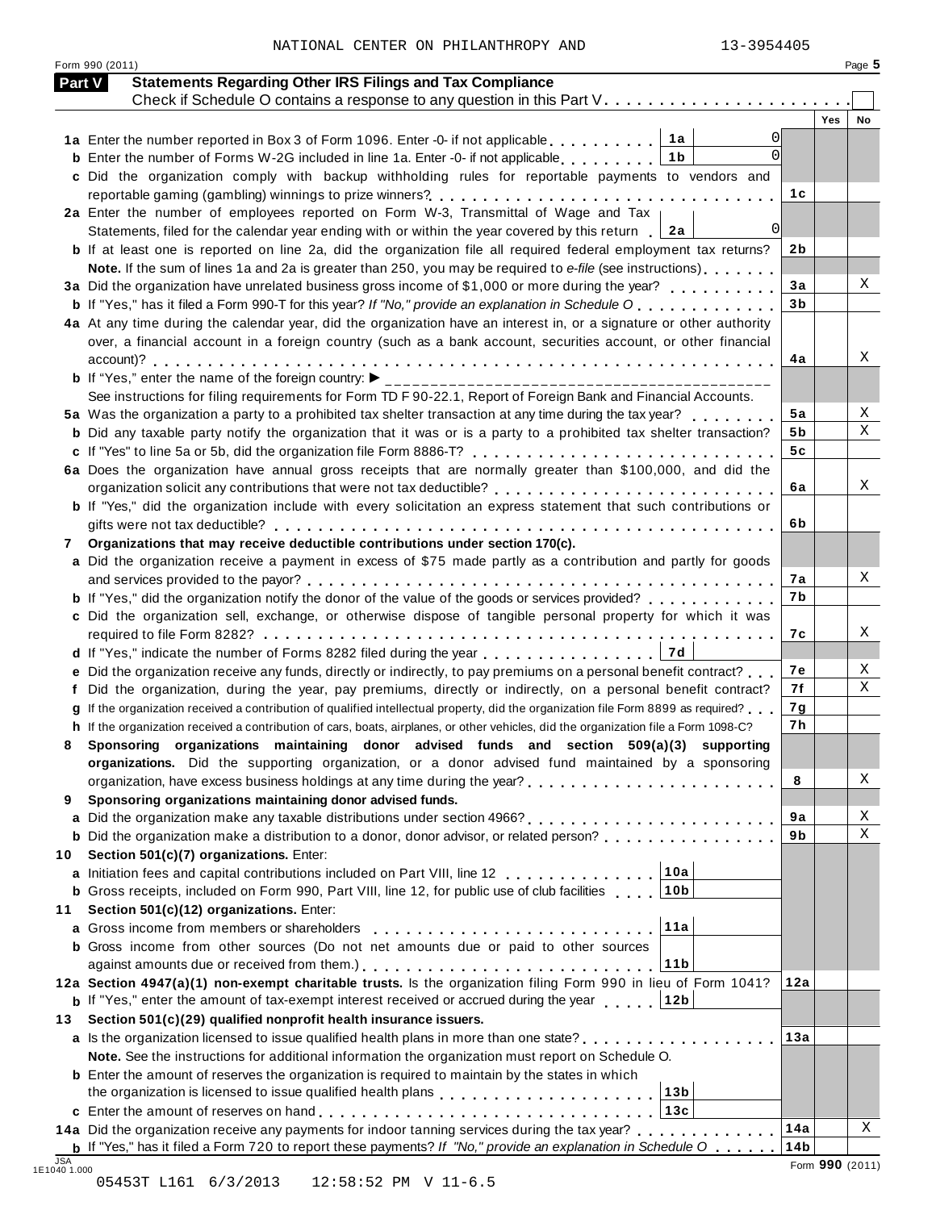NATIONAL CENTER ON PHILANTHROPY AND 13-3954405

Form 990 (2011) Page 5

## Part V Statements Regarding Other IRS Filings and Tax Compliance

Check if Schedule O contains a response to any question in this Part V

| | | | Yes | No |
|---|---|---|---|---|
| **1a** Enter the number reported in Box 3 of Form 1096. Enter -0- if not applicable | 1a 0 | | | |
| **b** Enter the number of Forms W-2G included in line 1a. Enter -0- if not applicable | 1b 0 | | | |
| **c** Did the organization comply with backup withholding rules for reportable payments to vendors and reportable gaming (gambling) winnings to prize winners? | | 1c | | |
| **2a** Enter the number of employees reported on Form W-3, Transmittal of Wage and Tax Statements, filed for the calendar year ending with or within the year covered by this return | 2a 0 | | | |
| **b** If at least one is reported on line 2a, did the organization file all required federal employment tax returns? | | 2b | | |
| **Note.** If the sum of lines 1a and 2a is greater than 250, you may be required to *e-file* (see instructions) | | | | |
| **3a** Did the organization have unrelated business gross income of $1,000 or more during the year? | | 3a | | X |
| **b** If "Yes," has it filed a Form 990-T for this year? *If "No," provide an explanation in Schedule O* | | 3b | | |
| **4a** At any time during the calendar year, did the organization have an interest in, or a signature or other authority over, a financial account in a foreign country (such as a bank account, securities account, or other financial account)? | | 4a | | X |
| **b** If "Yes," enter the name of the foreign country: ▶ | | | | |
| See instructions for filing requirements for Form TD F 90-22.1, Report of Foreign Bank and Financial Accounts. | | | | |
| **5a** Was the organization a party to a prohibited tax shelter transaction at any time during the tax year? | | 5a | | X |
| **b** Did any taxable party notify the organization that it was or is a party to a prohibited tax shelter transaction? | | 5b | | X |
| **c** If "Yes" to line 5a or 5b, did the organization file Form 8886-T? | | 5c | | |
| **6a** Does the organization have annual gross receipts that are normally greater than $100,000, and did the organization solicit any contributions that were not tax deductible? | | 6a | | X |
| **b** If "Yes," did the organization include with every solicitation an express statement that such contributions or gifts were not tax deductible? | | 6b | | |
| **7 Organizations that may receive deductible contributions under section 170(c).** | | | | |
| **a** Did the organization receive a payment in excess of $75 made partly as a contribution and partly for goods and services provided to the payor? | | 7a | | X |
| **b** If "Yes," did the organization notify the donor of the value of the goods or services provided? | | 7b | | |
| **c** Did the organization sell, exchange, or otherwise dispose of tangible personal property for which it was required to file Form 8282? | | 7c | | X |
| **d** If "Yes," indicate the number of Forms 8282 filed during the year | 7d | | | |
| **e** Did the organization receive any funds, directly or indirectly, to pay premiums on a personal benefit contract? | | 7e | | X |
| **f** Did the organization, during the year, pay premiums, directly or indirectly, on a personal benefit contract? | | 7f | | X |
| **g** If the organization received a contribution of qualified intellectual property, did the organization file Form 8899 as required? | | 7g | | |
| **h** If the organization received a contribution of cars, boats, airplanes, or other vehicles, did the organization file a Form 1098-C? | | 7h | | |
| **8 Sponsoring organizations maintaining donor advised funds and section 509(a)(3) supporting organizations.** Did the supporting organization, or a donor advised fund maintained by a sponsoring organization, have excess business holdings at any time during the year? | | 8 | | X |
| **9 Sponsoring organizations maintaining donor advised funds.** | | | | |
| **a** Did the organization make any taxable distributions under section 4966? | | 9a | | X |
| **b** Did the organization make a distribution to a donor, donor advisor, or related person? | | 9b | | X |
| **10 Section 501(c)(7) organizations.** Enter: | | | | |
| **a** Initiation fees and capital contributions included on Part VIII, line 12 | 10a | | | |
| **b** Gross receipts, included on Form 990, Part VIII, line 12, for public use of club facilities | 10b | | | |
| **11 Section 501(c)(12) organizations.** Enter: | | | | |
| **a** Gross income from members or shareholders | 11a | | | |
| **b** Gross income from other sources (Do not net amounts due or paid to other sources against amounts due or received from them.) | 11b | | | |
| **12a Section 4947(a)(1) non-exempt charitable trusts.** Is the organization filing Form 990 in lieu of Form 1041? | | 12a | | |
| **b** If "Yes," enter the amount of tax-exempt interest received or accrued during the year | 12b | | | |
| **13 Section 501(c)(29) qualified nonprofit health insurance issuers.** | | | | |
| **a** Is the organization licensed to issue qualified health plans in more than one state? | | 13a | | |
| **Note.** See the instructions for additional information the organization must report on Schedule O. | | | | |
| **b** Enter the amount of reserves the organization is required to maintain by the states in which the organization is licensed to issue qualified health plans | 13b | | | |
| **c** Enter the amount of reserves on hand | 13c | | | |
| **14a** Did the organization receive any payments for indoor tanning services during the tax year? | | 14a | | X |
| **b** If "Yes," has it filed a Form 720 to report these payments? *If "No," provide an explanation in Schedule O* | | 14b | | |

JSA 1E1040 1.000

Form **990** (2011)

05453T L161 6/3/2013 12:58:52 PM V 11-6.5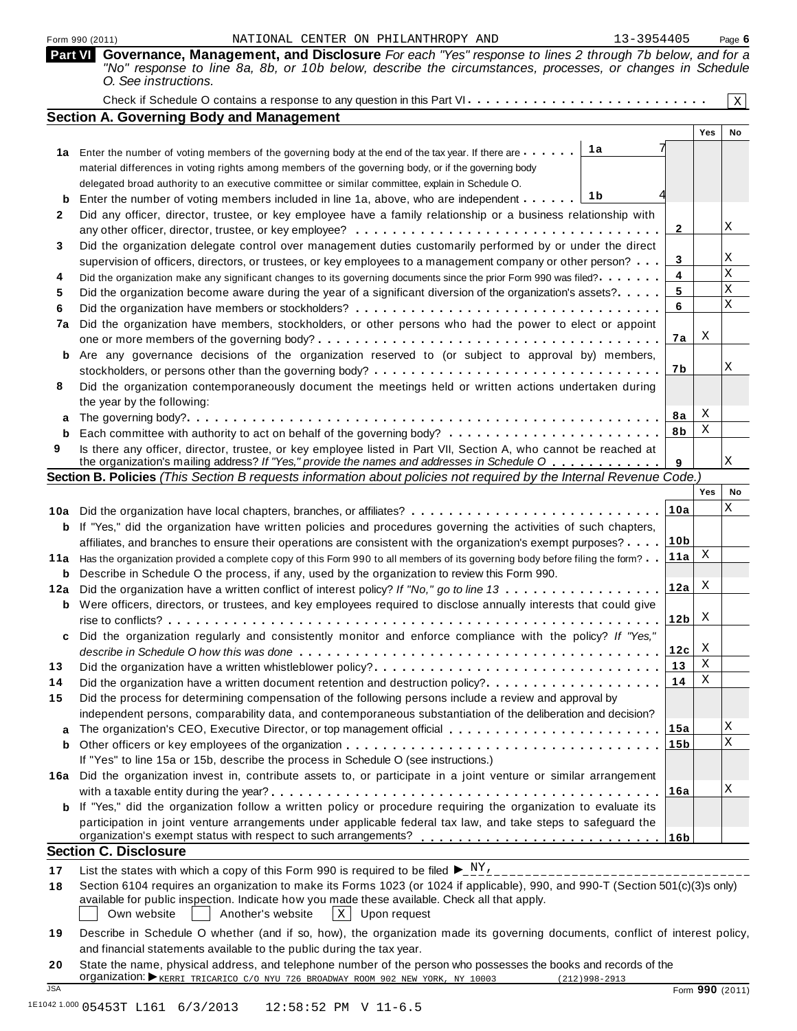Form 990 (2011) NATIONAL CENTER ON PHILANTHROPY AND 13-3954405

## Part VI Governance, Management, and Disclosure

*For each "Yes" response to lines 2 through 7b below, and for a "No" response to line 8a, 8b, or 10b below, describe the circumstances, processes, or changes in Schedule O. See instructions.*

Check if Schedule O contains a response to any question in this Part VI . . . [X]

### Section A. Governing Body and Management

| | | | | Yes | No |
|---|---|---|---|---|---|
| 1a | Enter the number of voting members of the governing body at the end of the tax year. If there are material differences in voting rights among members of the governing body, or if the governing body delegated broad authority to an executive committee or similar committee, explain in Schedule O. | 1a 7 | | | |
| b | Enter the number of voting members included in line 1a, above, who are independent | 1b 4 | | | |
| 2 | Did any officer, director, trustee, or key employee have a family relationship or a business relationship with any other officer, director, trustee, or key employee? | | 2 | | X |
| 3 | Did the organization delegate control over management duties customarily performed by or under the direct supervision of officers, directors, or trustees, or key employees to a management company or other person? | | 3 | | X |
| 4 | Did the organization make any significant changes to its governing documents since the prior Form 990 was filed? | | 4 | | X |
| 5 | Did the organization become aware during the year of a significant diversion of the organization's assets? | | 5 | | X |
| 6 | Did the organization have members or stockholders? | | 6 | | X |
| 7a | Did the organization have members, stockholders, or other persons who had the power to elect or appoint one or more members of the governing body? | | 7a | X | |
| b | Are any governance decisions of the organization reserved to (or subject to approval by) members, stockholders, or persons other than the governing body? | | 7b | | X |
| 8 | Did the organization contemporaneously document the meetings held or written actions undertaken during the year by the following: | | | | |
| a | The governing body? | | 8a | X | |
| b | Each committee with authority to act on behalf of the governing body? | | 8b | X | |
| 9 | Is there any officer, director, trustee, or key employee listed in Part VII, Section A, who cannot be reached at the organization's mailing address? *If "Yes," provide the names and addresses in Schedule O* | | 9 | | X |

### Section B. Policies *(This Section B requests information about policies not required by the Internal Revenue Code.)*

| | | | Yes | No |
|---|---|---|---|---|
| 10a | Did the organization have local chapters, branches, or affiliates? | 10a | | X |
| b | If "Yes," did the organization have written policies and procedures governing the activities of such chapters, affiliates, and branches to ensure their operations are consistent with the organization's exempt purposes? | 10b | | |
| 11a | Has the organization provided a complete copy of this Form 990 to all members of its governing body before filing the form? | 11a | X | |
| b | Describe in Schedule O the process, if any, used by the organization to review this Form 990. | | | |
| 12a | Did the organization have a written conflict of interest policy? *If "No," go to line 13* | 12a | X | |
| b | Were officers, directors, or trustees, and key employees required to disclose annually interests that could give rise to conflicts? | 12b | X | |
| c | Did the organization regularly and consistently monitor and enforce compliance with the policy? *If "Yes," describe in Schedule O how this was done* | 12c | X | |
| 13 | Did the organization have a written whistleblower policy? | 13 | X | |
| 14 | Did the organization have a written document retention and destruction policy? | 14 | X | |
| 15 | Did the process for determining compensation of the following persons include a review and approval by independent persons, comparability data, and contemporaneous substantiation of the deliberation and decision? | | | |
| a | The organization's CEO, Executive Director, or top management official | 15a | | X |
| b | Other officers or key employees of the organization | 15b | | X |
| | If "Yes" to line 15a or 15b, describe the process in Schedule O (see instructions.) | | | |
| 16a | Did the organization invest in, contribute assets to, or participate in a joint venture or similar arrangement with a taxable entity during the year? | 16a | | X |
| b | If "Yes," did the organization follow a written policy or procedure requiring the organization to evaluate its participation in joint venture arrangements under applicable federal tax law, and take steps to safeguard the organization's exempt status with respect to such arrangements? | 16b | | |

### Section C. Disclosure

17 List the states with which a copy of this Form 990 is required to be filed ► NY,

18 Section 6104 requires an organization to make its Forms 1023 (or 1024 if applicable), 990, and 990-T (Section 501(c)(3)s only) available for public inspection. Indicate how you made these available. Check all that apply.

[ ] Own website [ ] Another's website [X] Upon request

19 Describe in Schedule O whether (and if so, how), the organization made its governing documents, conflict of interest policy, and financial statements available to the public during the tax year.

20 State the name, physical address, and telephone number of the person who possesses the books and records of the organization: ► KERRI TRICARICO C/O NYU 726 BROADWAY ROOM 902 NEW YORK, NY 10003 (212)998-2913

JSA
1E1042 1.000 05453T L161 6/3/2013 12:58:52 PM V 11-6.5

Form **990** (2011)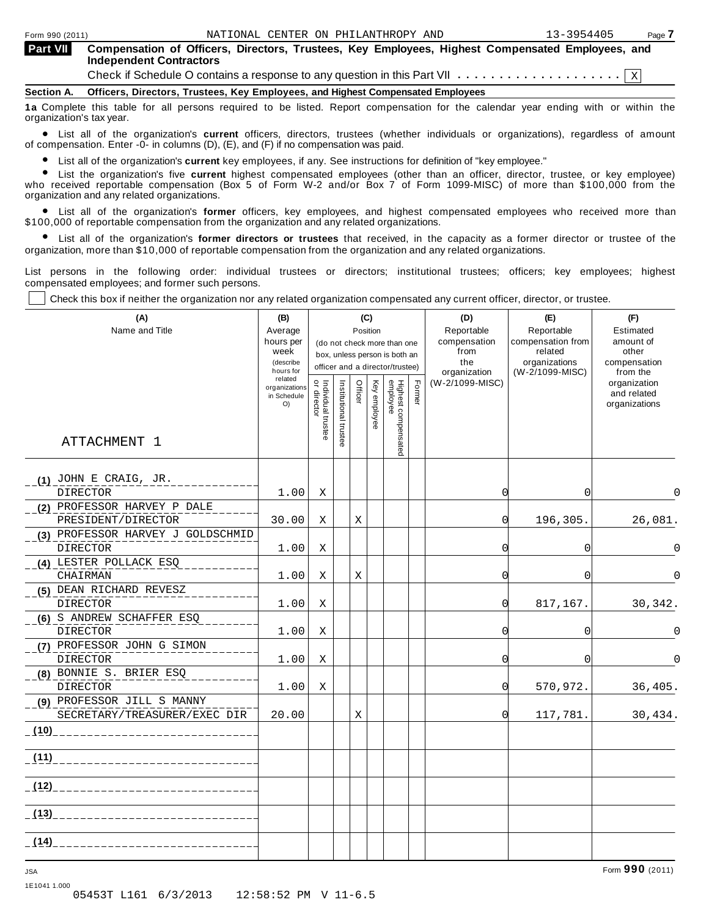Form 990 (2011) NATIONAL CENTER ON PHILANTHROPY AND 13-3954405

**Part VII** **Compensation of Officers, Directors, Trustees, Key Employees, Highest Compensated Employees, and Independent Contractors**

Check if Schedule O contains a response to any question in this Part VII . . . . . . . . . . . . . . . . . . . . [X]

**Section A. Officers, Directors, Trustees, Key Employees, and Highest Compensated Employees**

**1a** Complete this table for all persons required to be listed. Report compensation for the calendar year ending with or within the organization's tax year.

- List all of the organization's **current** officers, directors, trustees (whether individuals or organizations), regardless of amount of compensation. Enter -0- in columns (D), (E), and (F) if no compensation was paid.
- List all of the organization's **current** key employees, if any. See instructions for definition of "key employee."
- List the organization's five **current** highest compensated employees (other than an officer, director, trustee, or key employee) who received reportable compensation (Box 5 of Form W-2 and/or Box 7 of Form 1099-MISC) of more than $100,000 from the organization and any related organizations.
- List all of the organization's **former** officers, key employees, and highest compensated employees who received more than $100,000 of reportable compensation from the organization and any related organizations.
- List all of the organization's **former directors or trustees** that received, in the capacity as a former director or trustee of the organization, more than $10,000 of reportable compensation from the organization and any related organizations.

List persons in the following order: individual trustees or directors; institutional trustees; officers; key employees; highest compensated employees; and former such persons.

[ ] Check this box if neither the organization nor any related organization compensated any current officer, director, or trustee.

| (A) Name and Title | (B) Average hours per week (describe hours for related organizations in Schedule O) | (C) Position (do not check more than one box, unless person is both an officer and a director/trustee) | | | | | | (D) Reportable compensation from the organization (W-2/1099-MISC) | (E) Reportable compensation from related organizations (W-2/1099-MISC) | (F) Estimated amount of other compensation from the organization and related organizations |
|---|---|---|---|---|---|---|---|---|---|---|
| ATTACHMENT 1 | | Individual trustee or director | Institutional trustee | Officer | Key employee | Highest compensated employee | Former | | | |
| (1) JOHN E CRAIG, JR. DIRECTOR | 1.00 | X | | | | | | 0 | 0 | 0 |
| (2) PROFESSOR HARVEY P DALE PRESIDENT/DIRECTOR | 30.00 | X | | X | | | | 0 | 196,305. | 26,081. |
| (3) PROFESSOR HARVEY J GOLDSCHMID DIRECTOR | 1.00 | X | | | | | | 0 | 0 | 0 |
| (4) LESTER POLLACK ESQ CHAIRMAN | 1.00 | X | | X | | | | 0 | 0 | 0 |
| (5) DEAN RICHARD REVESZ DIRECTOR | 1.00 | X | | | | | | 0 | 817,167. | 30,342. |
| (6) S ANDREW SCHAFFER ESQ DIRECTOR | 1.00 | X | | | | | | 0 | 0 | 0 |
| (7) PROFESSOR JOHN G SIMON DIRECTOR | 1.00 | X | | | | | | 0 | 0 | 0 |
| (8) BONNIE S. BRIER ESQ DIRECTOR | 1.00 | X | | | | | | 0 | 570,972. | 36,405. |
| (9) PROFESSOR JILL S MANNY SECRETARY/TREASURER/EXEC DIR | 20.00 | | | X | | | | 0 | 117,781. | 30,434. |
| (10) | | | | | | | | | | |
| (11) | | | | | | | | | | |
| (12) | | | | | | | | | | |
| (13) | | | | | | | | | | |
| (14) | | | | | | | | | | |

Form **990** (2011)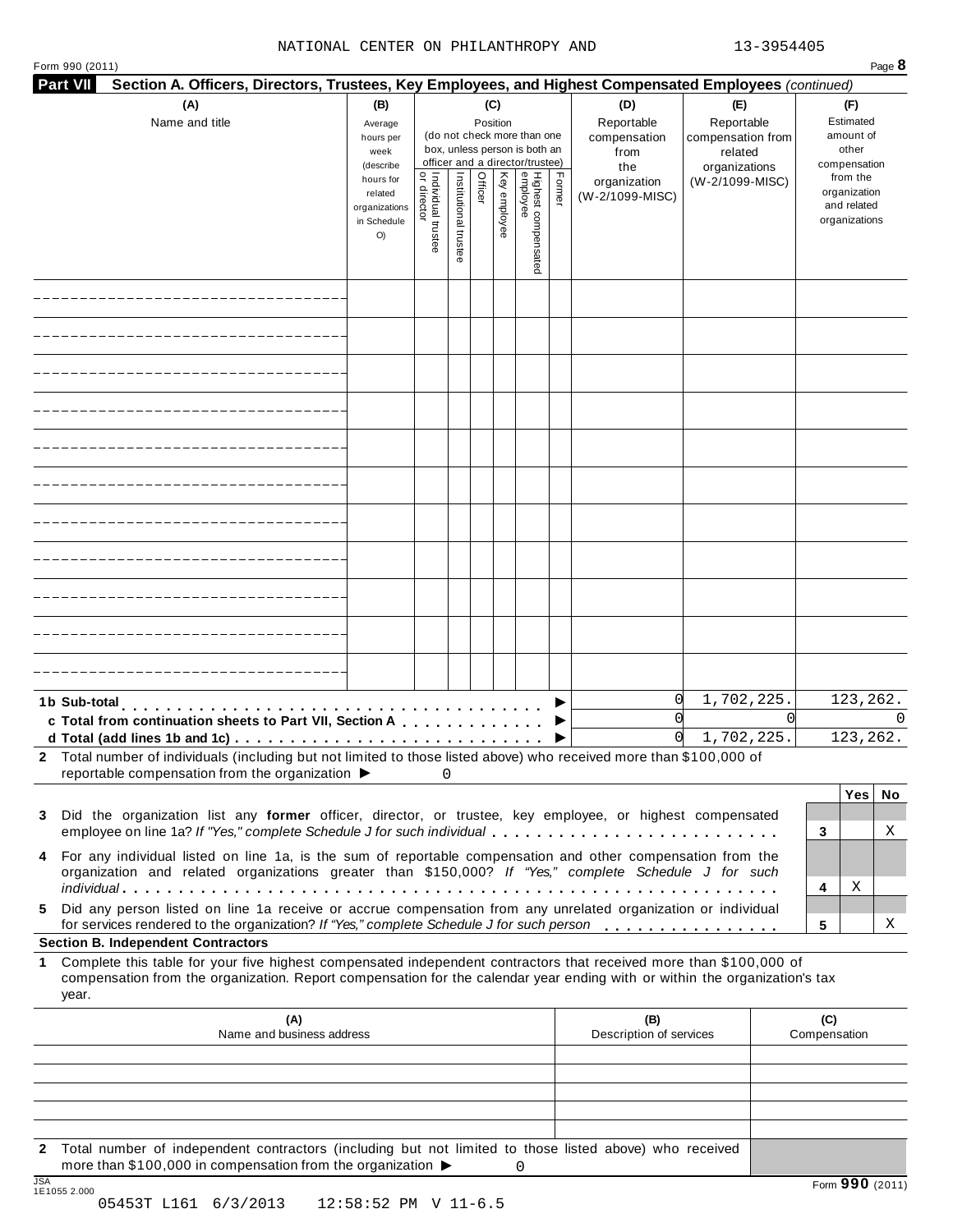NATIONAL CENTER ON PHILANTHROPY AND 13-3954405

Form 990 (2011) Page **8**

**Part VII Section A. Officers, Directors, Trustees, Key Employees, and Highest Compensated Employees** *(continued)*

| (A) Name and title | (B) Average hours per week (describe hours for related organizations in Schedule O) | (C) Position (do not check more than one box, unless person is both an officer and a director/trustee): Individual trustee or director | Institutional trustee | Officer | Key employee | Highest compensated employee | Former | (D) Reportable compensation from the organization (W-2/1099-MISC) | (E) Reportable compensation from related organizations (W-2/1099-MISC) | (F) Estimated amount of other compensation from the organization and related organizations |
|---|---|---|---|---|---|---|---|---|---|---|
| | | | | | | | | | | |
| | | | | | | | | | | |
| | | | | | | | | | | |
| | | | | | | | | | | |
| | | | | | | | | | | |
| | | | | | | | | | | |
| | | | | | | | | | | |
| | | | | | | | | | | |
| | | | | | | | | | | |
| | | | | | | | | | | |
| | | | | | | | | | | |

| | (D) | (E) | (F) |
|---|---|---|---|
| **1b Sub-total** ▶ | 0 | 1,702,225. | 123,262. |
| **c Total from continuation sheets to Part VII, Section A** ▶ | 0 | 0 | 0 |
| **d Total (add lines 1b and 1c)** ▶ | 0 | 1,702,225. | 123,262. |

**2** Total number of individuals (including but not limited to those listed above) who received more than $100,000 of reportable compensation from the organization ▶ 0

| | | Yes | No |
|---|---|---|---|
| **3** Did the organization list any **former** officer, director, or trustee, key employee, or highest compensated employee on line 1a? *If "Yes," complete Schedule J for such individual* | 3 | | X |
| **4** For any individual listed on line 1a, is the sum of reportable compensation and other compensation from the organization and related organizations greater than $150,000? *If "Yes," complete Schedule J for such individual* | 4 | X | |
| **5** Did any person listed on line 1a receive or accrue compensation from any unrelated organization or individual for services rendered to the organization? *If "Yes," complete Schedule J for such person* | 5 | | X |

**Section B. Independent Contractors**

**1** Complete this table for your five highest compensated independent contractors that received more than $100,000 of compensation from the organization. Report compensation for the calendar year ending with or within the organization's tax year.

| (A) Name and business address | (B) Description of services | (C) Compensation |
|---|---|---|
| | | |
| | | |
| | | |
| | | |
| | | |

**2** Total number of independent contractors (including but not limited to those listed above) who received more than $100,000 in compensation from the organization ▶ 0

Form **990** (2011)

05453T L161 6/3/2013 12:58:52 PM V 11-6.5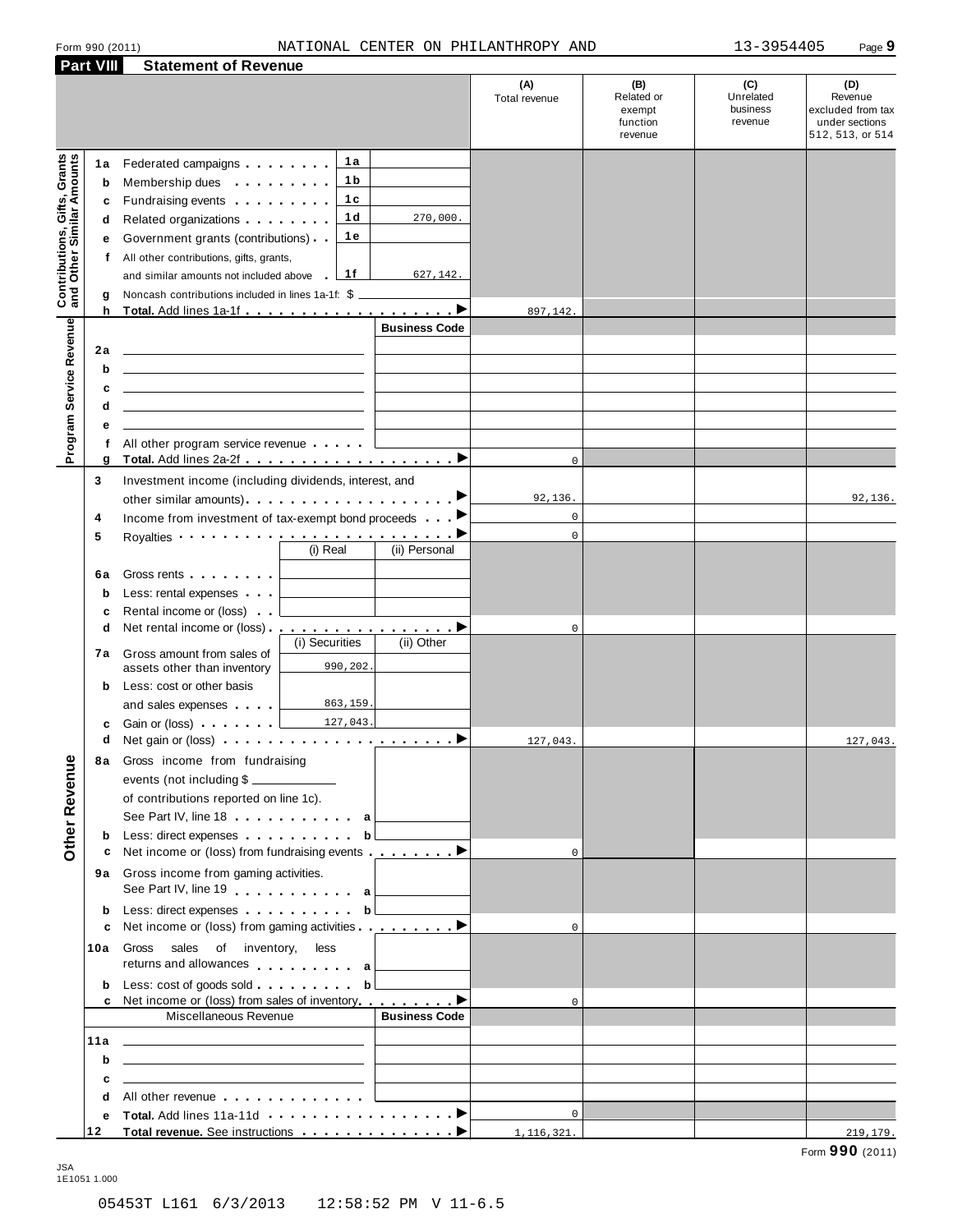Form 990 (2011) NATIONAL CENTER ON PHILANTHROPY AND 13-3954405 Page 9

## Part VIII Statement of Revenue

| | | | | (A) Total revenue | (B) Related or exempt function revenue | (C) Unrelated business revenue | (D) Revenue excluded from tax under sections 512, 513, or 514 |
|---|---|---|---|---|---|---|---|
| **Contributions, Gifts, Grants and Other Similar Amounts** | 1a | Federated campaigns | 1a | | | | |
| | b | Membership dues | 1b | | | | |
| | c | Fundraising events | 1c | | | | |
| | d | Related organizations | 1d 270,000. | | | | |
| | e | Government grants (contributions) | 1e | | | | |
| | f | All other contributions, gifts, grants, and similar amounts not included above | 1f 627,142. | | | | |
| | g | Noncash contributions included in lines 1a-1f: $ | | | | | |
| | h | **Total.** Add lines 1a-1f ▶ | | 897,142. | | | |
| **Program Service Revenue** | | | Business Code | | | | |
| | 2a | | | | | | |
| | b | | | | | | |
| | c | | | | | | |
| | d | | | | | | |
| | e | | | | | | |
| | f | All other program service revenue | | | | | |
| | g | **Total.** Add lines 2a-2f ▶ | | 0 | | | |
| **Other Revenue** | 3 | Investment income (including dividends, interest, and other similar amounts) ▶ | | 92,136. | | | 92,136. |
| | 4 | Income from investment of tax-exempt bond proceeds ▶ | | 0 | | | |
| | 5 | Royalties ▶ | | 0 | | | |
| | | | (i) Real / (ii) Personal | | | | |
| | 6a | Gross rents | | | | | |
| | b | Less: rental expenses | | | | | |
| | c | Rental income or (loss) | | | | | |
| | d | Net rental income or (loss) ▶ | | 0 | | | |
| | | | (i) Securities / (ii) Other | | | | |
| | 7a | Gross amount from sales of assets other than inventory | 990,202. | | | | |
| | b | Less: cost or other basis and sales expenses | 863,159. | | | | |
| | c | Gain or (loss) | 127,043. | | | | |
| | d | Net gain or (loss) ▶ | | 127,043. | | | 127,043. |
| | 8a | Gross income from fundraising events (not including $ of contributions reported on line 1c). See Part IV, line 18 | a | | | | |
| | b | Less: direct expenses | b | | | | |
| | c | Net income or (loss) from fundraising events ▶ | | 0 | | | |
| | 9a | Gross income from gaming activities. See Part IV, line 19 | a | | | | |
| | b | Less: direct expenses | b | | | | |
| | c | Net income or (loss) from gaming activities ▶ | | 0 | | | |
| | 10a | Gross sales of inventory, less returns and allowances | a | | | | |
| | b | Less: cost of goods sold | b | | | | |
| | c | Net income or (loss) from sales of inventory ▶ | | 0 | | | |
| | | Miscellaneous Revenue | Business Code | | | | |
| | 11a | | | | | | |
| | b | | | | | | |
| | c | | | | | | |
| | d | All other revenue | | | | | |
| | e | **Total.** Add lines 11a-11d ▶ | | 0 | | | |
| | 12 | **Total revenue.** See instructions ▶ | | 1,116,321. | | | 219,179. |

Form **990** (2011)

JSA 1E1051 1.000

05453T L161 6/3/2013 12:58:52 PM V 11-6.5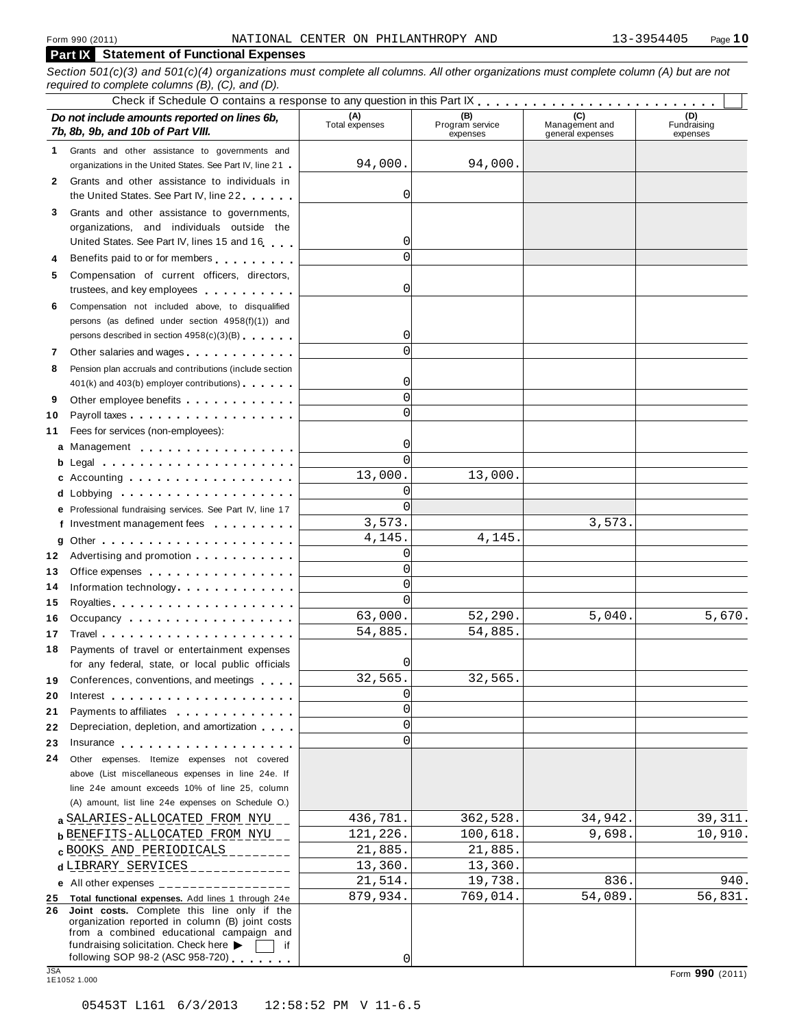Form 990 (2011) NATIONAL CENTER ON PHILANTHROPY AND 13-3954405

## Part IX Statement of Functional Expenses

*Section 501(c)(3) and 501(c)(4) organizations must complete all columns. All other organizations must complete column (A) but are not required to complete columns (B), (C), and (D).*

Check if Schedule O contains a response to any question in this Part IX . . . . . . . . . . . . . . . . . . . . . . . . . ☐

| ***Do not include amounts reported on lines 6b, 7b, 8b, 9b, and 10b of Part VIII.*** | (A) Total expenses | (B) Program service expenses | (C) Management and general expenses | (D) Fundraising expenses |
|---|---|---|---|---|
| **1** Grants and other assistance to governments and organizations in the United States. See Part IV, line 21 | 94,000. | 94,000. | | |
| **2** Grants and other assistance to individuals in the United States. See Part IV, line 22 | 0 | | | |
| **3** Grants and other assistance to governments, organizations, and individuals outside the United States. See Part IV, lines 15 and 16 | 0 | | | |
| **4** Benefits paid to or for members | 0 | | | |
| **5** Compensation of current officers, directors, trustees, and key employees | 0 | | | |
| **6** Compensation not included above, to disqualified persons (as defined under section 4958(f)(1)) and persons described in section 4958(c)(3)(B) | 0 | | | |
| **7** Other salaries and wages | 0 | | | |
| **8** Pension plan accruals and contributions (include section 401(k) and 403(b) employer contributions) | 0 | | | |
| **9** Other employee benefits | 0 | | | |
| **10** Payroll taxes | 0 | | | |
| **11** Fees for services (non-employees): | | | | |
| **a** Management | 0 | | | |
| **b** Legal | 0 | | | |
| **c** Accounting | 13,000. | 13,000. | | |
| **d** Lobbying | 0 | | | |
| **e** Professional fundraising services. See Part IV, line 17 | 0 | | | |
| **f** Investment management fees | 3,573. | | 3,573. | |
| **g** Other | 4,145. | 4,145. | | |
| **12** Advertising and promotion | 0 | | | |
| **13** Office expenses | 0 | | | |
| **14** Information technology | 0 | | | |
| **15** Royalties | 0 | | | |
| **16** Occupancy | 63,000. | 52,290. | 5,040. | 5,670. |
| **17** Travel | 54,885. | 54,885. | | |
| **18** Payments of travel or entertainment expenses for any federal, state, or local public officials | 0 | | | |
| **19** Conferences, conventions, and meetings | 32,565. | 32,565. | | |
| **20** Interest | 0 | | | |
| **21** Payments to affiliates | 0 | | | |
| **22** Depreciation, depletion, and amortization | 0 | | | |
| **23** Insurance | 0 | | | |
| **24** Other expenses. Itemize expenses not covered above (List miscellaneous expenses in line 24e. If line 24e amount exceeds 10% of line 25, column (A) amount, list line 24e expenses on Schedule O.) | | | | |
| **a** SALARIES-ALLOCATED FROM NYU | 436,781. | 362,528. | 34,942. | 39,311. |
| **b** BENEFITS-ALLOCATED FROM NYU | 121,226. | 100,618. | 9,698. | 10,910. |
| **c** BOOKS AND PERIODICALS | 21,885. | 21,885. | | |
| **d** LIBRARY SERVICES | 13,360. | 13,360. | | |
| **e** All other expenses | 21,514. | 19,738. | 836. | 940. |
| **25** **Total functional expenses.** Add lines 1 through 24e | 879,934. | 769,014. | 54,089. | 56,831. |
| **26** **Joint costs.** Complete this line only if the organization reported in column (B) joint costs from a combined educational campaign and fundraising solicitation. Check here ▶ ☐ if following SOP 98-2 (ASC 958-720) | 0 | | | |

JSA 1E1052 1.000

Form **990** (2011)

05453T L161 6/3/2013 12:58:52 PM V 11-6.5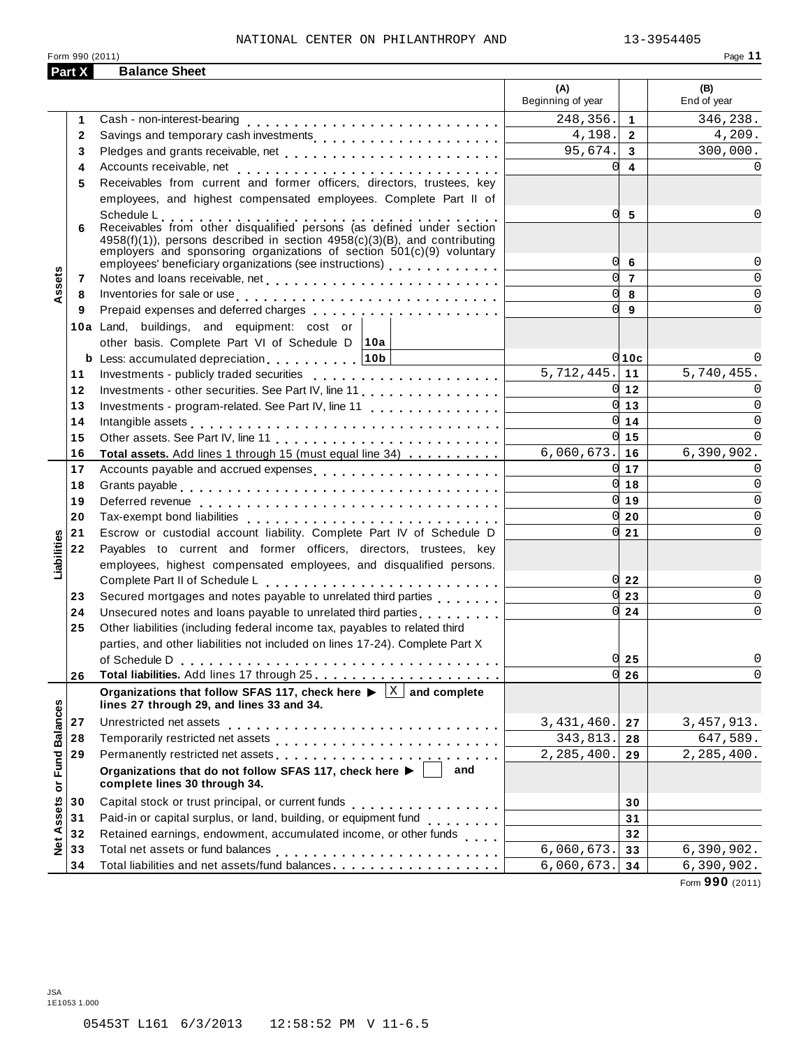NATIONAL CENTER ON PHILANTHROPY AND 13-3954405

Form 990 (2011)

## Part X Balance Sheet

| | | | (A) Beginning of year | | (B) End of year |
|---|---|---|---|---|---|
| **Assets** | 1 | Cash - non-interest-bearing | 248,356. | 1 | 346,238. |
| | 2 | Savings and temporary cash investments | 4,198. | 2 | 4,209. |
| | 3 | Pledges and grants receivable, net | 95,674. | 3 | 300,000. |
| | 4 | Accounts receivable, net | 0 | 4 | 0 |
| | 5 | Receivables from current and former officers, directors, trustees, key employees, and highest compensated employees. Complete Part II of Schedule L | 0 | 5 | 0 |
| | 6 | Receivables from other disqualified persons (as defined under section 4958(f)(1)), persons described in section 4958(c)(3)(B), and contributing employers and sponsoring organizations of section 501(c)(9) voluntary employees' beneficiary organizations (see instructions) | 0 | 6 | 0 |
| | 7 | Notes and loans receivable, net | 0 | 7 | 0 |
| | 8 | Inventories for sale or use | 0 | 8 | 0 |
| | 9 | Prepaid expenses and deferred charges | 0 | 9 | 0 |
| | 10a | Land, buildings, and equipment: cost or other basis. Complete Part VI of Schedule D [10a] | | | |
| | b | Less: accumulated depreciation [10b] | 0 | 10c | 0 |
| | 11 | Investments - publicly traded securities | 5,712,445. | 11 | 5,740,455. |
| | 12 | Investments - other securities. See Part IV, line 11 | 0 | 12 | 0 |
| | 13 | Investments - program-related. See Part IV, line 11 | 0 | 13 | 0 |
| | 14 | Intangible assets | 0 | 14 | 0 |
| | 15 | Other assets. See Part IV, line 11 | 0 | 15 | 0 |
| | 16 | **Total assets.** Add lines 1 through 15 (must equal line 34) | 6,060,673. | 16 | 6,390,902. |
| **Liabilities** | 17 | Accounts payable and accrued expenses | 0 | 17 | 0 |
| | 18 | Grants payable | 0 | 18 | 0 |
| | 19 | Deferred revenue | 0 | 19 | 0 |
| | 20 | Tax-exempt bond liabilities | 0 | 20 | 0 |
| | 21 | Escrow or custodial account liability. Complete Part IV of Schedule D | 0 | 21 | 0 |
| | 22 | Payables to current and former officers, directors, trustees, key employees, highest compensated employees, and disqualified persons. Complete Part II of Schedule L | 0 | 22 | 0 |
| | 23 | Secured mortgages and notes payable to unrelated third parties | 0 | 23 | 0 |
| | 24 | Unsecured notes and loans payable to unrelated third parties | 0 | 24 | 0 |
| | 25 | Other liabilities (including federal income tax, payables to related third parties, and other liabilities not included on lines 17-24). Complete Part X of Schedule D | 0 | 25 | 0 |
| | 26 | **Total liabilities.** Add lines 17 through 25 | 0 | 26 | 0 |
| **Net Assets or Fund Balances** | | **Organizations that follow SFAS 117, check here ▶ [X] and complete lines 27 through 29, and lines 33 and 34.** | | | |
| | 27 | Unrestricted net assets | 3,431,460. | 27 | 3,457,913. |
| | 28 | Temporarily restricted net assets | 343,813. | 28 | 647,589. |
| | 29 | Permanently restricted net assets | 2,285,400. | 29 | 2,285,400. |
| | | **Organizations that do not follow SFAS 117, check here ▶ [ ] and complete lines 30 through 34.** | | | |
| | 30 | Capital stock or trust principal, or current funds | | 30 | |
| | 31 | Paid-in or capital surplus, or land, building, or equipment fund | | 31 | |
| | 32 | Retained earnings, endowment, accumulated income, or other funds | | 32 | |
| | 33 | Total net assets or fund balances | 6,060,673. | 33 | 6,390,902. |
| | 34 | Total liabilities and net assets/fund balances | 6,060,673. | 34 | 6,390,902. |

Form **990** (2011)

JSA
1E1053 1.000

05453T L161 6/3/2013 12:58:52 PM V 11-6.5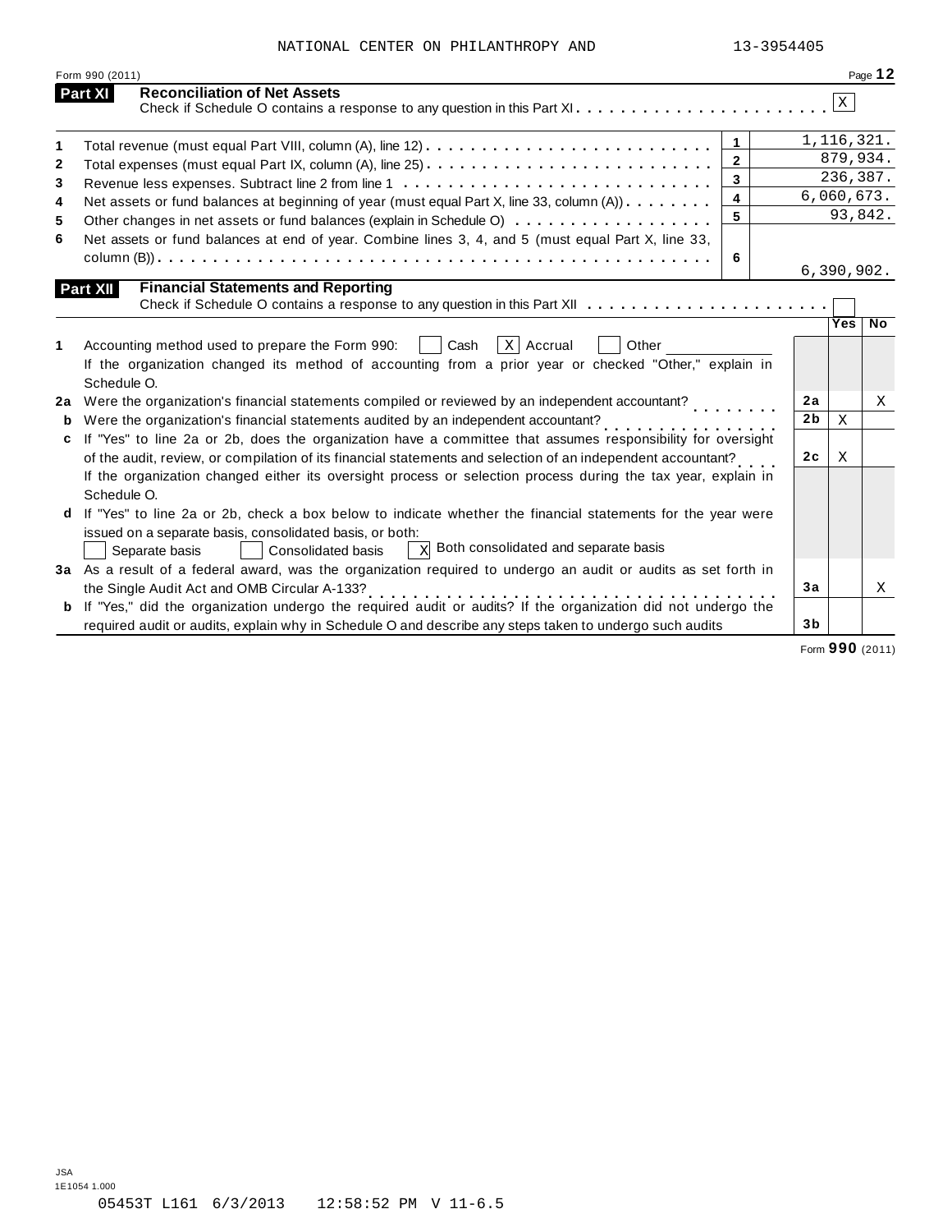NATIONAL CENTER ON PHILANTHROPY AND 13-3954405

Form 990 (2011)

## Part XI Reconciliation of Net Assets

Check if Schedule O contains a response to any question in this Part XI . . . . . . . . . . . . . . . . . . . . . . [X]

| | | | |
|---|---|---|---|
| 1 | Total revenue (must equal Part VIII, column (A), line 12) | 1 | 1,116,321. |
| 2 | Total expenses (must equal Part IX, column (A), line 25) | 2 | 879,934. |
| 3 | Revenue less expenses. Subtract line 2 from line 1 | 3 | 236,387. |
| 4 | Net assets or fund balances at beginning of year (must equal Part X, line 33, column (A)) | 4 | 6,060,673. |
| 5 | Other changes in net assets or fund balances (explain in Schedule O) | 5 | 93,842. |
| 6 | Net assets or fund balances at end of year. Combine lines 3, 4, and 5 (must equal Part X, line 33, column (B)) | 6 | 6,390,902. |

## Part XII Financial Statements and Reporting

Check if Schedule O contains a response to any question in this Part XII . . . . . . . . . . . . . . . . . . . . . . [ ]

| | | | Yes | No |
|---|---|---|---|---|
| 1 | Accounting method used to prepare the Form 990: [ ] Cash [X] Accrual [ ] Other ________<br>If the organization changed its method of accounting from a prior year or checked "Other," explain in Schedule O. | | | |
| 2a | Were the organization's financial statements compiled or reviewed by an independent accountant? | 2a | | X |
| b | Were the organization's financial statements audited by an independent accountant? | 2b | X | |
| c | If "Yes" to line 2a or 2b, does the organization have a committee that assumes responsibility for oversight of the audit, review, or compilation of its financial statements and selection of an independent accountant? | 2c | X | |
| | If the organization changed either its oversight process or selection process during the tax year, explain in Schedule O. | | | |
| d | If "Yes" to line 2a or 2b, check a box below to indicate whether the financial statements for the year were issued on a separate basis, consolidated basis, or both:<br>[ ] Separate basis [ ] Consolidated basis [X] Both consolidated and separate basis | | | |
| 3a | As a result of a federal award, was the organization required to undergo an audit or audits as set forth in the Single Audit Act and OMB Circular A-133? | 3a | | X |
| b | If "Yes," did the organization undergo the required audit or audits? If the organization did not undergo the required audit or audits, explain why in Schedule O and describe any steps taken to undergo such audits | 3b | | |

Form **990** (2011)

JSA
1E1054 1.000

05453T L161 6/3/2013 12:58:52 PM V 11-6.5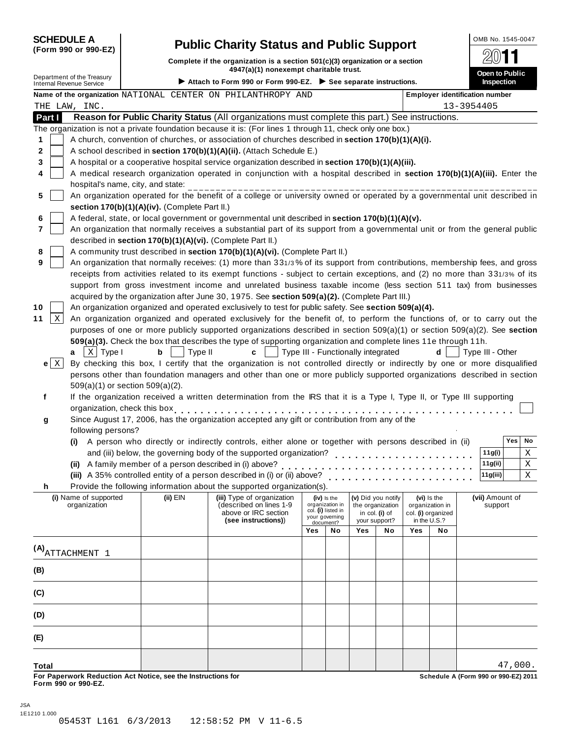**SCHEDULE A**
**(Form 990 or 990-EZ)**

Department of the Treasury
Internal Revenue Service

# Public Charity Status and Public Support

**Complete if the organization is a section 501(c)(3) organization or a section 4947(a)(1) nonexempt charitable trust.**

▶ **Attach to Form 990 or Form 990-EZ.** ▶ **See separate instructions.**

OMB No. 1545-0047

**2011**

**Open to Public Inspection**

**Name of the organization** NATIONAL CENTER ON PHILANTHROPY AND THE LAW, INC.

**Employer identification number** 13-3954405

## Part I Reason for Public Charity Status (All organizations must complete this part.) See instructions.

The organization is not a private foundation because it is: (For lines 1 through 11, check only one box.)

1 [ ] A church, convention of churches, or association of churches described in **section 170(b)(1)(A)(i).**

2 [ ] A school described in **section 170(b)(1)(A)(ii).** (Attach Schedule E.)

3 [ ] A hospital or a cooperative hospital service organization described in **section 170(b)(1)(A)(iii).**

4 [ ] A medical research organization operated in conjunction with a hospital described in **section 170(b)(1)(A)(iii).** Enter the hospital's name, city, and state: ______

5 [ ] An organization operated for the benefit of a college or university owned or operated by a governmental unit described in **section 170(b)(1)(A)(iv).** (Complete Part II.)

6 [ ] A federal, state, or local government or governmental unit described in **section 170(b)(1)(A)(v).**

7 [ ] An organization that normally receives a substantial part of its support from a governmental unit or from the general public described in **section 170(b)(1)(A)(vi).** (Complete Part II.)

8 [ ] A community trust described in **section 170(b)(1)(A)(vi).** (Complete Part II.)

9 [ ] An organization that normally receives: (1) more than 33 1/3 % of its support from contributions, membership fees, and gross receipts from activities related to its exempt functions - subject to certain exceptions, and (2) no more than 33 1/3 % of its support from gross investment income and unrelated business taxable income (less section 511 tax) from businesses acquired by the organization after June 30, 1975. See **section 509(a)(2).** (Complete Part III.)

10 [ ] An organization organized and operated exclusively to test for public safety. See **section 509(a)(4).**

11 [X] An organization organized and operated exclusively for the benefit of, to perform the functions of, or to carry out the purposes of one or more publicly supported organizations described in section 509(a)(1) or section 509(a)(2). See **section 509(a)(3).** Check the box that describes the type of supporting organization and complete lines 11e through 11h.

**a** [X] Type I **b** [ ] Type II **c** [ ] Type III - Functionally integrated **d** [ ] Type III - Other

**e** [X] By checking this box, I certify that the organization is not controlled directly or indirectly by one or more disqualified persons other than foundation managers and other than one or more publicly supported organizations described in section 509(a)(1) or section 509(a)(2).

**f** If the organization received a written determination from the IRS that it is a Type I, Type II, or Type III supporting organization, check this box [ ]

**g** Since August 17, 2006, has the organization accepted any gift or contribution from any of the following persons?

| | | Yes | No |
|---|---|---|---|
| **(i)** A person who directly or indirectly controls, either alone or together with persons described in (ii) and (iii) below, the governing body of the supported organization? | **11g(i)** | | X |
| **(ii)** A family member of a person described in (i) above? | **11g(ii)** | | X |
| **(iii)** A 35% controlled entity of a person described in (i) or (ii) above? | **11g(iii)** | | X |

**h** Provide the following information about the supported organization(s).

| (i) Name of supported organization | (ii) EIN | (iii) Type of organization (described on lines 1-9 above or IRC section **(see instructions)**) | (iv) Is the organization in col. (i) listed in your governing document? Yes | No | (v) Did you notify the organization in col. (i) of your support? Yes | No | (vi) Is the organization in col. (i) organized in the U.S.? Yes | No | (vii) Amount of support |
|---|---|---|---|---|---|---|---|---|---|
| (A) ATTACHMENT 1 | | | | | | | | | |
| (B) | | | | | | | | | |
| (C) | | | | | | | | | |
| (D) | | | | | | | | | |
| (E) | | | | | | | | | |
| **Total** | | | | | | | | | 47,000. |

**For Paperwork Reduction Act Notice, see the Instructions for Form 990 or 990-EZ.**

**Schedule A (Form 990 or 990-EZ) 2011**

JSA
1E1210 1.000
05453T L161 6/3/2013 12:58:52 PM V 11-6.5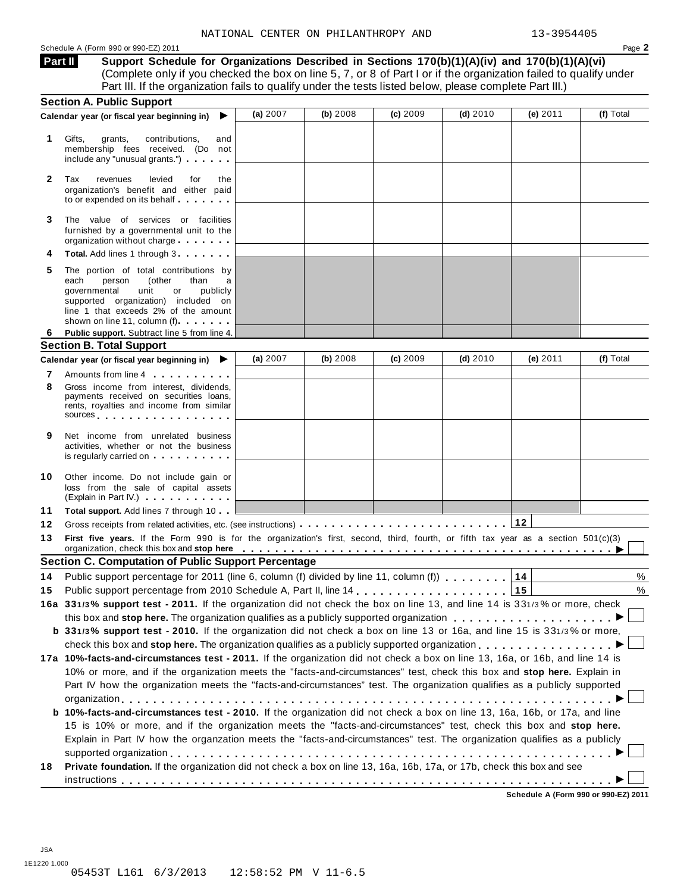NATIONAL CENTER ON PHILANTHROPY AND 13-3954405

Schedule A (Form 990 or 990-EZ) 2011

**Part II** **Support Schedule for Organizations Described in Sections 170(b)(1)(A)(iv) and 170(b)(1)(A)(vi)** (Complete only if you checked the box on line 5, 7, or 8 of Part I or if the organization failed to qualify under Part III. If the organization fails to qualify under the tests listed below, please complete Part III.)

## Section A. Public Support

| Calendar year (or fiscal year beginning in) ▶ | (a) 2007 | (b) 2008 | (c) 2009 | (d) 2010 | (e) 2011 | (f) Total |
|---|---|---|---|---|---|---|
| **1** Gifts, grants, contributions, and membership fees received. (Do not include any "unusual grants.") | | | | | | |
| **2** Tax revenues levied for the organization's benefit and either paid to or expended on its behalf | | | | | | |
| **3** The value of services or facilities furnished by a governmental unit to the organization without charge | | | | | | |
| **4** **Total.** Add lines 1 through 3 | | | | | | |
| **5** The portion of total contributions by each person (other than a governmental unit or publicly supported organization) included on line 1 that exceeds 2% of the amount shown on line 11, column (f) | | | | | | |
| **6** **Public support.** Subtract line 5 from line 4. | | | | | | |

## Section B. Total Support

| Calendar year (or fiscal year beginning in) ▶ | (a) 2007 | (b) 2008 | (c) 2009 | (d) 2010 | (e) 2011 | (f) Total |
|---|---|---|---|---|---|---|
| **7** Amounts from line 4 | | | | | | |
| **8** Gross income from interest, dividends, payments received on securities loans, rents, royalties and income from similar sources | | | | | | |
| **9** Net income from unrelated business activities, whether or not the business is regularly carried on | | | | | | |
| **10** Other income. Do not include gain or loss from the sale of capital assets (Explain in Part IV.) | | | | | | |
| **11** **Total support.** Add lines 7 through 10 | | | | | | |

**12** Gross receipts from related activities, etc. (see instructions) **12**

**13** **First five years.** If the Form 990 is for the organization's first, second, third, fourth, or fifth tax year as a section 501(c)(3) organization, check this box and **stop here** ▶ ☐

## Section C. Computation of Public Support Percentage

**14** Public support percentage for 2011 (line 6, column (f) divided by line 11, column (f)) **14** %

**15** Public support percentage from 2010 Schedule A, Part II, line 14 **15** %

**16a** **33 1/3% support test - 2011.** If the organization did not check the box on line 13, and line 14 is 33 1/3% or more, check this box and **stop here.** The organization qualifies as a publicly supported organization ▶ ☐

**b** **33 1/3% support test - 2010.** If the organization did not check a box on line 13 or 16a, and line 15 is 33 1/3% or more, check this box and **stop here.** The organization qualifies as a publicly supported organization ▶ ☐

**17a** **10%-facts-and-circumstances test - 2011.** If the organization did not check a box on line 13, 16a, or 16b, and line 14 is 10% or more, and if the organization meets the "facts-and-circumstances" test, check this box and **stop here.** Explain in Part IV how the organization meets the "facts-and-circumstances" test. The organization qualifies as a publicly supported organization ▶ ☐

**b** **10%-facts-and-circumstances test - 2010.** If the organization did not check a box on line 13, 16a, 16b, or 17a, and line 15 is 10% or more, and if the organization meets the "facts-and-circumstances" test, check this box and **stop here.** Explain in Part IV how the organzation meets the "facts-and-circumstances" test. The organization qualifies as a publicly supported organization ▶ ☐

**18** **Private foundation.** If the organization did not check a box on line 13, 16a, 16b, 17a, or 17b, check this box and see instructions ▶ ☐

**Schedule A (Form 990 or 990-EZ) 2011**

JSA
1E1220 1.000
05453T L161 6/3/2013 12:58:52 PM V 11-6.5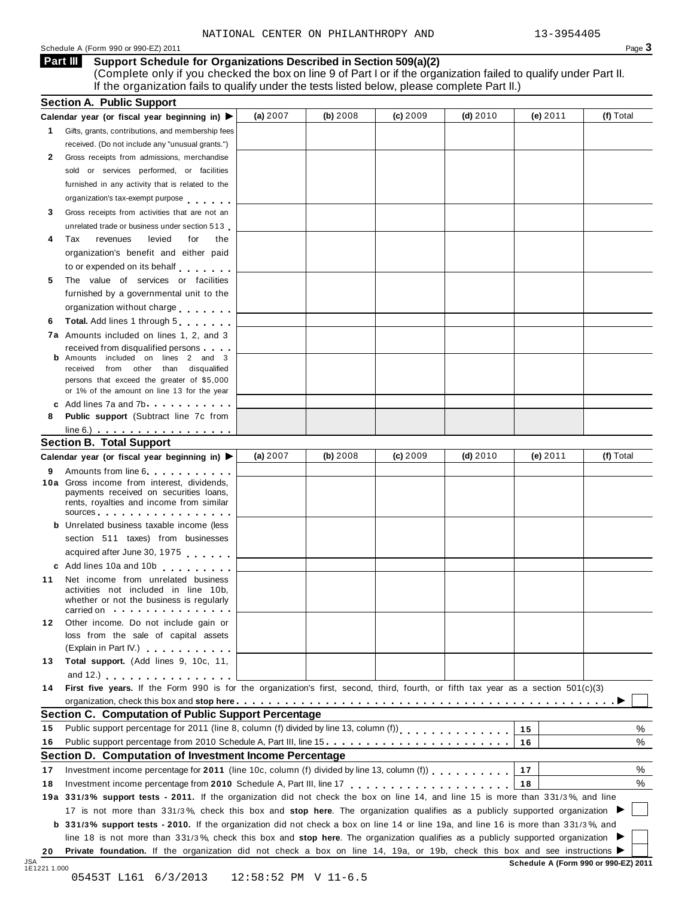NATIONAL CENTER ON PHILANTHROPY AND 13-3954405

Schedule A (Form 990 or 990-EZ) 2011

## Part III Support Schedule for Organizations Described in Section 509(a)(2)

(Complete only if you checked the box on line 9 of Part I or if the organization failed to qualify under Part II. If the organization fails to qualify under the tests listed below, please complete Part II.)

### Section A. Public Support

| Calendar year (or fiscal year beginning in) ▶ | (a) 2007 | (b) 2008 | (c) 2009 | (d) 2010 | (e) 2011 | (f) Total |
|---|---|---|---|---|---|---|
| **1** Gifts, grants, contributions, and membership fees received. (Do not include any "unusual grants.") | | | | | | |
| **2** Gross receipts from admissions, merchandise sold or services performed, or facilities furnished in any activity that is related to the organization's tax-exempt purpose | | | | | | |
| **3** Gross receipts from activities that are not an unrelated trade or business under section 513 | | | | | | |
| **4** Tax revenues levied for the organization's benefit and either paid to or expended on its behalf | | | | | | |
| **5** The value of services or facilities furnished by a governmental unit to the organization without charge | | | | | | |
| **6** **Total.** Add lines 1 through 5 | | | | | | |
| **7a** Amounts included on lines 1, 2, and 3 received from disqualified persons | | | | | | |
| **b** Amounts included on lines 2 and 3 received from other than disqualified persons that exceed the greater of $5,000 or 1% of the amount on line 13 for the year | | | | | | |
| **c** Add lines 7a and 7b | | | | | | |
| **8** **Public support** (Subtract line 7c from line 6.) | | | | | | |

### Section B. Total Support

| Calendar year (or fiscal year beginning in) ▶ | (a) 2007 | (b) 2008 | (c) 2009 | (d) 2010 | (e) 2011 | (f) Total |
|---|---|---|---|---|---|---|
| **9** Amounts from line 6 | | | | | | |
| **10a** Gross income from interest, dividends, payments received on securities loans, rents, royalties and income from similar sources | | | | | | |
| **b** Unrelated business taxable income (less section 511 taxes) from businesses acquired after June 30, 1975 | | | | | | |
| **c** Add lines 10a and 10b | | | | | | |
| **11** Net income from unrelated business activities not included in line 10b, whether or not the business is regularly carried on | | | | | | |
| **12** Other income. Do not include gain or loss from the sale of capital assets (Explain in Part IV.) | | | | | | |
| **13** **Total support.** (Add lines 9, 10c, 11, and 12.) | | | | | | |

**14** **First five years.** If the Form 990 is for the organization's first, second, third, fourth, or fifth tax year as a section 501(c)(3) organization, check this box and **stop here** ▶ ☐

### Section C. Computation of Public Support Percentage

| | | | |
|---|---|---|---|
| **15** | Public support percentage for 2011 (line 8, column (f) divided by line 13, column (f)) | 15 | % |
| **16** | Public support percentage from 2010 Schedule A, Part III, line 15 | 16 | % |

### Section D. Computation of Investment Income Percentage

| | | | |
|---|---|---|---|
| **17** | Investment income percentage for **2011** (line 10c, column (f) divided by line 13, column (f)) | 17 | % |
| **18** | Investment income percentage from **2010** Schedule A, Part III, line 17 | 18 | % |

**19a** **33 1/3% support tests - 2011.** If the organization did not check the box on line 14, and line 15 is more than 33 1/3%, and line 17 is not more than 33 1/3%, check this box and **stop here**. The organization qualifies as a publicly supported organization ▶ ☐

**b** **33 1/3% support tests - 2010.** If the organization did not check a box on line 14 or line 19a, and line 16 is more than 33 1/3%, and line 18 is not more than 33 1/3%, check this box and **stop here**. The organization qualifies as a publicly supported organization ▶ ☐

**20** **Private foundation.** If the organization did not check a box on line 14, 19a, or 19b, check this box and see instructions ▶ ☐

JSA 1E1221 1.000

**Schedule A (Form 990 or 990-EZ) 2011**

05453T L161 6/3/2013 12:58:52 PM V 11-6.5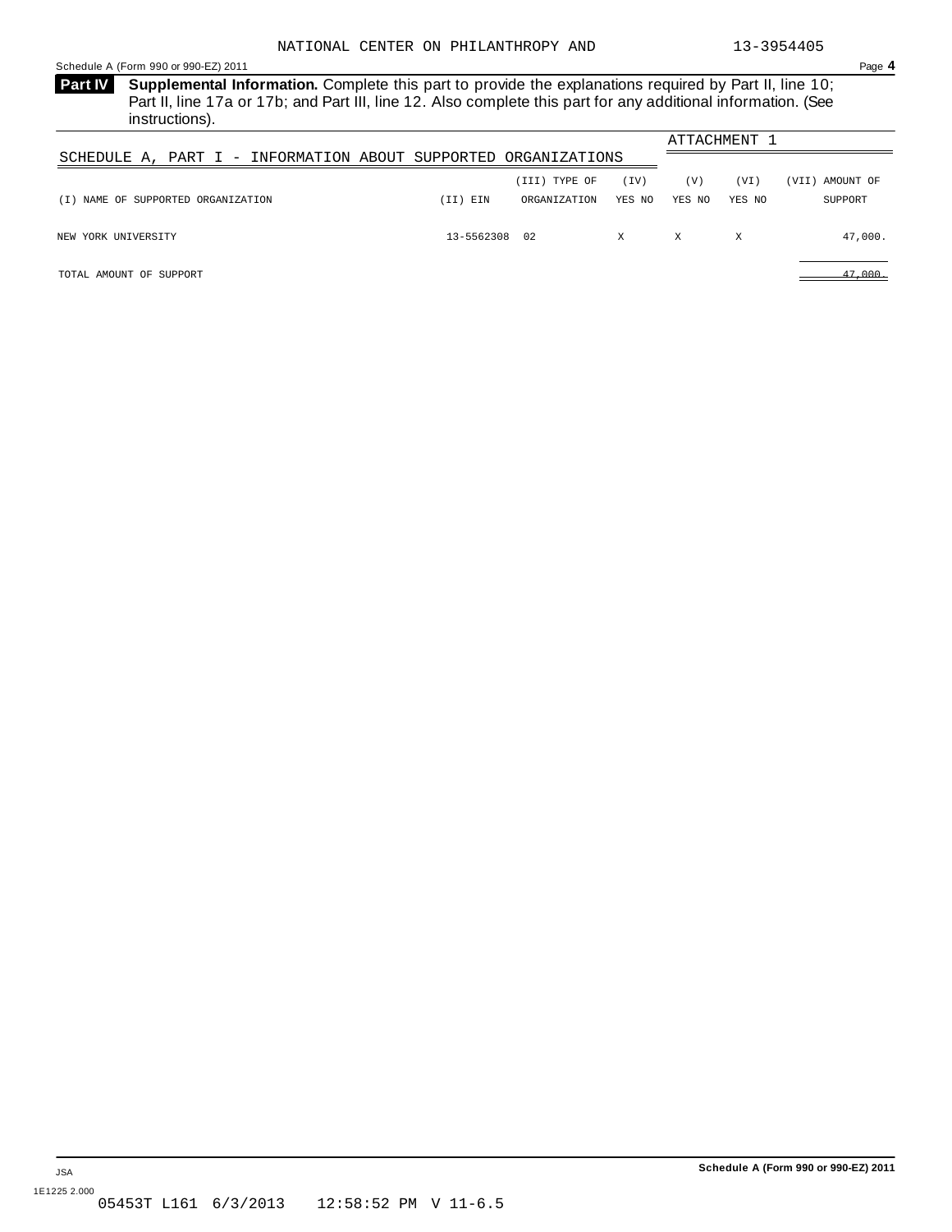NATIONAL CENTER ON PHILANTHROPY AND 13-3954405

Schedule A (Form 990 or 990-EZ) 2011 Page **4**

**Part IV** **Supplemental Information.** Complete this part to provide the explanations required by Part II, line 10; Part II, line 17a or 17b; and Part III, line 12. Also complete this part for any additional information. (See instructions).

ATTACHMENT 1

SCHEDULE A, PART I - INFORMATION ABOUT SUPPORTED ORGANIZATIONS

| (I) NAME OF SUPPORTED ORGANIZATION | (II) EIN | (III) TYPE OF ORGANIZATION | (IV) YES NO | (V) YES NO | (VI) YES NO | (VII) AMOUNT OF SUPPORT |
|---|---|---|---|---|---|---|
| NEW YORK UNIVERSITY | 13-5562308 | 02 | X | X | X | 47,000. |
| TOTAL AMOUNT OF SUPPORT | | | | | | 47,000. |

Schedule A (Form 990 or 990-EZ) 2011

JSA
1E1225 2.000
05453T L161 6/3/2013 12:58:52 PM V 11-6.5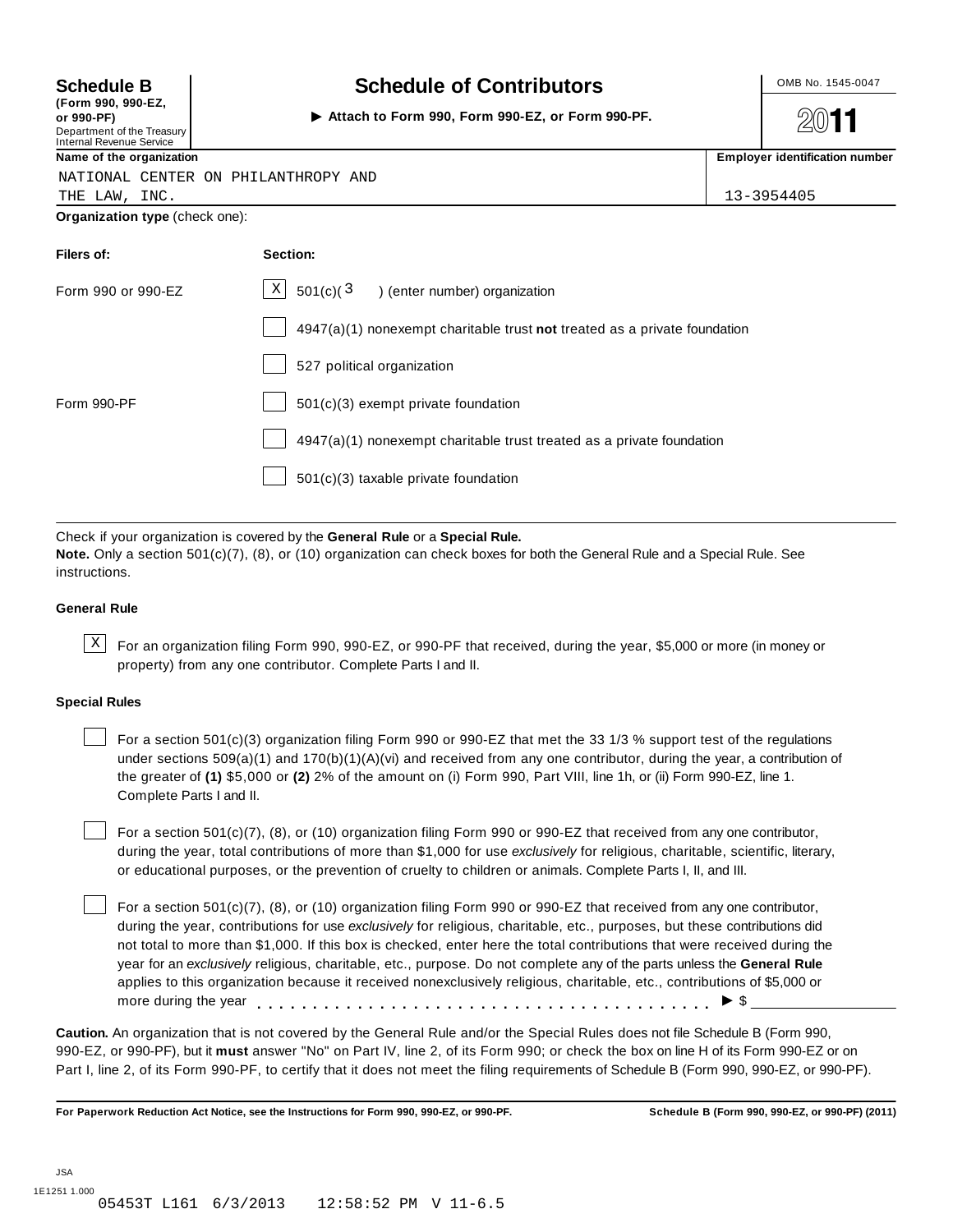**Schedule B**
**(Form 990, 990-EZ, or 990-PF)**
Department of the Treasury
Internal Revenue Service

# Schedule of Contributors

▶ **Attach to Form 990, Form 990-EZ, or Form 990-PF.**

OMB No. 1545-0047

**2011**

**Name of the organization**

NATIONAL CENTER ON PHILANTHROPY AND THE LAW, INC.

**Employer identification number**

13-3954405

**Organization type** (check one):

| **Filers of:** | **Section:** |
|---|---|
| Form 990 or 990-EZ | [X] 501(c)( 3 ) (enter number) organization |
| | [ ] 4947(a)(1) nonexempt charitable trust **not** treated as a private foundation |
| | [ ] 527 political organization |
| Form 990-PF | [ ] 501(c)(3) exempt private foundation |
| | [ ] 4947(a)(1) nonexempt charitable trust treated as a private foundation |
| | [ ] 501(c)(3) taxable private foundation |

Check if your organization is covered by the **General Rule** or a **Special Rule.**

**Note.** Only a section 501(c)(7), (8), or (10) organization can check boxes for both the General Rule and a Special Rule. See instructions.

### General Rule

[X] For an organization filing Form 990, 990-EZ, or 990-PF that received, during the year, $5,000 or more (in money or property) from any one contributor. Complete Parts I and II.

### Special Rules

[ ] For a section 501(c)(3) organization filing Form 990 or 990-EZ that met the 33 1/3 % support test of the regulations under sections 509(a)(1) and 170(b)(1)(A)(vi) and received from any one contributor, during the year, a contribution of the greater of **(1)** $5,000 or **(2)** 2% of the amount on (i) Form 990, Part VIII, line 1h, or (ii) Form 990-EZ, line 1. Complete Parts I and II.

[ ] For a section 501(c)(7), (8), or (10) organization filing Form 990 or 990-EZ that received from any one contributor, during the year, total contributions of more than $1,000 for use *exclusively* for religious, charitable, scientific, literary, or educational purposes, or the prevention of cruelty to children or animals. Complete Parts I, II, and III.

[ ] For a section 501(c)(7), (8), or (10) organization filing Form 990 or 990-EZ that received from any one contributor, during the year, contributions for use *exclusively* for religious, charitable, etc., purposes, but these contributions did not total to more than $1,000. If this box is checked, enter here the total contributions that were received during the year for an *exclusively* religious, charitable, etc., purpose. Do not complete any of the parts unless the **General Rule** applies to this organization because it received nonexclusively religious, charitable, etc., contributions of $5,000 or more during the year . . . . . . . . . . . . . . . . . . . . . . . . . . . . . . . . . . . . . . . ▶ $ ______________

**Caution.** An organization that is not covered by the General Rule and/or the Special Rules does not file Schedule B (Form 990, 990-EZ, or 990-PF), but it **must** answer "No" on Part IV, line 2, of its Form 990; or check the box on line H of its Form 990-EZ or on Part I, line 2, of its Form 990-PF, to certify that it does not meet the filing requirements of Schedule B (Form 990, 990-EZ, or 990-PF).

**For Paperwork Reduction Act Notice, see the Instructions for Form 990, 990-EZ, or 990-PF.** **Schedule B (Form 990, 990-EZ, or 990-PF) (2011)**

JSA
1E1251 1.000
05453T L161 6/3/2013 12:58:52 PM V 11-6.5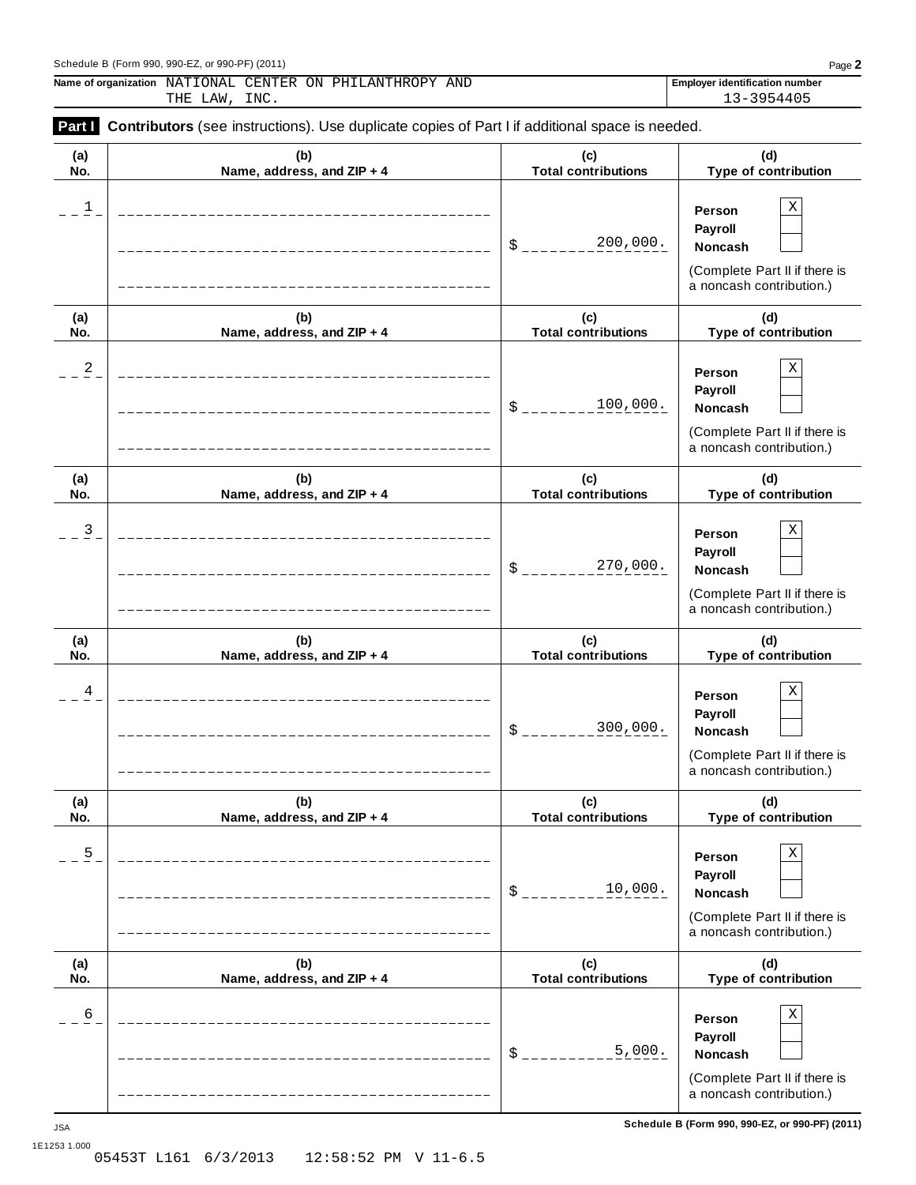Schedule B (Form 990, 990-EZ, or 990-PF) (2011)

**Name of organization** NATIONAL CENTER ON PHILANTHROPY AND THE LAW, INC.

**Employer identification number** 13-3954405

**Part I** **Contributors** (see instructions). Use duplicate copies of Part I if additional space is needed.

| (a) No. | (b) Name, address, and ZIP + 4 | (c) Total contributions | (d) Type of contribution |
|---|---|---|---|
| 1 | | $ 200,000. | Person [X] Payroll [ ] Noncash [ ] (Complete Part II if there is a noncash contribution.) |
| 2 | | $ 100,000. | Person [X] Payroll [ ] Noncash [ ] (Complete Part II if there is a noncash contribution.) |
| 3 | | $ 270,000. | Person [X] Payroll [ ] Noncash [ ] (Complete Part II if there is a noncash contribution.) |
| 4 | | $ 300,000. | Person [X] Payroll [ ] Noncash [ ] (Complete Part II if there is a noncash contribution.) |
| 5 | | $ 10,000. | Person [X] Payroll [ ] Noncash [ ] (Complete Part II if there is a noncash contribution.) |
| 6 | | $ 5,000. | Person [X] Payroll [ ] Noncash [ ] (Complete Part II if there is a noncash contribution.) |

JSA

1E1253 1.000

05453T L161 6/3/2013 12:58:52 PM V 11-6.5

Schedule B (Form 990, 990-EZ, or 990-PF) (2011)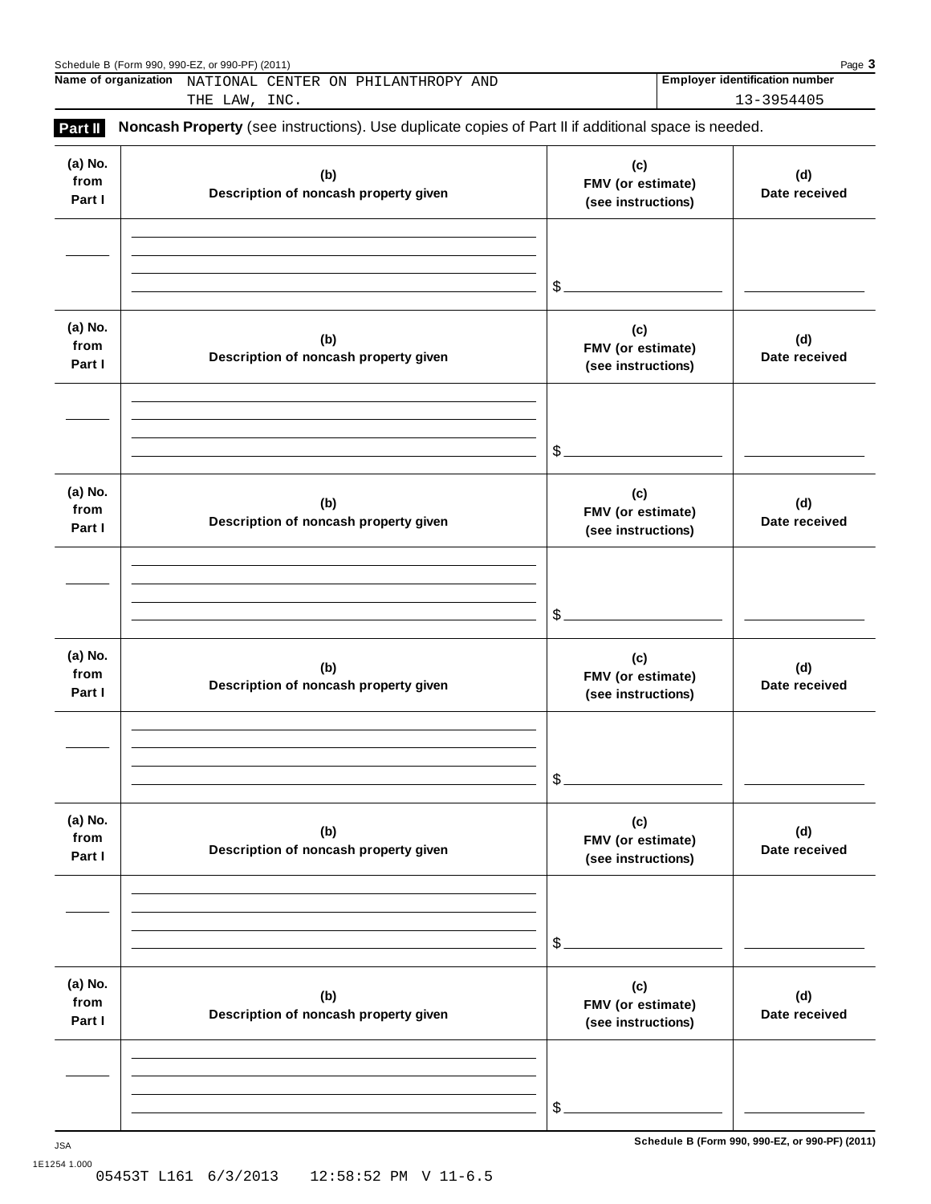Schedule B (Form 990, 990-EZ, or 990-PF) (2011)

| Name of organization | Employer identification number |
|---|---|
| NATIONAL CENTER ON PHILANTHROPY AND THE LAW, INC. | 13-3954405 |

**Part II** **Noncash Property** (see instructions). Use duplicate copies of Part II if additional space is needed.

| (a) No. from Part I | (b) Description of noncash property given | (c) FMV (or estimate) (see instructions) | (d) Date received |
|---|---|---|---|
| | | $ | |

| (a) No. from Part I | (b) Description of noncash property given | (c) FMV (or estimate) (see instructions) | (d) Date received |
|---|---|---|---|
| | | $ | |

| (a) No. from Part I | (b) Description of noncash property given | (c) FMV (or estimate) (see instructions) | (d) Date received |
|---|---|---|---|
| | | $ | |

| (a) No. from Part I | (b) Description of noncash property given | (c) FMV (or estimate) (see instructions) | (d) Date received |
|---|---|---|---|
| | | $ | |

| (a) No. from Part I | (b) Description of noncash property given | (c) FMV (or estimate) (see instructions) | (d) Date received |
|---|---|---|---|
| | | $ | |

| (a) No. from Part I | (b) Description of noncash property given | (c) FMV (or estimate) (see instructions) | (d) Date received |
|---|---|---|---|
| | | $ | |

Schedule B (Form 990, 990-EZ, or 990-PF) (2011)

JSA
1E1254 1.000
05453T L161 6/3/2013 12:58:52 PM V 11-6.5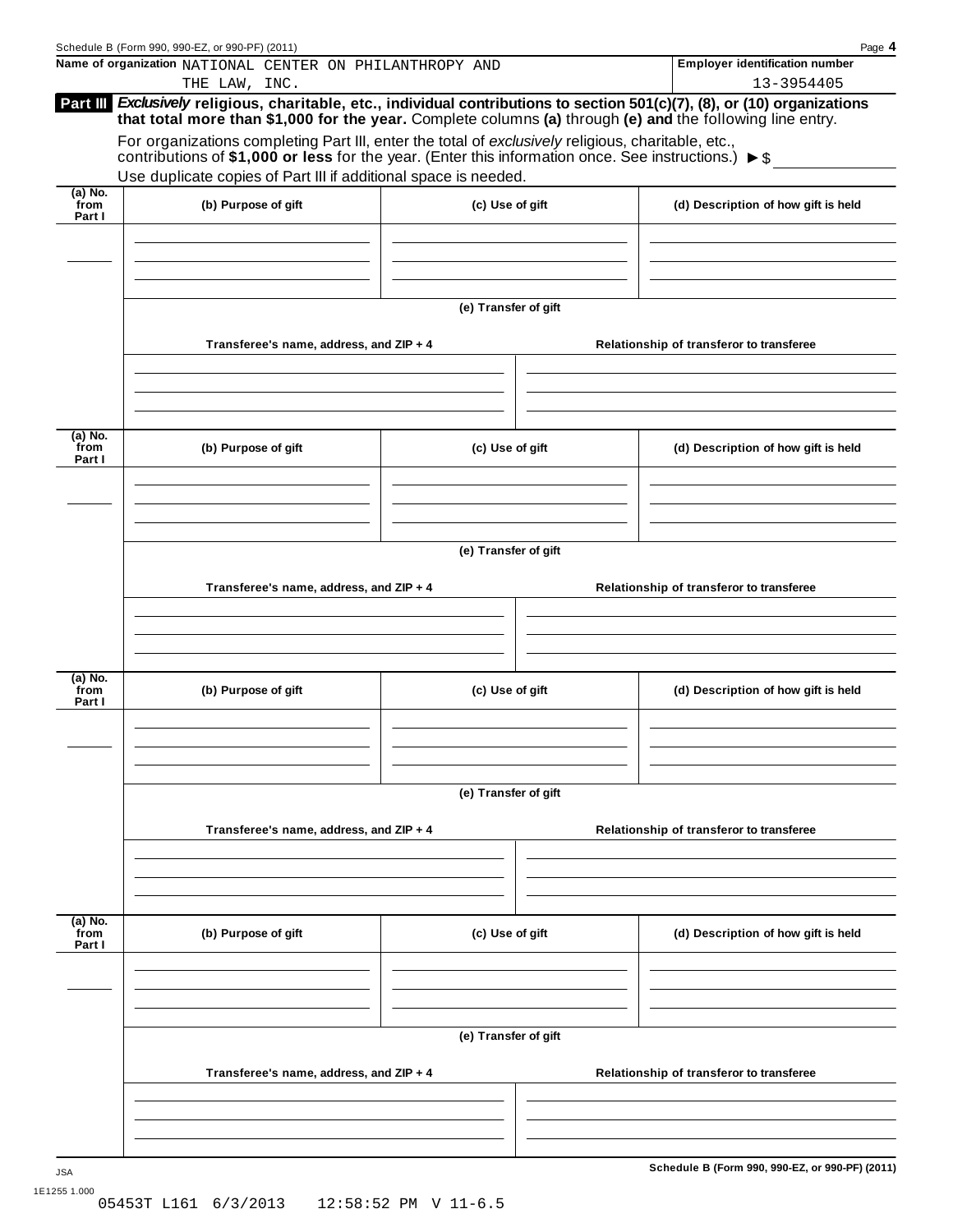Name of organization NATIONAL CENTER ON PHILANTHROPY AND THE LAW, INC.

Employer identification number 13-3954405

**Part III** ***Exclusively*** **religious, charitable, etc., individual contributions to section 501(c)(7), (8), or (10) organizations that total more than $1,000 for the year.** Complete columns **(a)** through **(e) and** the following line entry.

For organizations completing Part III, enter the total of *exclusively* religious, charitable, etc., contributions of **$1,000 or less** for the year. (Enter this information once. See instructions.) ► $

Use duplicate copies of Part III if additional space is needed.

| (a) No. from Part I | (b) Purpose of gift | (c) Use of gift | (d) Description of how gift is held |
|---|---|---|---|
| | | | |

(e) Transfer of gift

| Transferee's name, address, and ZIP + 4 | Relationship of transferor to transferee |
|---|---|
| | |

| (a) No. from Part I | (b) Purpose of gift | (c) Use of gift | (d) Description of how gift is held |
|---|---|---|---|
| | | | |

(e) Transfer of gift

| Transferee's name, address, and ZIP + 4 | Relationship of transferor to transferee |
|---|---|
| | |

| (a) No. from Part I | (b) Purpose of gift | (c) Use of gift | (d) Description of how gift is held |
|---|---|---|---|
| | | | |

(e) Transfer of gift

| Transferee's name, address, and ZIP + 4 | Relationship of transferor to transferee |
|---|---|
| | |

| (a) No. from Part I | (b) Purpose of gift | (c) Use of gift | (d) Description of how gift is held |
|---|---|---|---|
| | | | |

(e) Transfer of gift

| Transferee's name, address, and ZIP + 4 | Relationship of transferor to transferee |
|---|---|
| | |

JSA

1E1255 1.000

05453T L161 6/3/2013 12:58:52 PM V 11-6.5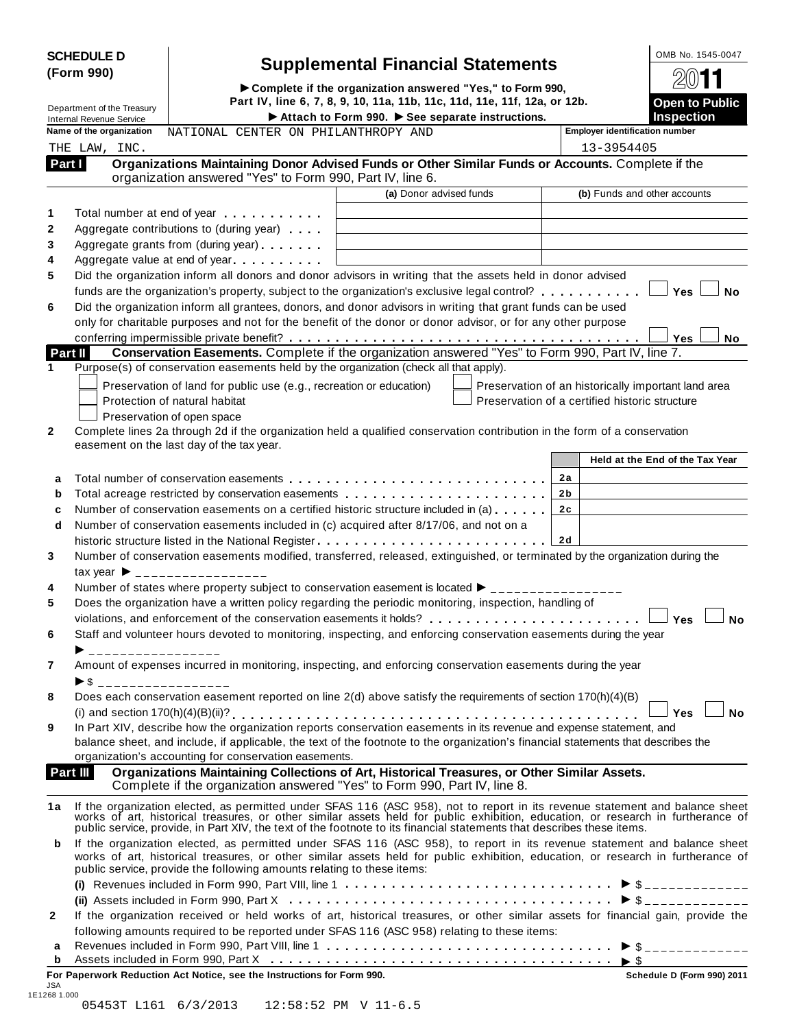**SCHEDULE D (Form 990)**

Department of the Treasury
Internal Revenue Service

# Supplemental Financial Statements

► Complete if the organization answered "Yes," to Form 990, Part IV, line 6, 7, 8, 9, 10, 11a, 11b, 11c, 11d, 11e, 11f, 12a, or 12b.
► Attach to Form 990. ► See separate instructions.

OMB No. 1545-0047

**2011**

**Open to Public Inspection**

**Name of the organization** NATIONAL CENTER ON PHILANTHROPY AND THE LAW, INC.

**Employer identification number** 13-3954405

## Part I Organizations Maintaining Donor Advised Funds or Other Similar Funds or Accounts.
Complete if the organization answered "Yes" to Form 990, Part IV, line 6.

| | | (a) Donor advised funds | (b) Funds and other accounts |
|---|---|---|---|
| 1 | Total number at end of year | | |
| 2 | Aggregate contributions to (during year) | | |
| 3 | Aggregate grants from (during year) | | |
| 4 | Aggregate value at end of year | | |

5 Did the organization inform all donors and donor advisors in writing that the assets held in donor advised funds are the organization's property, subject to the organization's exclusive legal control? ☐ Yes ☐ No

6 Did the organization inform all grantees, donors, and donor advisors in writing that grant funds can be used only for charitable purposes and not for the benefit of the donor or donor advisor, or for any other purpose conferring impermissible private benefit? ☐ Yes ☐ No

## Part II Conservation Easements.
Complete if the organization answered "Yes" to Form 990, Part IV, line 7.

1 Purpose(s) of conservation easements held by the organization (check all that apply).

- ☐ Preservation of land for public use (e.g., recreation or education)
- ☐ Protection of natural habitat
- ☐ Preservation of open space
- ☐ Preservation of an historically important land area
- ☐ Preservation of a certified historic structure

2 Complete lines 2a through 2d if the organization held a qualified conservation contribution in the form of a conservation easement on the last day of the tax year.

| | | | Held at the End of the Tax Year |
|---|---|---|---|
| a | Total number of conservation easements | 2a | |
| b | Total acreage restricted by conservation easements | 2b | |
| c | Number of conservation easements on a certified historic structure included in (a) | 2c | |
| d | Number of conservation easements included in (c) acquired after 8/17/06, and not on a historic structure listed in the National Register | 2d | |

3 Number of conservation easements modified, transferred, released, extinguished, or terminated by the organization during the tax year ► ________________

4 Number of states where property subject to conservation easement is located ► ________________

5 Does the organization have a written policy regarding the periodic monitoring, inspection, handling of violations, and enforcement of the conservation easements it holds? ☐ Yes ☐ No

6 Staff and volunteer hours devoted to monitoring, inspecting, and enforcing conservation easements during the year ► ________________

7 Amount of expenses incurred in monitoring, inspecting, and enforcing conservation easements during the year ► $ ________________

8 Does each conservation easement reported on line 2(d) above satisfy the requirements of section 170(h)(4)(B)(i) and section 170(h)(4)(B)(ii)? ☐ Yes ☐ No

9 In Part XIV, describe how the organization reports conservation easements in its revenue and expense statement, and balance sheet, and include, if applicable, the text of the footnote to the organization's financial statements that describes the organization's accounting for conservation easements.

## Part III Organizations Maintaining Collections of Art, Historical Treasures, or Other Similar Assets.
Complete if the organization answered "Yes" to Form 990, Part IV, line 8.

1a If the organization elected, as permitted under SFAS 116 (ASC 958), not to report in its revenue statement and balance sheet works of art, historical treasures, or other similar assets held for public exhibition, education, or research in furtherance of public service, provide, in Part XIV, the text of the footnote to its financial statements that describes these items.

b If the organization elected, as permitted under SFAS 116 (ASC 958), to report in its revenue statement and balance sheet works of art, historical treasures, or other similar assets held for public exhibition, education, or research in furtherance of public service, provide the following amounts relating to these items:

(i) Revenues included in Form 990, Part VIII, line 1 ► $ ____________

(ii) Assets included in Form 990, Part X ► $ ____________

2 If the organization received or held works of art, historical treasures, or other similar assets for financial gain, provide the following amounts required to be reported under SFAS 116 (ASC 958) relating to these items:

a Revenues included in Form 990, Part VIII, line 1 ► $ ____________

b Assets included in Form 990, Part X ► $

**For Paperwork Reduction Act Notice, see the Instructions for Form 990.** **Schedule D (Form 990) 2011**

JSA
1E1268 1.000
05453T L161 6/3/2013 12:58:52 PM V 11-6.5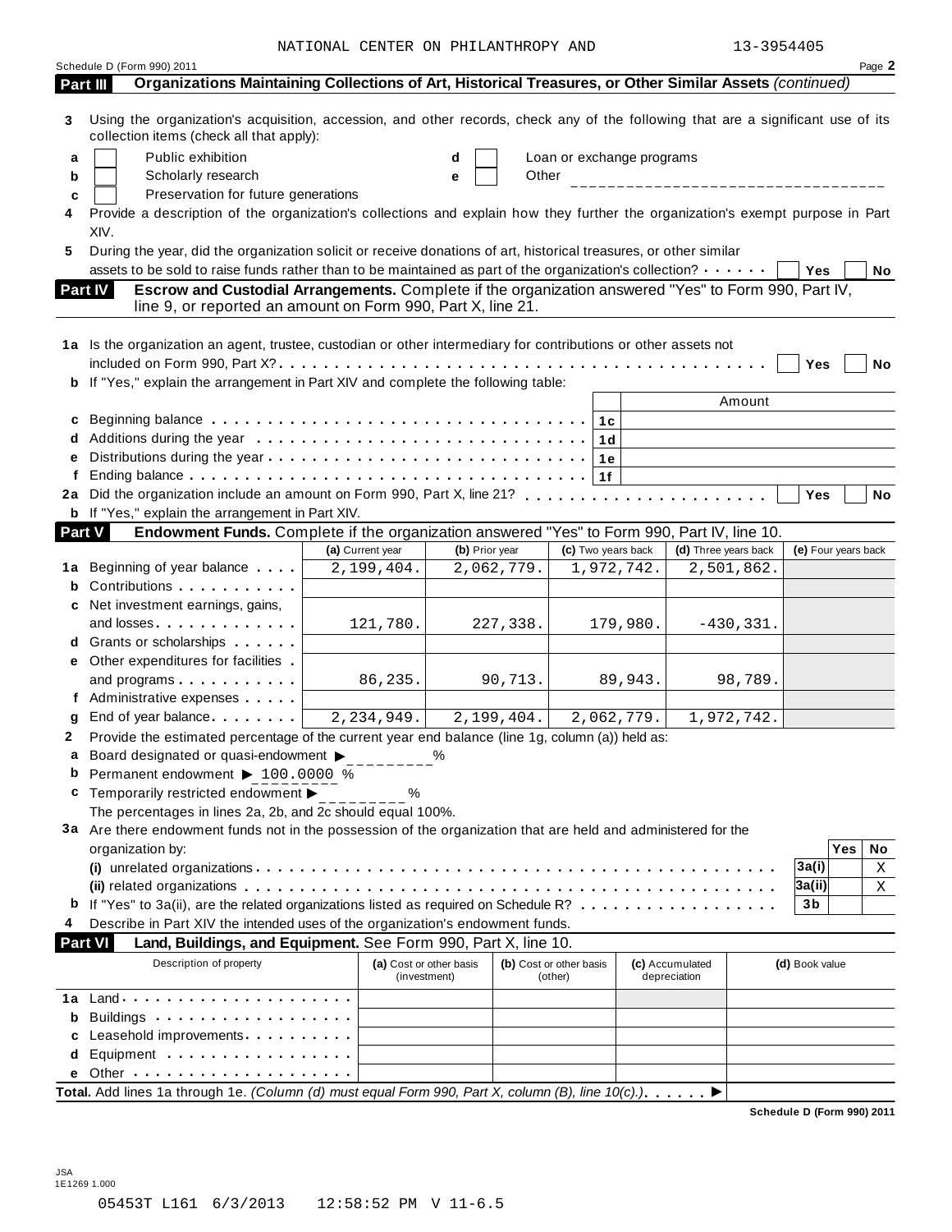NATIONAL CENTER ON PHILANTHROPY AND 13-3954405

Schedule D (Form 990) 2011 Page **2**

**Part III** **Organizations Maintaining Collections of Art, Historical Treasures, or Other Similar Assets** *(continued)*

**3** Using the organization's acquisition, accession, and other records, check any of the following that are a significant use of its collection items (check all that apply):

**a** ☐ Public exhibition  **d** ☐ Loan or exchange programs

**b** ☐ Scholarly research  **e** ☐ Other ____________

**c** ☐ Preservation for future generations

**4** Provide a description of the organization's collections and explain how they further the organization's exempt purpose in Part XIV.

**5** During the year, did the organization solicit or receive donations of art, historical treasures, or other similar assets to be sold to raise funds rather than to be maintained as part of the organization's collection? ☐ **Yes** ☐ **No**

**Part IV** **Escrow and Custodial Arrangements.** Complete if the organization answered "Yes" to Form 990, Part IV, line 9, or reported an amount on Form 990, Part X, line 21.

**1a** Is the organization an agent, trustee, custodian or other intermediary for contributions or other assets not included on Form 990, Part X? ☐ **Yes** ☐ **No**

**b** If "Yes," explain the arrangement in Part XIV and complete the following table:

| | | Amount |
|---|---|---|
| **c** Beginning balance | **1c** | |
| **d** Additions during the year | **1d** | |
| **e** Distributions during the year | **1e** | |
| **f** Ending balance | **1f** | |

**2a** Did the organization include an amount on Form 990, Part X, line 21? ☐ **Yes** ☐ **No**

**b** If "Yes," explain the arrangement in Part XIV.

**Part V** **Endowment Funds.** Complete if the organization answered "Yes" to Form 990, Part IV, line 10.

| | (a) Current year | (b) Prior year | (c) Two years back | (d) Three years back | (e) Four years back |
|---|---|---|---|---|---|
| **1a** Beginning of year balance | 2,199,404. | 2,062,779. | 1,972,742. | 2,501,862. | |
| **b** Contributions | | | | | |
| **c** Net investment earnings, gains, and losses | 121,780. | 227,338. | 179,980. | -430,331. | |
| **d** Grants or scholarships | | | | | |
| **e** Other expenditures for facilities and programs | 86,235. | 90,713. | 89,943. | 98,789. | |
| **f** Administrative expenses | | | | | |
| **g** End of year balance | 2,234,949. | 2,199,404. | 2,062,779. | 1,972,742. | |

**2** Provide the estimated percentage of the current year end balance (line 1g, column (a)) held as:

**a** Board designated or quasi-endowment ▶ ________ %

**b** Permanent endowment ▶ 100.0000 %

**c** Temporarily restricted endowment ▶ ________ %

The percentages in lines 2a, 2b, and 2c should equal 100%.

**3a** Are there endowment funds not in the possession of the organization that are held and administered for the organization by:

| | | Yes | No |
|---|---|---|---|
| **(i)** unrelated organizations | **3a(i)** | | X |
| **(ii)** related organizations | **3a(ii)** | | X |
| **b** If "Yes" to 3a(ii), are the related organizations listed as required on Schedule R? | **3b** | | |

**4** Describe in Part XIV the intended uses of the organization's endowment funds.

**Part VI** **Land, Buildings, and Equipment.** See Form 990, Part X, line 10.

| Description of property | (a) Cost or other basis (investment) | (b) Cost or other basis (other) | (c) Accumulated depreciation | (d) Book value |
|---|---|---|---|---|
| **1a** Land | | | | |
| **b** Buildings | | | | |
| **c** Leasehold improvements | | | | |
| **d** Equipment | | | | |
| **e** Other | | | | |

**Total.** Add lines 1a through 1e. *(Column (d) must equal Form 990, Part X, column (B), line 10(c).)* ▶

**Schedule D (Form 990) 2011**

JSA
1E1269 1.000

05453T L161 6/3/2013 12:58:52 PM V 11-6.5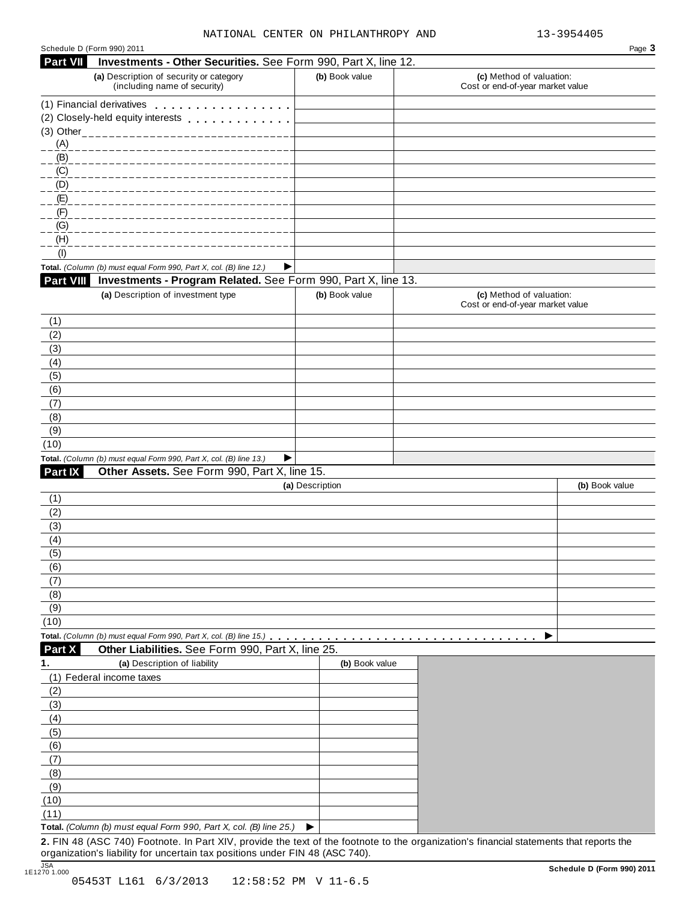NATIONAL CENTER ON PHILANTHROPY AND 13-3954405

Schedule D (Form 990) 2011 Page **3**

## Part VII Investments - Other Securities. See Form 990, Part X, line 12.

| **(a)** Description of security or category (including name of security) | **(b)** Book value | **(c)** Method of valuation: Cost or end-of-year market value |
|---|---|---|
| (1) Financial derivatives | | |
| (2) Closely-held equity interests | | |
| (3) Other | | |
| (A) | | |
| (B) | | |
| (C) | | |
| (D) | | |
| (E) | | |
| (F) | | |
| (G) | | |
| (H) | | |
| (I) | | |
| **Total.** *(Column (b) must equal Form 990, Part X, col. (B) line 12.)* ▶ | | |

## Part VIII Investments - Program Related. See Form 990, Part X, line 13.

| **(a)** Description of investment type | **(b)** Book value | **(c)** Method of valuation: Cost or end-of-year market value |
|---|---|---|
| (1) | | |
| (2) | | |
| (3) | | |
| (4) | | |
| (5) | | |
| (6) | | |
| (7) | | |
| (8) | | |
| (9) | | |
| (10) | | |
| **Total.** *(Column (b) must equal Form 990, Part X, col. (B) line 13.)* ▶ | | |

## Part IX Other Assets. See Form 990, Part X, line 15.

| **(a)** Description | **(b)** Book value |
|---|---|
| (1) | |
| (2) | |
| (3) | |
| (4) | |
| (5) | |
| (6) | |
| (7) | |
| (8) | |
| (9) | |
| (10) | |
| **Total.** *(Column (b) must equal Form 990, Part X, col. (B) line 15.)* ▶ | |

## Part X Other Liabilities. See Form 990, Part X, line 25.

| **1.** **(a)** Description of liability | **(b)** Book value |
|---|---|
| (1) Federal income taxes | |
| (2) | |
| (3) | |
| (4) | |
| (5) | |
| (6) | |
| (7) | |
| (8) | |
| (9) | |
| (10) | |
| (11) | |
| **Total.** *(Column (b) must equal Form 990, Part X, col. (B) line 25.)* ▶ | |

**2.** FIN 48 (ASC 740) Footnote. In Part XIV, provide the text of the footnote to the organization's financial statements that reports the organization's liability for uncertain tax positions under FIN 48 (ASC 740).

JSA
1E1270 1.000

**Schedule D (Form 990) 2011**

05453T L161 6/3/2013 12:58:52 PM V 11-6.5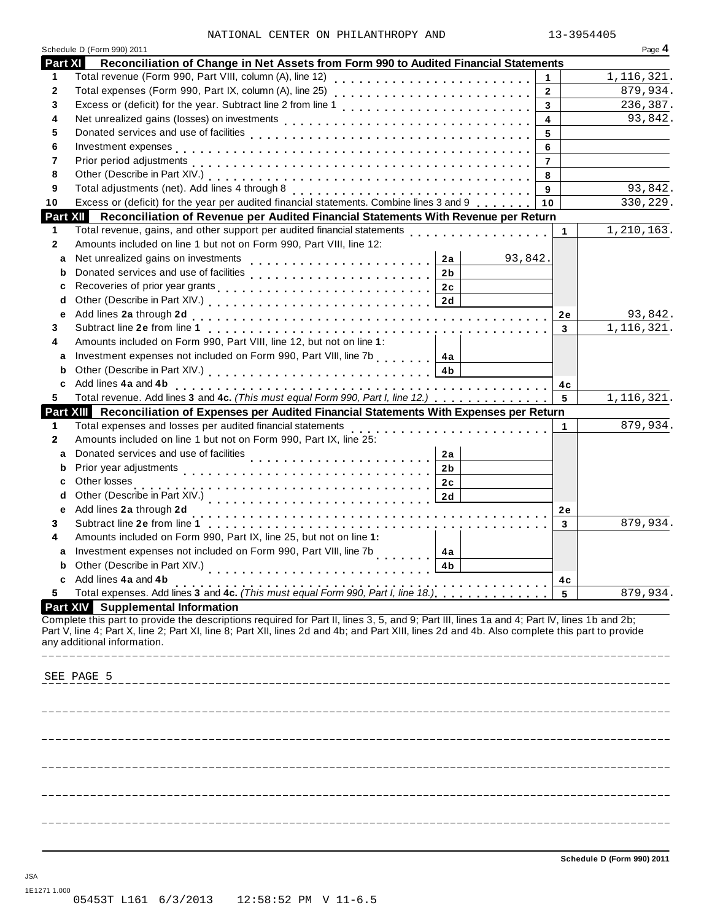NATIONAL CENTER ON PHILANTHROPY AND 13-3954405

Schedule D (Form 990) 2011 Page **4**

## Part XI Reconciliation of Change in Net Assets from Form 990 to Audited Financial Statements

| | | | |
|---|---|---|---|
| 1 | Total revenue (Form 990, Part VIII, column (A), line 12) | 1 | 1,116,321. |
| 2 | Total expenses (Form 990, Part IX, column (A), line 25) | 2 | 879,934. |
| 3 | Excess or (deficit) for the year. Subtract line 2 from line 1 | 3 | 236,387. |
| 4 | Net unrealized gains (losses) on investments | 4 | 93,842. |
| 5 | Donated services and use of facilities | 5 | |
| 6 | Investment expenses | 6 | |
| 7 | Prior period adjustments | 7 | |
| 8 | Other (Describe in Part XIV.) | 8 | |
| 9 | Total adjustments (net). Add lines 4 through 8 | 9 | 93,842. |
| 10 | Excess or (deficit) for the year per audited financial statements. Combine lines 3 and 9 | 10 | 330,229. |

## Part XII Reconciliation of Revenue per Audited Financial Statements With Revenue per Return

| | | | | | |
|---|---|---|---|---|---|
| 1 | Total revenue, gains, and other support per audited financial statements | | | 1 | 1,210,163. |
| 2 | Amounts included on line 1 but not on Form 990, Part VIII, line 12: | | | | |
| a | Net unrealized gains on investments | 2a | 93,842. | | |
| b | Donated services and use of facilities | 2b | | | |
| c | Recoveries of prior year grants | 2c | | | |
| d | Other (Describe in Part XIV.) | 2d | | | |
| e | Add lines **2a** through **2d** | | | 2e | 93,842. |
| 3 | Subtract line **2e** from line **1** | | | 3 | 1,116,321. |
| 4 | Amounts included on Form 990, Part VIII, line 12, but not on line **1**: | | | | |
| a | Investment expenses not included on Form 990, Part VIII, line 7b | 4a | | | |
| b | Other (Describe in Part XIV.) | 4b | | | |
| c | Add lines **4a** and **4b** | | | 4c | |
| 5 | Total revenue. Add lines **3** and **4c.** *(This must equal Form 990, Part I, line 12.)* | | | 5 | 1,116,321. |

## Part XIII Reconciliation of Expenses per Audited Financial Statements With Expenses per Return

| | | | | | |
|---|---|---|---|---|---|
| 1 | Total expenses and losses per audited financial statements | | | 1 | 879,934. |
| 2 | Amounts included on line 1 but not on Form 990, Part IX, line 25: | | | | |
| a | Donated services and use of facilities | 2a | | | |
| b | Prior year adjustments | 2b | | | |
| c | Other losses | 2c | | | |
| d | Other (Describe in Part XIV.) | 2d | | | |
| e | Add lines **2a** through **2d** | | | 2e | |
| 3 | Subtract line **2e** from line **1** | | | 3 | 879,934. |
| 4 | Amounts included on Form 990, Part IX, line 25, but not on line **1:** | | | | |
| a | Investment expenses not included on Form 990, Part VIII, line 7b | 4a | | | |
| b | Other (Describe in Part XIV.) | 4b | | | |
| c | Add lines **4a** and **4b** | | | 4c | |
| 5 | Total expenses. Add lines **3** and **4c.** *(This must equal Form 990, Part I, line 18.)* | | | 5 | 879,934. |

## Part XIV Supplemental Information

Complete this part to provide the descriptions required for Part II, lines 3, 5, and 9; Part III, lines 1a and 4; Part IV, lines 1b and 2b; Part V, line 4; Part X, line 2; Part XI, line 8; Part XII, lines 2d and 4b; and Part XIII, lines 2d and 4b. Also complete this part to provide any additional information.

SEE PAGE 5

**Schedule D (Form 990) 2011**

JSA
1E1271 1.000
05453T L161 6/3/2013 12:58:52 PM V 11-6.5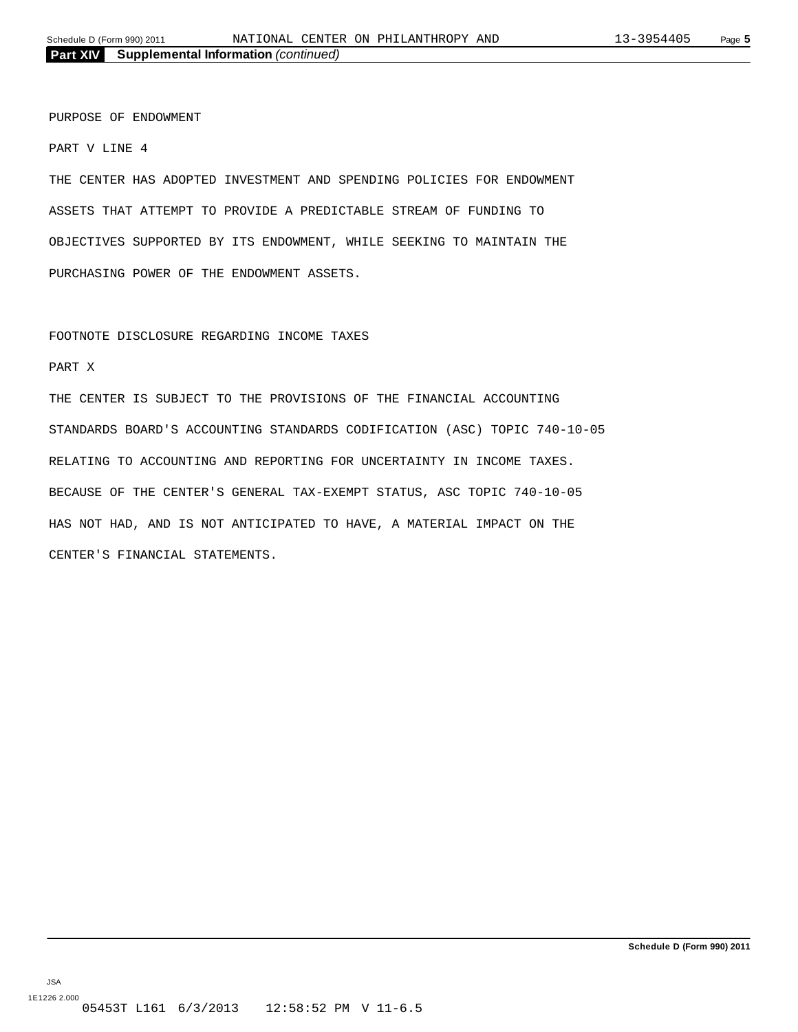**Part XIV Supplemental Information** *(continued)*

PURPOSE OF ENDOWMENT

PART V LINE 4

THE CENTER HAS ADOPTED INVESTMENT AND SPENDING POLICIES FOR ENDOWMENT ASSETS THAT ATTEMPT TO PROVIDE A PREDICTABLE STREAM OF FUNDING TO OBJECTIVES SUPPORTED BY ITS ENDOWMENT, WHILE SEEKING TO MAINTAIN THE PURCHASING POWER OF THE ENDOWMENT ASSETS.

FOOTNOTE DISCLOSURE REGARDING INCOME TAXES

PART X

THE CENTER IS SUBJECT TO THE PROVISIONS OF THE FINANCIAL ACCOUNTING STANDARDS BOARD'S ACCOUNTING STANDARDS CODIFICATION (ASC) TOPIC 740-10-05 RELATING TO ACCOUNTING AND REPORTING FOR UNCERTAINTY IN INCOME TAXES. BECAUSE OF THE CENTER'S GENERAL TAX-EXEMPT STATUS, ASC TOPIC 740-10-05 HAS NOT HAD, AND IS NOT ANTICIPATED TO HAVE, A MATERIAL IMPACT ON THE CENTER'S FINANCIAL STATEMENTS.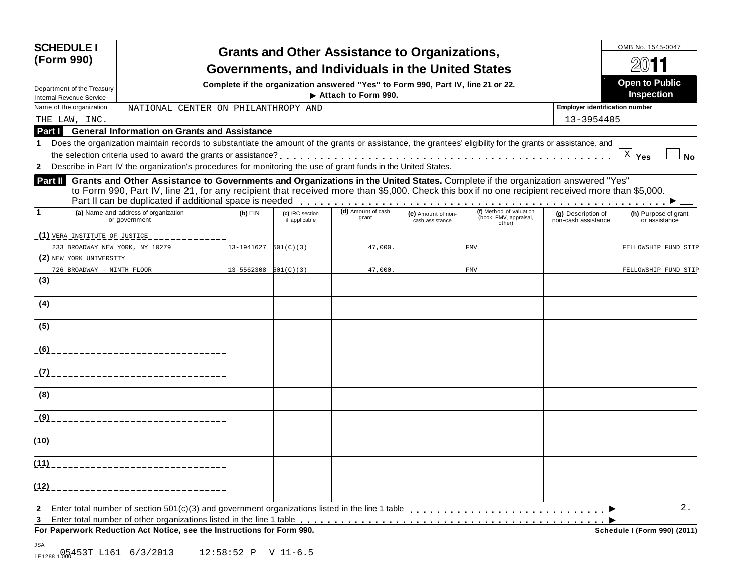**SCHEDULE I (Form 990)**

Department of the Treasury
Internal Revenue Service

# Grants and Other Assistance to Organizations, Governments, and Individuals in the United States

**Complete if the organization answered "Yes" to Form 990, Part IV, line 21 or 22.**
▶ **Attach to Form 990.**

OMB No. 1545-0047

**2011**

**Open to Public Inspection**

Name of the organization: NATIONAL CENTER ON PHILANTHROPY AND THE LAW, INC.

Employer identification number: 13-3954405

## Part I General Information on Grants and Assistance

**1** Does the organization maintain records to substantiate the amount of the grants or assistance, the grantees' eligibility for the grants or assistance, and the selection criteria used to award the grants or assistance? [X] Yes [ ] No

**2** Describe in Part IV the organization's procedures for monitoring the use of grant funds in the United States.

## Part II Grants and Other Assistance to Governments and Organizations in the United States.

Complete if the organization answered "Yes" to Form 990, Part IV, line 21, for any recipient that received more than $5,000. Check this box if no one recipient received more than $5,000. Part II can be duplicated if additional space is needed ▶ [ ]

| 1 (a) Name and address of organization or government | (b) EIN | (c) IRC section if applicable | (d) Amount of cash grant | (e) Amount of non-cash assistance | (f) Method of valuation (book, FMV, appraisal, other) | (g) Description of non-cash assistance | (h) Purpose of grant or assistance |
|---|---|---|---|---|---|---|---|
| (1) VERA INSTITUTE OF JUSTICE 233 BROADWAY NEW YORK, NY 10279 | 13-1941627 | 501(C)(3) | 47,000. | | FMV | | FELLOWSHIP FUND STIP |
| (2) NEW YORK UNIVERSITY 726 BROADWAY - NINTH FLOOR | 13-5562308 | 501(C)(3) | 47,000. | | FMV | | FELLOWSHIP FUND STIP |
| (3) | | | | | | | |
| (4) | | | | | | | |
| (5) | | | | | | | |
| (6) | | | | | | | |
| (7) | | | | | | | |
| (8) | | | | | | | |
| (9) | | | | | | | |
| (10) | | | | | | | |
| (11) | | | | | | | |
| (12) | | | | | | | |

**2** Enter total number of section 501(c)(3) and government organizations listed in the line 1 table ▶ 2.

**3** Enter total number of other organizations listed in the line 1 table ▶

**For Paperwork Reduction Act Notice, see the Instructions for Form 990.** **Schedule I (Form 990) (2011)**

JSA
1E1288 1.000 05453T L161 6/3/2013 12:58:52 P V 11-6.5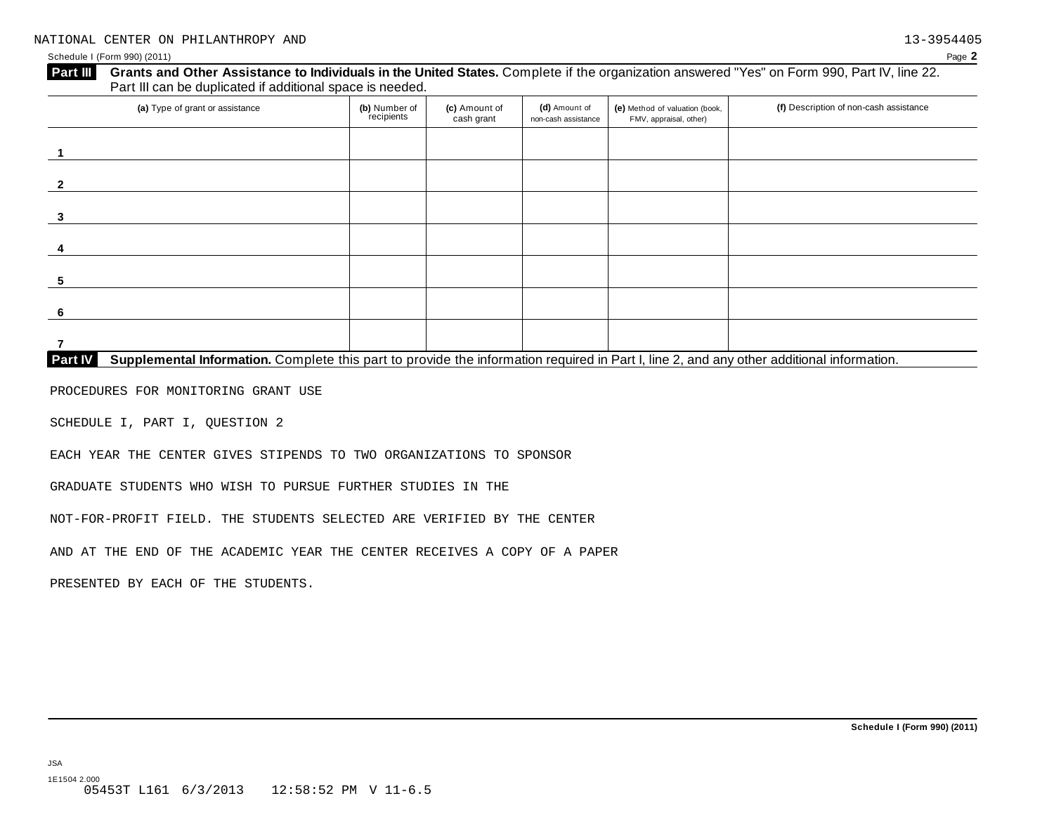NATIONAL CENTER ON PHILANTHROPY AND 13-3954405

Schedule I (Form 990) (2011)

**Part III** **Grants and Other Assistance to Individuals in the United States.** Complete if the organization answered "Yes" on Form 990, Part IV, line 22. Part III can be duplicated if additional space is needed.

| (a) Type of grant or assistance | (b) Number of recipients | (c) Amount of cash grant | (d) Amount of non-cash assistance | (e) Method of valuation (book, FMV, appraisal, other) | (f) Description of non-cash assistance |
|---|---|---|---|---|---|
| 1 | | | | | |
| 2 | | | | | |
| 3 | | | | | |
| 4 | | | | | |
| 5 | | | | | |
| 6 | | | | | |
| 7 | | | | | |

**Part IV** **Supplemental Information.** Complete this part to provide the information required in Part I, line 2, and any other additional information.

PROCEDURES FOR MONITORING GRANT USE

SCHEDULE I, PART I, QUESTION 2

EACH YEAR THE CENTER GIVES STIPENDS TO TWO ORGANIZATIONS TO SPONSOR GRADUATE STUDENTS WHO WISH TO PURSUE FURTHER STUDIES IN THE NOT-FOR-PROFIT FIELD. THE STUDENTS SELECTED ARE VERIFIED BY THE CENTER AND AT THE END OF THE ACADEMIC YEAR THE CENTER RECEIVES A COPY OF A PAPER PRESENTED BY EACH OF THE STUDENTS.

**Schedule I (Form 990) (2011)**

JSA

1E1504 2.000

05453T L161 6/3/2013 12:58:52 PM V 11-6.5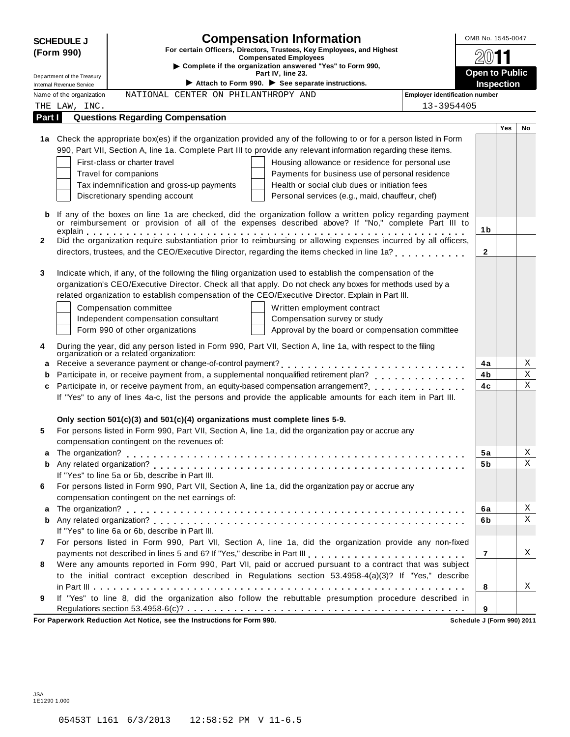**SCHEDULE J (Form 990)**

Department of the Treasury
Internal Revenue Service

# Compensation Information

**For certain Officers, Directors, Trustees, Key Employees, and Highest Compensated Employees**

▶ Complete if the organization answered "Yes" to Form 990, Part IV, line 23.

▶ Attach to Form 990. ▶ See separate instructions.

OMB No. 1545-0047

2011

**Open to Public Inspection**

Name of the organization: NATIONAL CENTER ON PHILANTHROPY AND THE LAW, INC.

Employer identification number: 13-3954405

## Part I Questions Regarding Compensation

| | | | Yes | No |
|---|---|---|---|---|
| **1a** | Check the appropriate box(es) if the organization provided any of the following to or for a person listed in Form 990, Part VII, Section A, line 1a. Complete Part III to provide any relevant information regarding these items.<br>☐ First-class or charter travel ☐ Housing allowance or residence for personal use<br>☐ Travel for companions ☐ Payments for business use of personal residence<br>☐ Tax indemnification and gross-up payments ☐ Health or social club dues or initiation fees<br>☐ Discretionary spending account ☐ Personal services (e.g., maid, chauffeur, chef) | | | |
| **b** | If any of the boxes on line 1a are checked, did the organization follow a written policy regarding payment or reimbursement or provision of all of the expenses described above? If "No," complete Part III to explain | 1b | | |
| **2** | Did the organization require substantiation prior to reimbursing or allowing expenses incurred by all officers, directors, trustees, and the CEO/Executive Director, regarding the items checked in line 1a? | 2 | | |
| **3** | Indicate which, if any, of the following the filing organization used to establish the compensation of the organization's CEO/Executive Director. Check all that apply. Do not check any boxes for methods used by a related organization to establish compensation of the CEO/Executive Director. Explain in Part III.<br>☐ Compensation committee ☐ Written employment contract<br>☐ Independent compensation consultant ☐ Compensation survey or study<br>☐ Form 990 of other organizations ☐ Approval by the board or compensation committee | | | |
| **4** | During the year, did any person listed in Form 990, Part VII, Section A, line 1a, with respect to the filing organization or a related organization: | | | |
| **a** | Receive a severance payment or change-of-control payment? | 4a | | X |
| **b** | Participate in, or receive payment from, a supplemental nonqualified retirement plan? | 4b | | X |
| **c** | Participate in, or receive payment from, an equity-based compensation arrangement? | 4c | | X |
| | If "Yes" to any of lines 4a-c, list the persons and provide the applicable amounts for each item in Part III. | | | |
| | **Only section 501(c)(3) and 501(c)(4) organizations must complete lines 5-9.** | | | |
| **5** | For persons listed in Form 990, Part VII, Section A, line 1a, did the organization pay or accrue any compensation contingent on the revenues of: | | | |
| **a** | The organization? | 5a | | X |
| **b** | Any related organization? | 5b | | X |
| | If "Yes" to line 5a or 5b, describe in Part III. | | | |
| **6** | For persons listed in Form 990, Part VII, Section A, line 1a, did the organization pay or accrue any compensation contingent on the net earnings of: | | | |
| **a** | The organization? | 6a | | X |
| **b** | Any related organization? | 6b | | X |
| | If "Yes" to line 6a or 6b, describe in Part III. | | | |
| **7** | For persons listed in Form 990, Part VII, Section A, line 1a, did the organization provide any non-fixed payments not described in lines 5 and 6? If "Yes," describe in Part III | 7 | | X |
| **8** | Were any amounts reported in Form 990, Part VII, paid or accrued pursuant to a contract that was subject to the initial contract exception described in Regulations section 53.4958-4(a)(3)? If "Yes," describe in Part III | 8 | | X |
| **9** | If "Yes" to line 8, did the organization also follow the rebuttable presumption procedure described in Regulations section 53.4958-6(c)? | 9 | | |

**For Paperwork Reduction Act Notice, see the Instructions for Form 990.** **Schedule J (Form 990) 2011**

JSA
1E1290 1.000

05453T L161 6/3/2013 12:58:52 PM V 11-6.5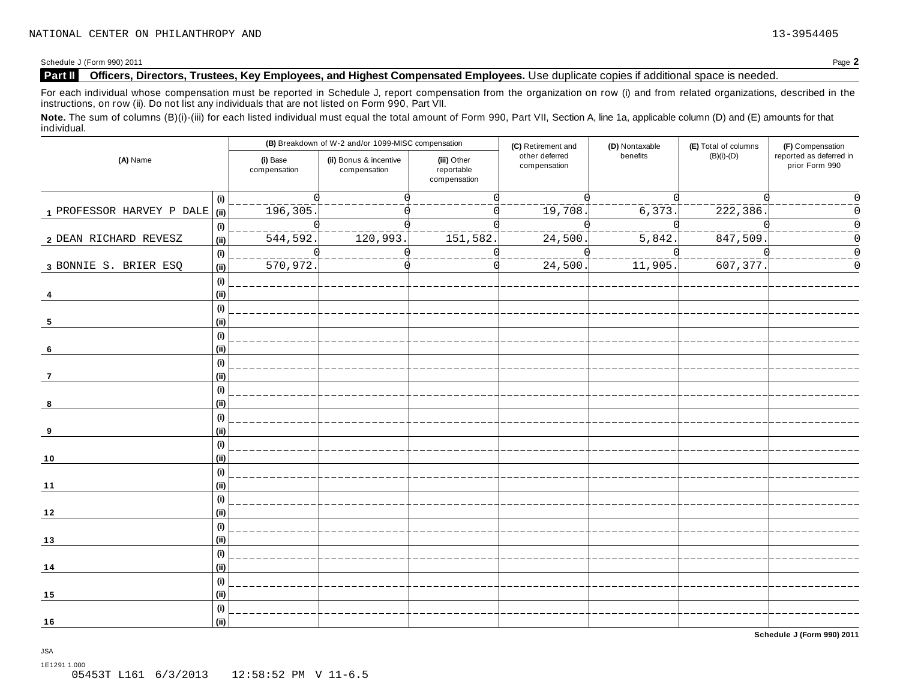NATIONAL CENTER ON PHILANTHROPY AND 13-3954405

Schedule J (Form 990) 2011 Page **2**

## Part II Officers, Directors, Trustees, Key Employees, and Highest Compensated Employees. Use duplicate copies if additional space is needed.

For each individual whose compensation must be reported in Schedule J, report compensation from the organization on row (i) and from related organizations, described in the instructions, on row (ii). Do not list any individuals that are not listed on Form 990, Part VII.

**Note.** The sum of columns (B)(i)-(iii) for each listed individual must equal the total amount of Form 990, Part VII, Section A, line 1a, applicable column (D) and (E) amounts for that individual.

| (A) Name | | (B) Breakdown of W-2 and/or 1099-MISC compensation | | | (C) Retirement and other deferred compensation | (D) Nontaxable benefits | (E) Total of columns (B)(i)-(D) | (F) Compensation reported as deferred in prior Form 990 |
|---|---|---|---|---|---|---|---|---|
| | | (i) Base compensation | (ii) Bonus & incentive compensation | (iii) Other reportable compensation | | | | |
| 1 PROFESSOR HARVEY P DALE | (i) | 0 | 0 | 0 | 0 | 0 | 0 | 0 |
| | (ii) | 196,305. | 0 | 0 | 19,708. | 6,373. | 222,386. | 0 |
| 2 DEAN RICHARD REVESZ | (i) | 0 | 0 | 0 | 0 | 0 | 0 | 0 |
| | (ii) | 544,592. | 120,993. | 151,582. | 24,500. | 5,842. | 847,509. | 0 |
| 3 BONNIE S. BRIER ESQ | (i) | 0 | 0 | 0 | 0 | 0 | 0 | 0 |
| | (ii) | 570,972. | 0 | 0 | 24,500. | 11,905. | 607,377. | 0 |
| 4 | (i) | | | | | | | |
| | (ii) | | | | | | | |
| 5 | (i) | | | | | | | |
| | (ii) | | | | | | | |
| 6 | (i) | | | | | | | |
| | (ii) | | | | | | | |
| 7 | (i) | | | | | | | |
| | (ii) | | | | | | | |
| 8 | (i) | | | | | | | |
| | (ii) | | | | | | | |
| 9 | (i) | | | | | | | |
| | (ii) | | | | | | | |
| 10 | (i) | | | | | | | |
| | (ii) | | | | | | | |
| 11 | (i) | | | | | | | |
| | (ii) | | | | | | | |
| 12 | (i) | | | | | | | |
| | (ii) | | | | | | | |
| 13 | (i) | | | | | | | |
| | (ii) | | | | | | | |
| 14 | (i) | | | | | | | |
| | (ii) | | | | | | | |
| 15 | (i) | | | | | | | |
| | (ii) | | | | | | | |
| 16 | (i) | | | | | | | |
| | (ii) | | | | | | | |

**Schedule J (Form 990) 2011**

JSA

1E1291 1.000
05453T L161 6/3/2013 12:58:52 PM V 11-6.5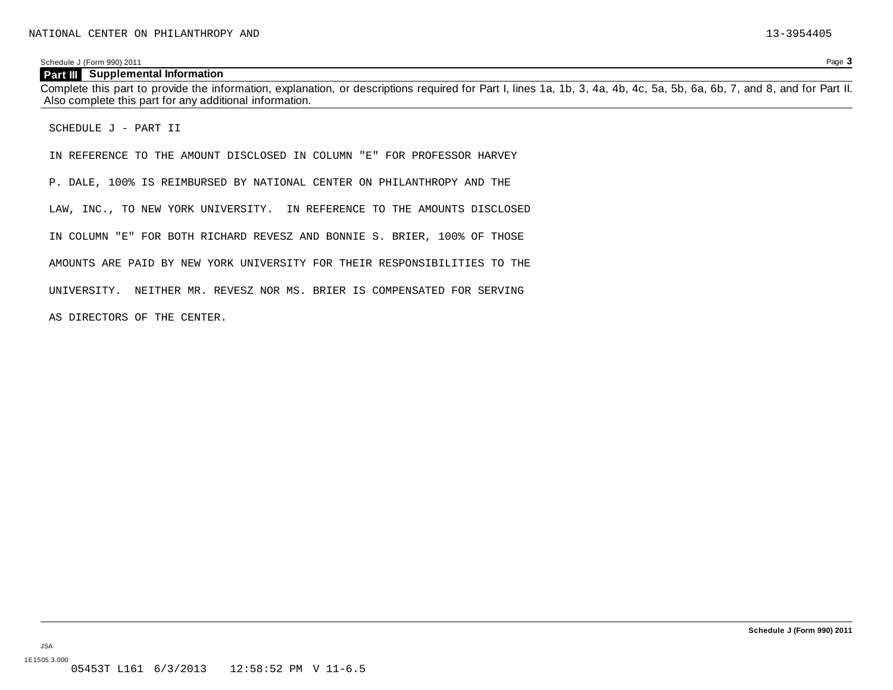NATIONAL CENTER ON PHILANTHROPY AND 13-3954405

Schedule J (Form 990) 2011

## Part III Supplemental Information

Complete this part to provide the information, explanation, or descriptions required for Part I, lines 1a, 1b, 3, 4a, 4b, 4c, 5a, 5b, 6a, 6b, 7, and 8, and for Part II. Also complete this part for any additional information.

SCHEDULE J - PART II

IN REFERENCE TO THE AMOUNT DISCLOSED IN COLUMN "E" FOR PROFESSOR HARVEY P. DALE, 100% IS REIMBURSED BY NATIONAL CENTER ON PHILANTHROPY AND THE LAW, INC., TO NEW YORK UNIVERSITY. IN REFERENCE TO THE AMOUNTS DISCLOSED IN COLUMN "E" FOR BOTH RICHARD REVESZ AND BONNIE S. BRIER, 100% OF THOSE AMOUNTS ARE PAID BY NEW YORK UNIVERSITY FOR THEIR RESPONSIBILITIES TO THE UNIVERSITY. NEITHER MR. REVESZ NOR MS. BRIER IS COMPENSATED FOR SERVING AS DIRECTORS OF THE CENTER.

Schedule J (Form 990) 2011

JSA
1E1505 3.000
05453T L161 6/3/2013 12:58:52 PM V 11-6.5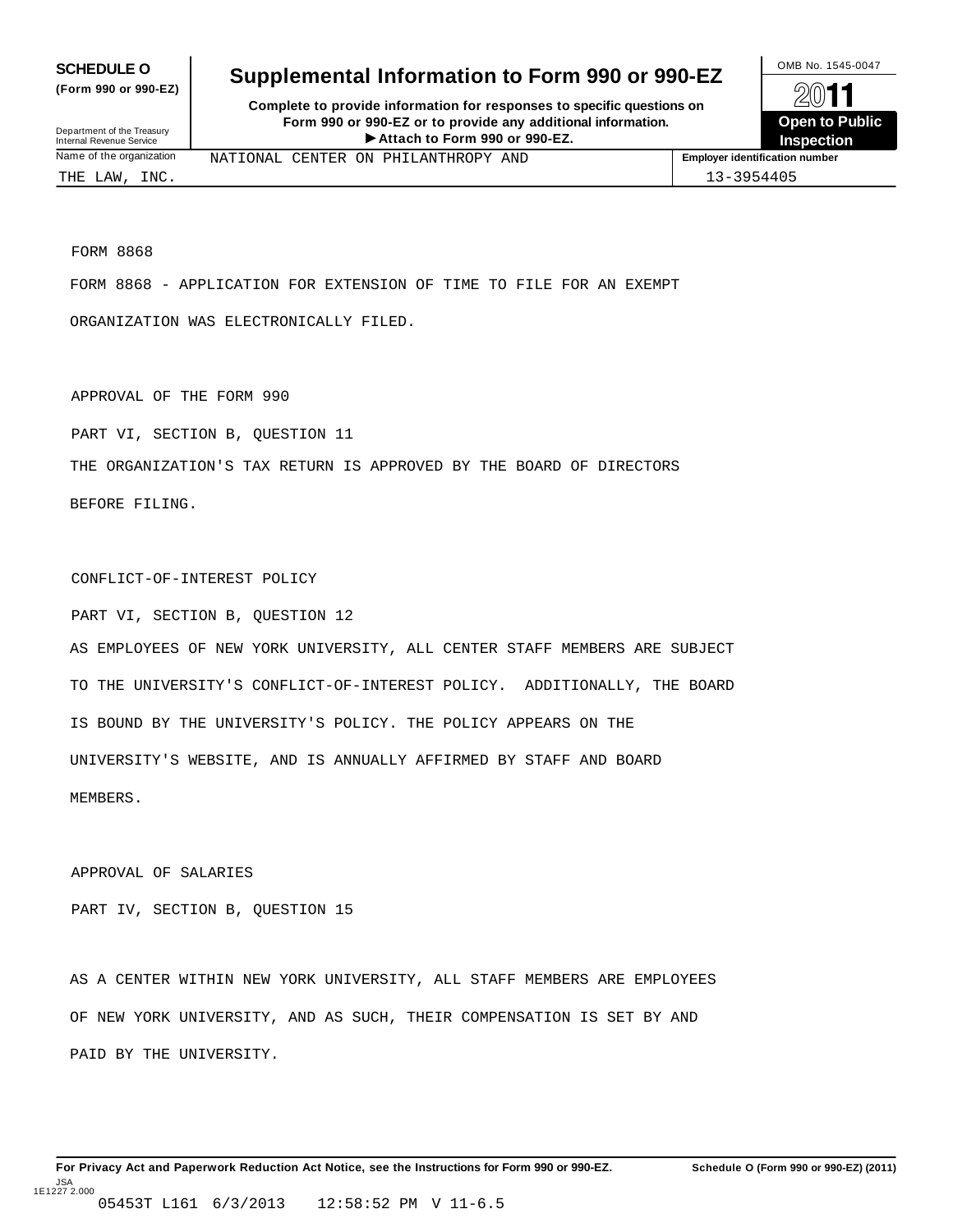**SCHEDULE O** (Form 990 or 990-EZ)

Department of the Treasury
Internal Revenue Service

# Supplemental Information to Form 990 or 990-EZ

**Complete to provide information for responses to specific questions on Form 990 or 990-EZ or to provide any additional information.**
**▶ Attach to Form 990 or 990-EZ.**

OMB No. 1545-0047

2011

**Open to Public Inspection**

| Name of the organization | Employer identification number |
|---|---|
| NATIONAL CENTER ON PHILANTHROPY AND THE LAW, INC. | 13-3954405 |

FORM 8868

FORM 8868 - APPLICATION FOR EXTENSION OF TIME TO FILE FOR AN EXEMPT ORGANIZATION WAS ELECTRONICALLY FILED.

APPROVAL OF THE FORM 990

PART VI, SECTION B, QUESTION 11

THE ORGANIZATION'S TAX RETURN IS APPROVED BY THE BOARD OF DIRECTORS BEFORE FILING.

CONFLICT-OF-INTEREST POLICY

PART VI, SECTION B, QUESTION 12

AS EMPLOYEES OF NEW YORK UNIVERSITY, ALL CENTER STAFF MEMBERS ARE SUBJECT TO THE UNIVERSITY'S CONFLICT-OF-INTEREST POLICY. ADDITIONALLY, THE BOARD IS BOUND BY THE UNIVERSITY'S POLICY. THE POLICY APPEARS ON THE UNIVERSITY'S WEBSITE, AND IS ANNUALLY AFFIRMED BY STAFF AND BOARD MEMBERS.

APPROVAL OF SALARIES

PART IV, SECTION B, QUESTION 15

AS A CENTER WITHIN NEW YORK UNIVERSITY, ALL STAFF MEMBERS ARE EMPLOYEES OF NEW YORK UNIVERSITY, AND AS SUCH, THEIR COMPENSATION IS SET BY AND PAID BY THE UNIVERSITY.

**For Privacy Act and Paperwork Reduction Act Notice, see the Instructions for Form 990 or 990-EZ.** **Schedule O (Form 990 or 990-EZ) (2011)**

JSA
1E1227 2.000
05453T L161 6/3/2013 12:58:52 PM V 11-6.5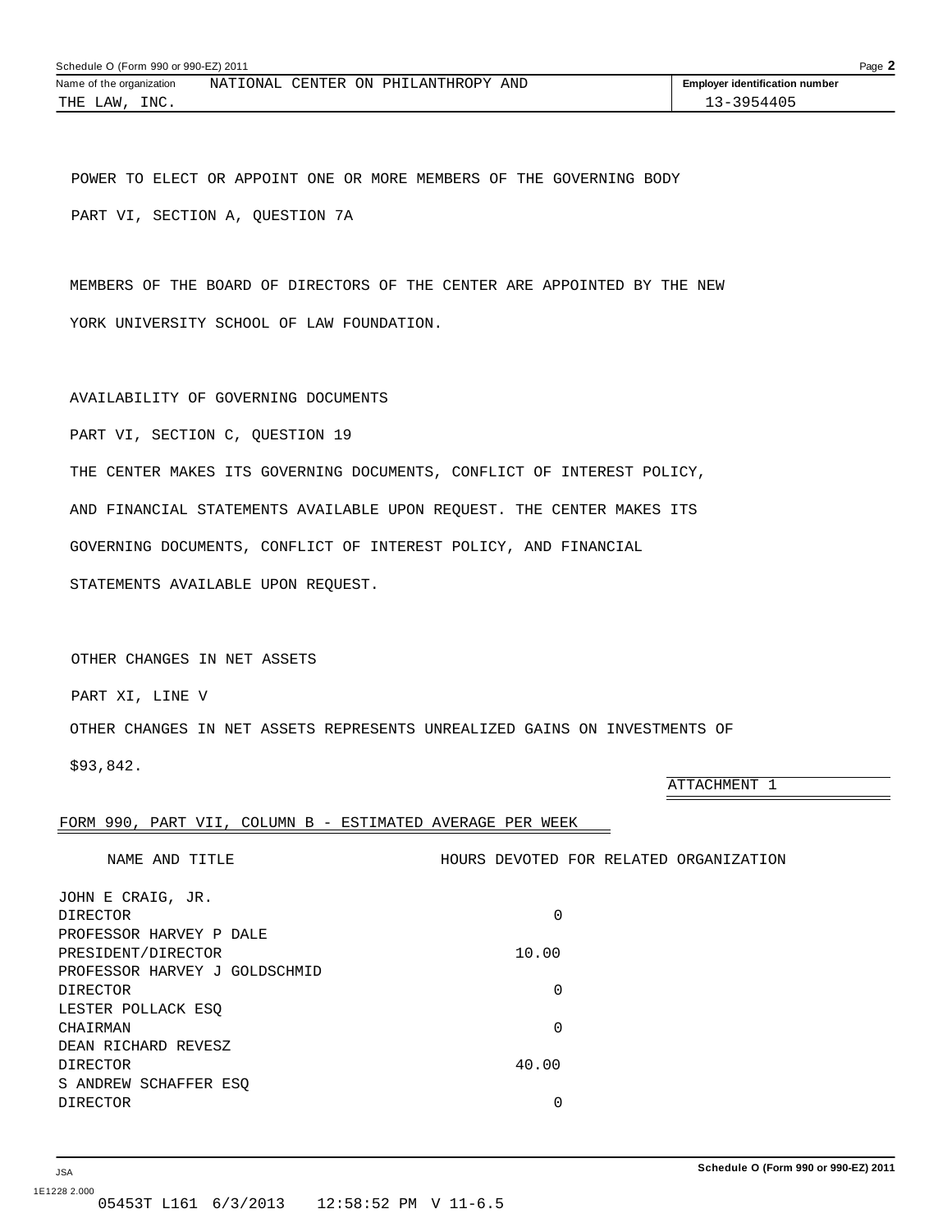POWER TO ELECT OR APPOINT ONE OR MORE MEMBERS OF THE GOVERNING BODY

PART VI, SECTION A, QUESTION 7A

MEMBERS OF THE BOARD OF DIRECTORS OF THE CENTER ARE APPOINTED BY THE NEW YORK UNIVERSITY SCHOOL OF LAW FOUNDATION.

AVAILABILITY OF GOVERNING DOCUMENTS

PART VI, SECTION C, QUESTION 19

THE CENTER MAKES ITS GOVERNING DOCUMENTS, CONFLICT OF INTEREST POLICY, AND FINANCIAL STATEMENTS AVAILABLE UPON REQUEST. THE CENTER MAKES ITS GOVERNING DOCUMENTS, CONFLICT OF INTEREST POLICY, AND FINANCIAL STATEMENTS AVAILABLE UPON REQUEST.

OTHER CHANGES IN NET ASSETS

PART XI, LINE V

OTHER CHANGES IN NET ASSETS REPRESENTS UNREALIZED GAINS ON INVESTMENTS OF $93,842.

ATTACHMENT 1

FORM 990, PART VII, COLUMN B - ESTIMATED AVERAGE PER WEEK

| NAME AND TITLE | HOURS DEVOTED FOR RELATED ORGANIZATION |
|---|---|
| JOHN E CRAIG, JR.<br>DIRECTOR | 0 |
| PROFESSOR HARVEY P DALE<br>PRESIDENT/DIRECTOR | 10.00 |
| PROFESSOR HARVEY J GOLDSCHMID<br>DIRECTOR | 0 |
| LESTER POLLACK ESQ<br>CHAIRMAN | 0 |
| DEAN RICHARD REVESZ<br>DIRECTOR | 40.00 |
| S ANDREW SCHAFFER ESQ<br>DIRECTOR | 0 |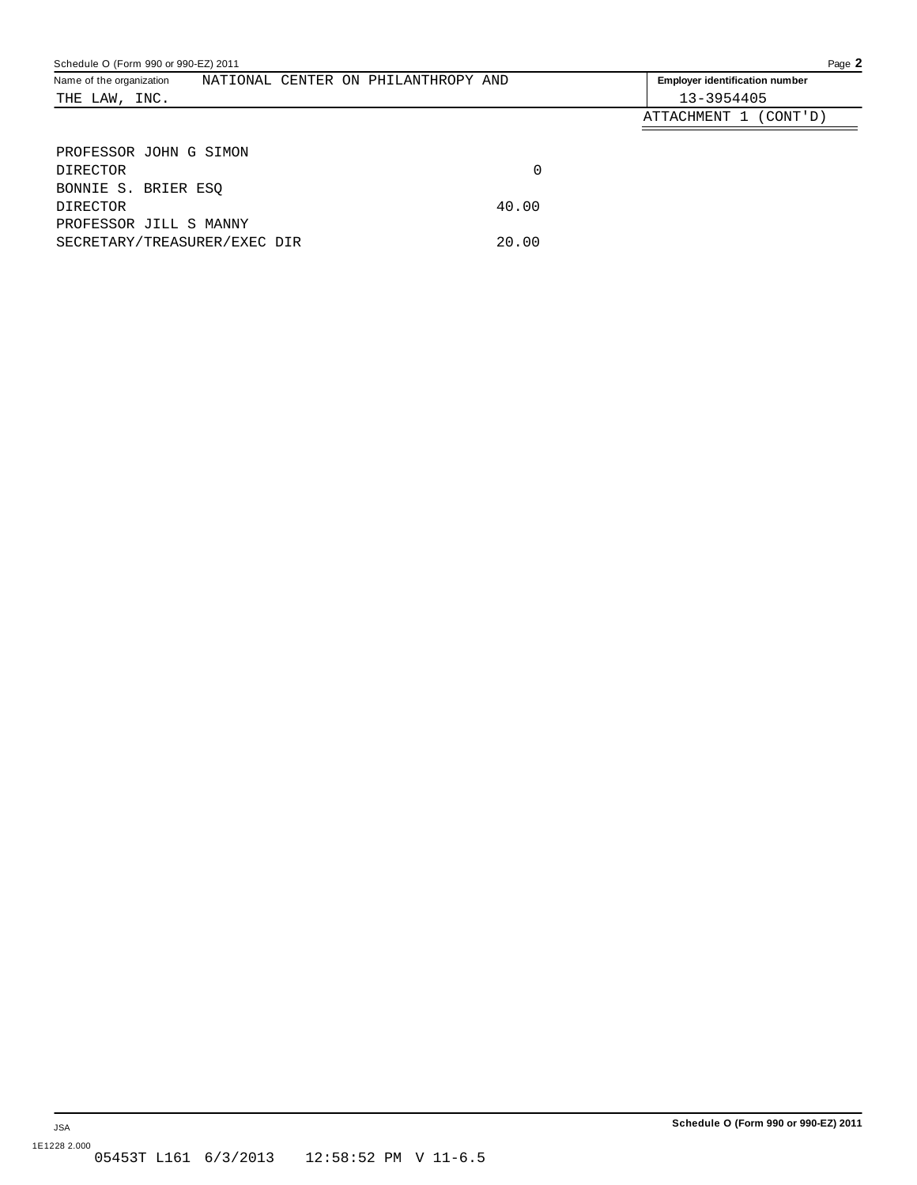Name of the organization NATIONAL CENTER ON PHILANTHROPY AND THE LAW, INC.

Employer identification number 13-3954405

ATTACHMENT 1 (CONT'D)

| | |
|---|---|
| PROFESSOR JOHN G SIMON | |
| DIRECTOR | 0 |
| BONNIE S. BRIER ESQ | |
| DIRECTOR | 40.00 |
| PROFESSOR JILL S MANNY | |
| SECRETARY/TREASURER/EXEC DIR | 20.00 |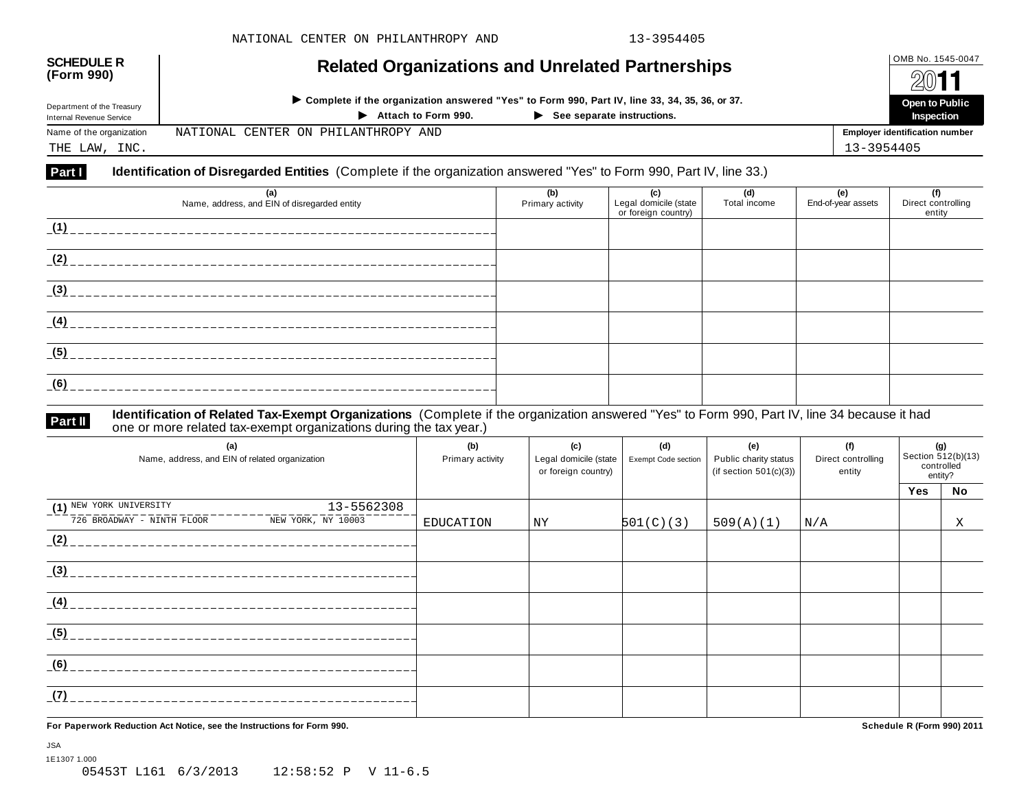NATIONAL CENTER ON PHILANTHROPY AND 13-3954405

**SCHEDULE R (Form 990)**

Department of the Treasury
Internal Revenue Service

# Related Organizations and Unrelated Partnerships

▶ Complete if the organization answered "Yes" to Form 990, Part IV, line 33, 34, 35, 36, or 37.

▶ Attach to Form 990. ▶ See separate instructions.

OMB No. 1545-0047

2011

**Open to Public Inspection**

Name of the organization: NATIONAL CENTER ON PHILANTHROPY AND THE LAW, INC.

Employer identification number: 13-3954405

## Part I Identification of Disregarded Entities (Complete if the organization answered "Yes" to Form 990, Part IV, line 33.)

| (a) Name, address, and EIN of disregarded entity | (b) Primary activity | (c) Legal domicile (state or foreign country) | (d) Total income | (e) End-of-year assets | (f) Direct controlling entity |
|---|---|---|---|---|---|
| (1) | | | | | |
| (2) | | | | | |
| (3) | | | | | |
| (4) | | | | | |
| (5) | | | | | |
| (6) | | | | | |

## Part II Identification of Related Tax-Exempt Organizations (Complete if the organization answered "Yes" to Form 990, Part IV, line 34 because it had one or more related tax-exempt organizations during the tax year.)

| (a) Name, address, and EIN of related organization | (b) Primary activity | (c) Legal domicile (state or foreign country) | (d) Exempt Code section | (e) Public charity status (if section 501(c)(3)) | (f) Direct controlling entity | (g) Section 512(b)(13) controlled entity? Yes | No |
|---|---|---|---|---|---|---|---|
| (1) NEW YORK UNIVERSITY 13-5562308<br>726 BROADWAY - NINTH FLOOR NEW YORK, NY 10003 | EDUCATION | NY | 501(C)(3) | 509(A)(1) | N/A | | X |
| (2) | | | | | | | |
| (3) | | | | | | | |
| (4) | | | | | | | |
| (5) | | | | | | | |
| (6) | | | | | | | |
| (7) | | | | | | | |

For Paperwork Reduction Act Notice, see the Instructions for Form 990.

Schedule R (Form 990) 2011

JSA
1E1307 1.000
05453T L161 6/3/2013 12:58:52 P V 11-6.5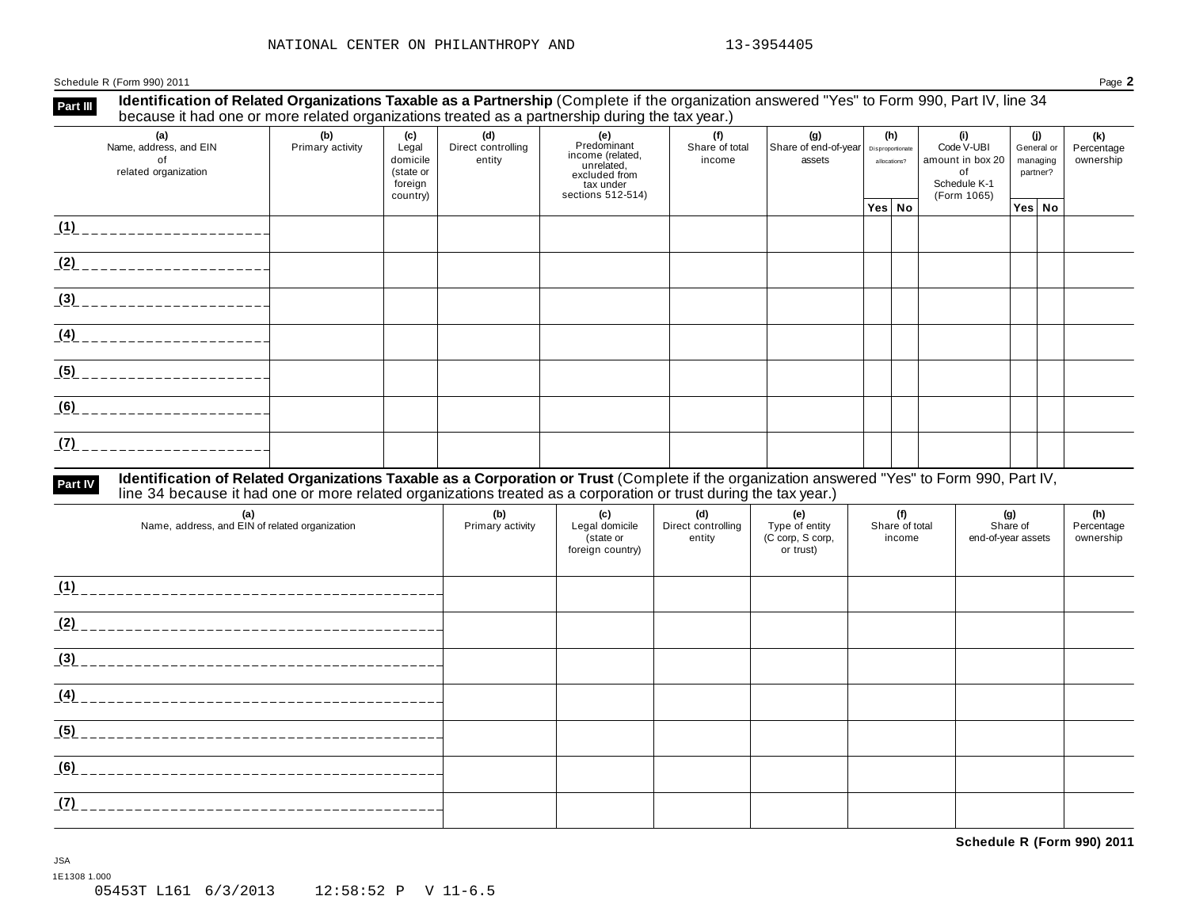NATIONAL CENTER ON PHILANTHROPY AND 13-3954405

Schedule R (Form 990) 2011 Page **2**

**Part III** **Identification of Related Organizations Taxable as a Partnership** (Complete if the organization answered "Yes" to Form 990, Part IV, line 34 because it had one or more related organizations treated as a partnership during the tax year.)

| (a) Name, address, and EIN of related organization | (b) Primary activity | (c) Legal domicile (state or foreign country) | (d) Direct controlling entity | (e) Predominant income (related, unrelated, excluded from tax under sections 512-514) | (f) Share of total income | (g) Share of end-of-year assets | (h) Disproportionate allocations? Yes | (h) No | (i) Code V-UBI amount in box 20 of Schedule K-1 (Form 1065) | (j) General or managing partner? Yes | (j) No | (k) Percentage ownership |
|---|---|---|---|---|---|---|---|---|---|---|---|---|
| (1) | | | | | | | | | | | | |
| (2) | | | | | | | | | | | | |
| (3) | | | | | | | | | | | | |
| (4) | | | | | | | | | | | | |
| (5) | | | | | | | | | | | | |
| (6) | | | | | | | | | | | | |
| (7) | | | | | | | | | | | | |

**Part IV** **Identification of Related Organizations Taxable as a Corporation or Trust** (Complete if the organization answered "Yes" to Form 990, Part IV, line 34 because it had one or more related organizations treated as a corporation or trust during the tax year.)

| (a) Name, address, and EIN of related organization | (b) Primary activity | (c) Legal domicile (state or foreign country) | (d) Direct controlling entity | (e) Type of entity (C corp, S corp, or trust) | (f) Share of total income | (g) Share of end-of-year assets | (h) Percentage ownership |
|---|---|---|---|---|---|---|---|
| (1) | | | | | | | |
| (2) | | | | | | | |
| (3) | | | | | | | |
| (4) | | | | | | | |
| (5) | | | | | | | |
| (6) | | | | | | | |
| (7) | | | | | | | |

**Schedule R (Form 990) 2011**

JSA
1E1308 1.000
05453T L161 6/3/2013 12:58:52 P V 11-6.5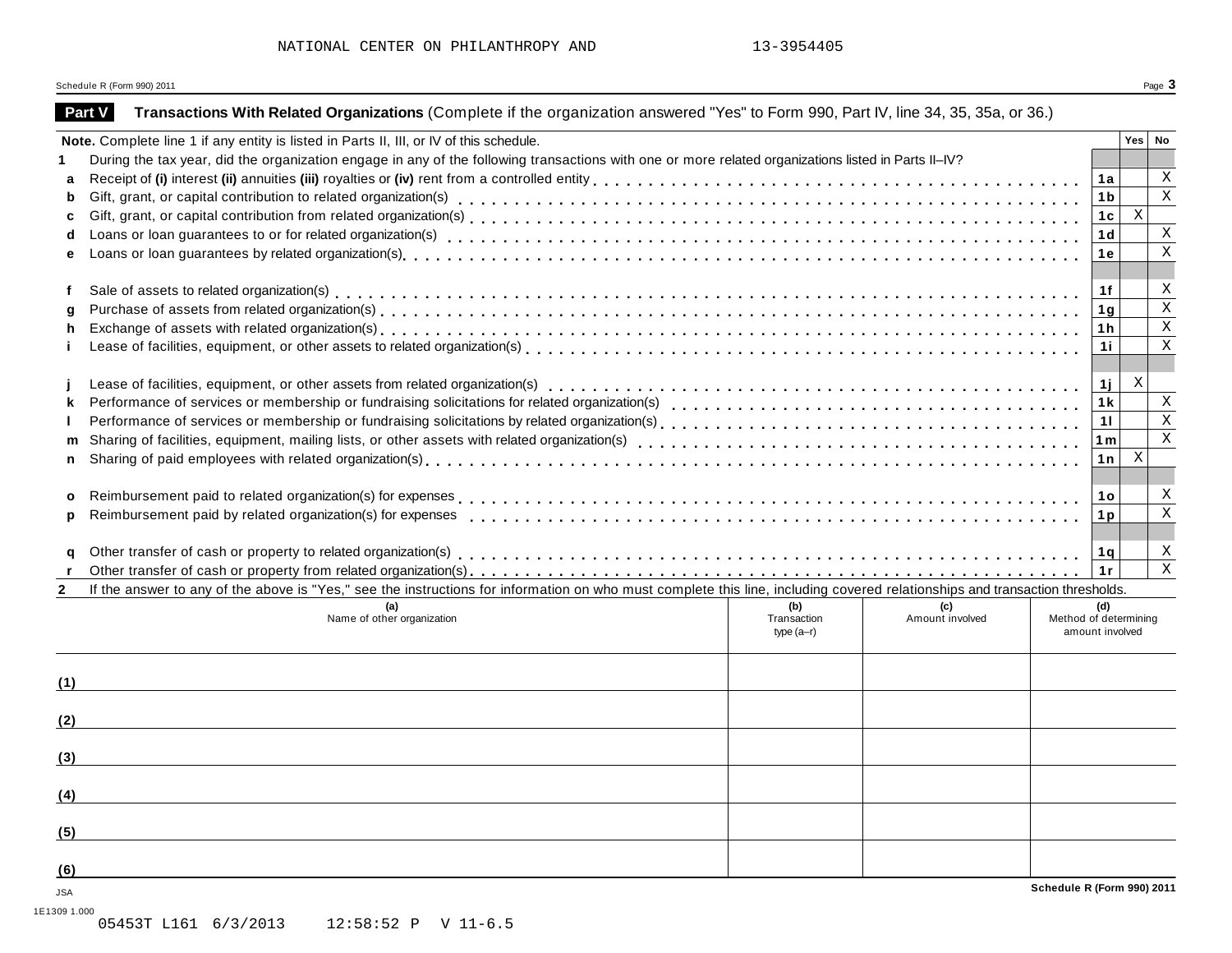NATIONAL CENTER ON PHILANTHROPY AND 13-3954405

Schedule R (Form 990) 2011

## Part V Transactions With Related Organizations (Complete if the organization answered "Yes" to Form 990, Part IV, line 34, 35, 35a, or 36.)

| | **Note.** Complete line 1 if any entity is listed in Parts II, III, or IV of this schedule. | | Yes | No |
|---|---|---|---|---|
| **1** | During the tax year, did the organization engage in any of the following transactions with one or more related organizations listed in Parts II–IV? | | | |
| **a** | Receipt of **(i)** interest **(ii)** annuities **(iii)** royalties or **(iv)** rent from a controlled entity | 1a | | X |
| **b** | Gift, grant, or capital contribution to related organization(s) | 1b | | X |
| **c** | Gift, grant, or capital contribution from related organization(s) | 1c | X | |
| **d** | Loans or loan guarantees to or for related organization(s) | 1d | | X |
| **e** | Loans or loan guarantees by related organization(s) | 1e | | X |
| **f** | Sale of assets to related organization(s) | 1f | | X |
| **g** | Purchase of assets from related organization(s) | 1g | | X |
| **h** | Exchange of assets with related organization(s) | 1h | | X |
| **i** | Lease of facilities, equipment, or other assets to related organization(s) | 1i | | X |
| **j** | Lease of facilities, equipment, or other assets from related organization(s) | 1j | X | |
| **k** | Performance of services or membership or fundraising solicitations for related organization(s) | 1k | | X |
| **l** | Performance of services or membership or fundraising solicitations by related organization(s) | 1l | | X |
| **m** | Sharing of facilities, equipment, mailing lists, or other assets with related organization(s) | 1m | | X |
| **n** | Sharing of paid employees with related organization(s) | 1n | X | |
| **o** | Reimbursement paid to related organization(s) for expenses | 1o | | X |
| **p** | Reimbursement paid by related organization(s) for expenses | 1p | | X |
| **q** | Other transfer of cash or property to related organization(s) | 1q | | X |
| **r** | Other transfer of cash or property from related organization(s) | 1r | | X |

**2** If the answer to any of the above is "Yes," see the instructions for information on who must complete this line, including covered relationships and transaction thresholds.

| | **(a)** Name of other organization | **(b)** Transaction type (a–r) | **(c)** Amount involved | **(d)** Method of determining amount involved |
|---|---|---|---|---|
| **(1)** | | | | |
| **(2)** | | | | |
| **(3)** | | | | |
| **(4)** | | | | |
| **(5)** | | | | |
| **(6)** | | | | |

JSA
1E1309 1.000

Schedule R (Form 990) 2011

05453T L161 6/3/2013 12:58:52 P V 11-6.5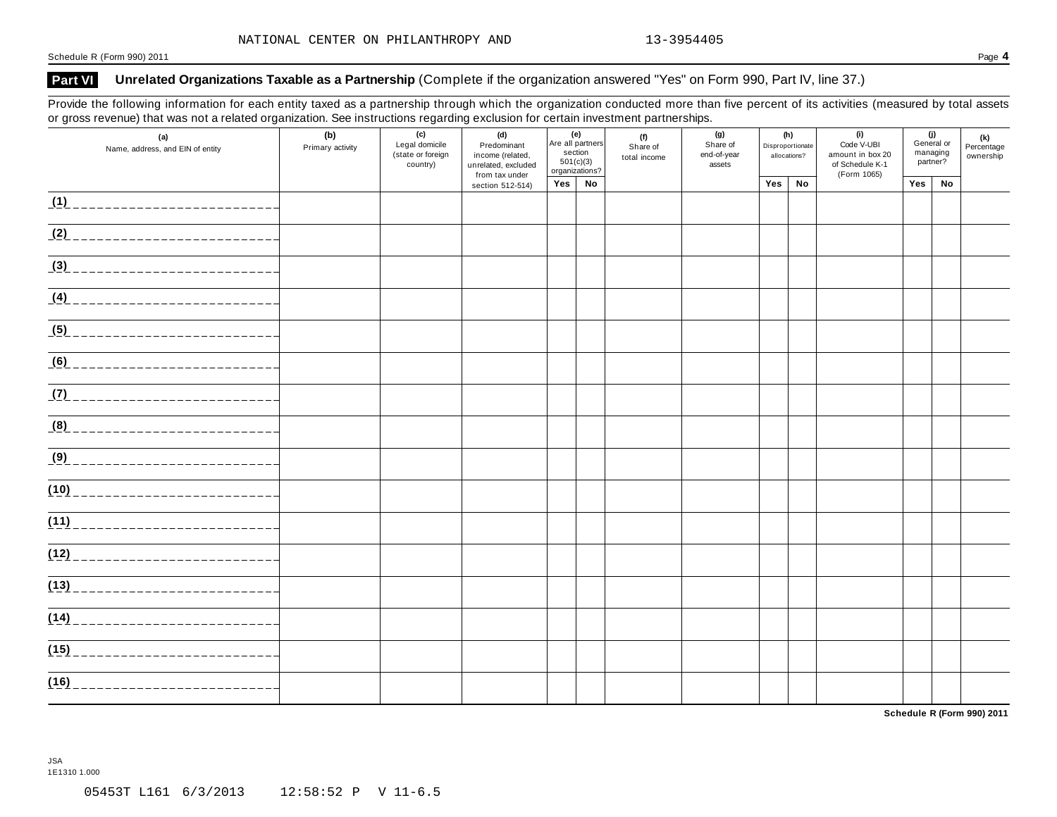NATIONAL CENTER ON PHILANTHROPY AND 13-3954405

Schedule R (Form 990) 2011 Page **4**

## Part VI Unrelated Organizations Taxable as a Partnership (Complete if the organization answered "Yes" on Form 990, Part IV, line 37.)

Provide the following information for each entity taxed as a partnership through which the organization conducted more than five percent of its activities (measured by total assets or gross revenue) that was not a related organization. See instructions regarding exclusion for certain investment partnerships.

| (a) Name, address, and EIN of entity | (b) Primary activity | (c) Legal domicile (state or foreign country) | (d) Predominant income (related, unrelated, excluded from tax under section 512-514) | (e) Are all partners section 501(c)(3) organizations? | | (f) Share of total income | (g) Share of end-of-year assets | (h) Disproportionate allocations? | | (i) Code V-UBI amount in box 20 of Schedule K-1 (Form 1065) | (j) General or managing partner? | | (k) Percentage ownership |
|---|---|---|---|---|---|---|---|---|---|---|---|---|---|
| | | | | Yes | No | | | Yes | No | | Yes | No | |
| (1) | | | | | | | | | | | | | |
| (2) | | | | | | | | | | | | | |
| (3) | | | | | | | | | | | | | |
| (4) | | | | | | | | | | | | | |
| (5) | | | | | | | | | | | | | |
| (6) | | | | | | | | | | | | | |
| (7) | | | | | | | | | | | | | |
| (8) | | | | | | | | | | | | | |
| (9) | | | | | | | | | | | | | |
| (10) | | | | | | | | | | | | | |
| (11) | | | | | | | | | | | | | |
| (12) | | | | | | | | | | | | | |
| (13) | | | | | | | | | | | | | |
| (14) | | | | | | | | | | | | | |
| (15) | | | | | | | | | | | | | |
| (16) | | | | | | | | | | | | | |

**Schedule R (Form 990) 2011**

JSA
1E1310 1.000

05453T L161 6/3/2013 12:58:52 P V 11-6.5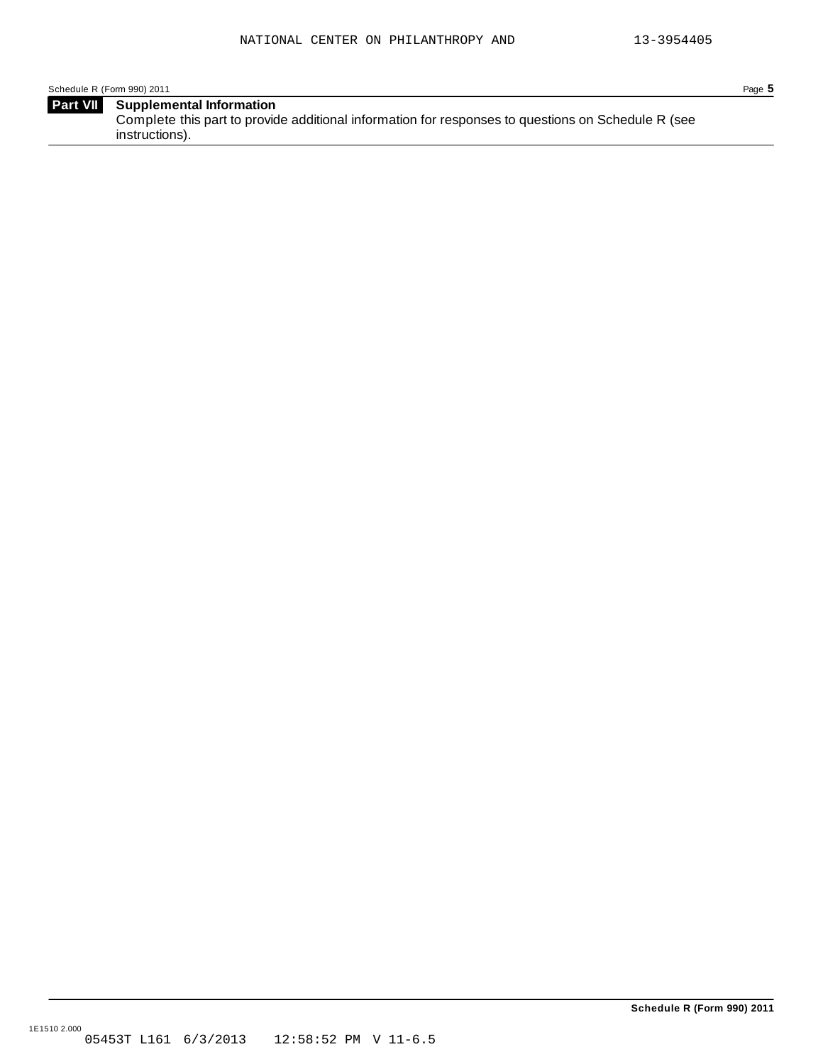## Part VII Supplemental Information

Complete this part to provide additional information for responses to questions on Schedule R (see instructions).